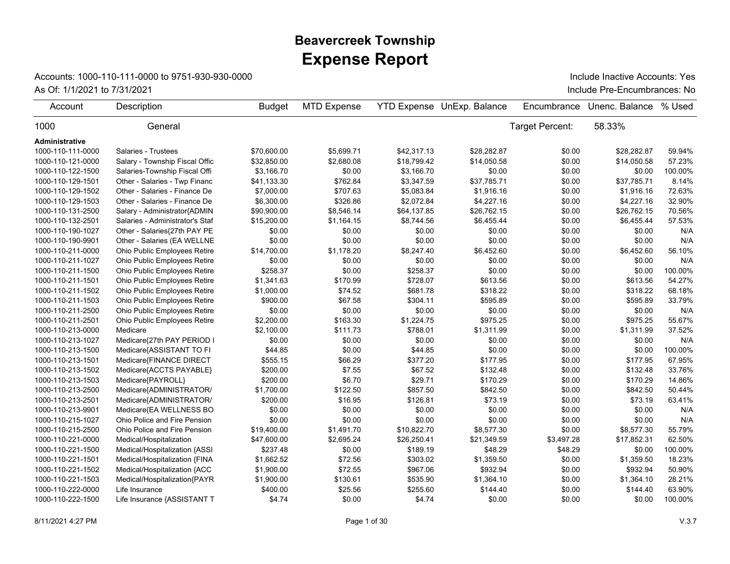# Beavercreek Township
# Expense Report

Accounts: 1000-110-111-0000 to 9751-930-930-0000 | Include Inactive Accounts: Yes

As Of: 1/1/2021 to 7/31/2021 | Include Pre-Encumbrances: No

| Account | Description | Budget | MTD Expense | YTD Expense | UnExp. Balance | Encumbrance | Unenc. Balance | % Used |
|---|---|---|---|---|---|---|---|---|
| 1000 | General | | | | | Target Percent: | 58.33% | |
| **Administrative** | | | | | | | | |
| 1000-110-111-0000 | Salaries - Trustees | $70,600.00 | $5,699.71 | $42,317.13 | $28,282.87 | $0.00 | $28,282.87 | 59.94% |
| 1000-110-121-0000 | Salary - Township Fiscal Offic | $32,850.00 | $2,680.08 | $18,799.42 | $14,050.58 | $0.00 | $14,050.58 | 57.23% |
| 1000-110-122-1500 | Salaries-Township Fiscal Offi | $3,166.70 | $0.00 | $3,166.70 | $0.00 | $0.00 | $0.00 | 100.00% |
| 1000-110-129-1501 | Other - Salaries - Twp Financ | $41,133.30 | $762.84 | $3,347.59 | $37,785.71 | $0.00 | $37,785.71 | 8.14% |
| 1000-110-129-1502 | Other - Salaries - Finance De | $7,000.00 | $707.63 | $5,083.84 | $1,916.16 | $0.00 | $1,916.16 | 72.63% |
| 1000-110-129-1503 | Other - Salaries - Finance De | $6,300.00 | $326.86 | $2,072.84 | $4,227.16 | $0.00 | $4,227.16 | 32.90% |
| 1000-110-131-2500 | Salary - Administrator{ADMIN | $90,900.00 | $8,546.14 | $64,137.85 | $26,762.15 | $0.00 | $26,762.15 | 70.56% |
| 1000-110-132-2501 | Salaries - Administrator's Staf | $15,200.00 | $1,164.15 | $8,744.56 | $6,455.44 | $0.00 | $6,455.44 | 57.53% |
| 1000-110-190-1027 | Other - Salaries{27th PAY PE | $0.00 | $0.00 | $0.00 | $0.00 | $0.00 | $0.00 | N/A |
| 1000-110-190-9901 | Other - Salaries (EA WELLNE | $0.00 | $0.00 | $0.00 | $0.00 | $0.00 | $0.00 | N/A |
| 1000-110-211-0000 | Ohio Public Employees Retire | $14,700.00 | $1,178.20 | $8,247.40 | $6,452.60 | $0.00 | $6,452.60 | 56.10% |
| 1000-110-211-1027 | Ohio Public Employees Retire | $0.00 | $0.00 | $0.00 | $0.00 | $0.00 | $0.00 | N/A |
| 1000-110-211-1500 | Ohio Public Employees Retire | $258.37 | $0.00 | $258.37 | $0.00 | $0.00 | $0.00 | 100.00% |
| 1000-110-211-1501 | Ohio Public Employees Retire | $1,341.63 | $170.99 | $728.07 | $613.56 | $0.00 | $613.56 | 54.27% |
| 1000-110-211-1502 | Ohio Public Employees Retire | $1,000.00 | $74.52 | $681.78 | $318.22 | $0.00 | $318.22 | 68.18% |
| 1000-110-211-1503 | Ohio Public Employees Retire | $900.00 | $67.58 | $304.11 | $595.89 | $0.00 | $595.89 | 33.79% |
| 1000-110-211-2500 | Ohio Public Employees Retire | $0.00 | $0.00 | $0.00 | $0.00 | $0.00 | $0.00 | N/A |
| 1000-110-211-2501 | Ohio Public Employees Retire | $2,200.00 | $163.30 | $1,224.75 | $975.25 | $0.00 | $975.25 | 55.67% |
| 1000-110-213-0000 | Medicare | $2,100.00 | $111.73 | $788.01 | $1,311.99 | $0.00 | $1,311.99 | 37.52% |
| 1000-110-213-1027 | Medicare{27th PAY PERIOD I | $0.00 | $0.00 | $0.00 | $0.00 | $0.00 | $0.00 | N/A |
| 1000-110-213-1500 | Medicare{ASSISTANT TO FI | $44.85 | $0.00 | $44.85 | $0.00 | $0.00 | $0.00 | 100.00% |
| 1000-110-213-1501 | Medicare{FINANCE DIRECT | $555.15 | $66.29 | $377.20 | $177.95 | $0.00 | $177.95 | 67.95% |
| 1000-110-213-1502 | Medicare{ACCTS PAYABLE} | $200.00 | $7.55 | $67.52 | $132.48 | $0.00 | $132.48 | 33.76% |
| 1000-110-213-1503 | Medicare{PAYROLL} | $200.00 | $6.70 | $29.71 | $170.29 | $0.00 | $170.29 | 14.86% |
| 1000-110-213-2500 | Medicare{ADMINISTRATOR/ | $1,700.00 | $122.50 | $857.50 | $842.50 | $0.00 | $842.50 | 50.44% |
| 1000-110-213-2501 | Medicare{ADMINISTRATOR/ | $200.00 | $16.95 | $126.81 | $73.19 | $0.00 | $73.19 | 63.41% |
| 1000-110-213-9901 | Medicare{EA WELLNESS BO | $0.00 | $0.00 | $0.00 | $0.00 | $0.00 | $0.00 | N/A |
| 1000-110-215-1027 | Ohio Police and Fire Pension | $0.00 | $0.00 | $0.00 | $0.00 | $0.00 | $0.00 | N/A |
| 1000-110-215-2500 | Ohio Police and Fire Pension | $19,400.00 | $1,491.70 | $10,822.70 | $8,577.30 | $0.00 | $8,577.30 | 55.79% |
| 1000-110-221-0000 | Medical/Hospitalization | $47,600.00 | $2,695.24 | $26,250.41 | $21,349.59 | $3,497.28 | $17,852.31 | 62.50% |
| 1000-110-221-1500 | Medical/Hospitalization {ASSI | $237.48 | $0.00 | $189.19 | $48.29 | $48.29 | $0.00 | 100.00% |
| 1000-110-221-1501 | Medical/Hospitalization {FINA | $1,662.52 | $72.56 | $303.02 | $1,359.50 | $0.00 | $1,359.50 | 18.23% |
| 1000-110-221-1502 | Medical/Hospitalization {ACC | $1,900.00 | $72.55 | $967.06 | $932.94 | $0.00 | $932.94 | 50.90% |
| 1000-110-221-1503 | Medical/Hospitalization{PAYR | $1,900.00 | $130.61 | $535.90 | $1,364.10 | $0.00 | $1,364.10 | 28.21% |
| 1000-110-222-0000 | Life Insurance | $400.00 | $25.56 | $255.60 | $144.40 | $0.00 | $144.40 | 63.90% |
| 1000-110-222-1500 | Life Insurance {ASSISTANT T | $4.74 | $0.00 | $4.74 | $0.00 | $0.00 | $0.00 | 100.00% |

8/11/2021 4:27 PM | V.3.7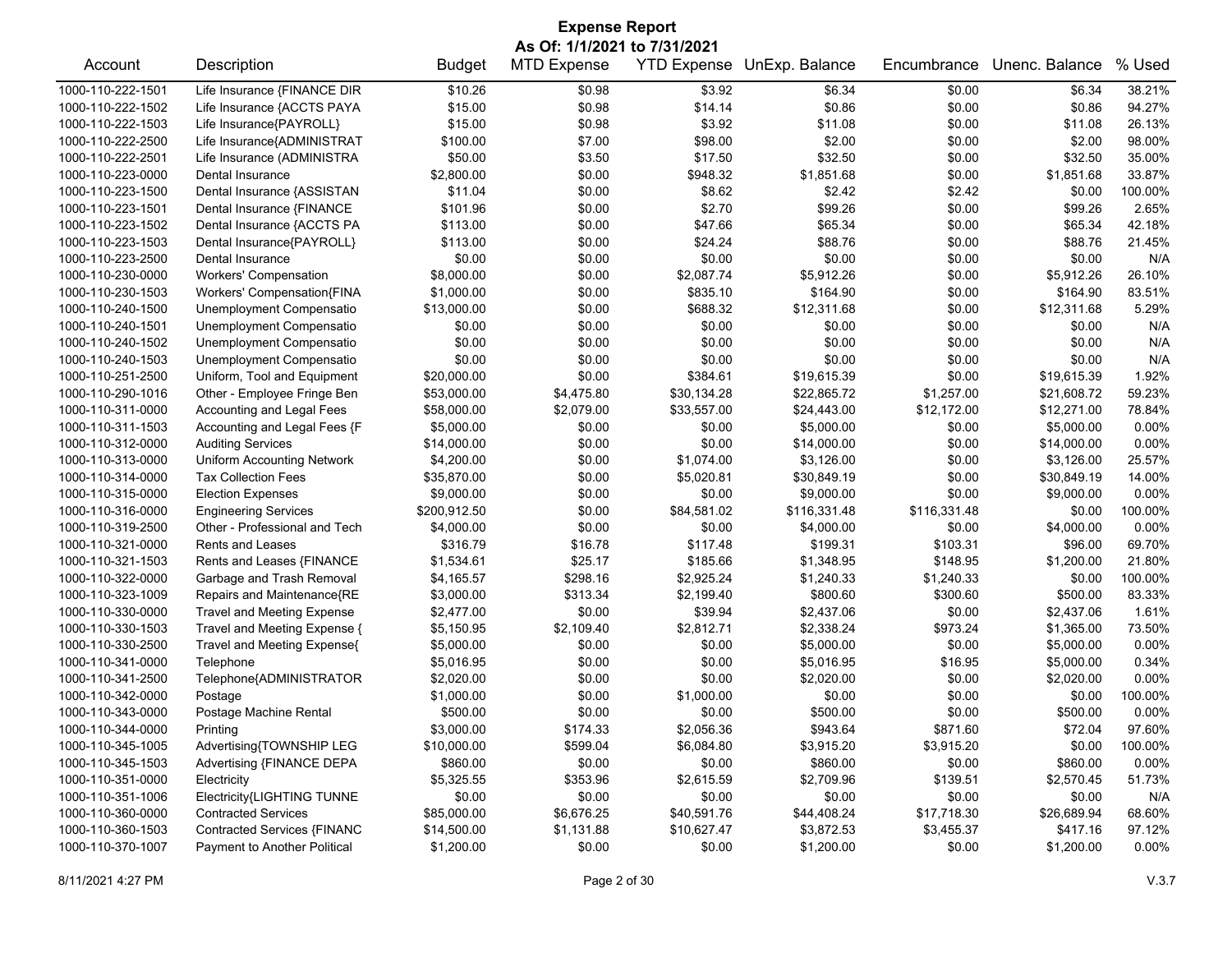# Expense Report

**As Of: 1/1/2021 to 7/31/2021**

| Account | Description | Budget | MTD Expense | YTD Expense | UnExp. Balance | Encumbrance | Unenc. Balance | % Used |
|---|---|---|---|---|---|---|---|---|
| 1000-110-222-1501 | Life Insurance {FINANCE DIR | $10.26 | $0.98 | $3.92 | $6.34 | $0.00 | $6.34 | 38.21% |
| 1000-110-222-1502 | Life Insurance {ACCTS PAYA | $15.00 | $0.98 | $14.14 | $0.86 | $0.00 | $0.86 | 94.27% |
| 1000-110-222-1503 | Life Insurance{PAYROLL} | $15.00 | $0.98 | $3.92 | $11.08 | $0.00 | $11.08 | 26.13% |
| 1000-110-222-2500 | Life Insurance{ADMINISTRAT | $100.00 | $7.00 | $98.00 | $2.00 | $0.00 | $2.00 | 98.00% |
| 1000-110-222-2501 | Life Insurance (ADMINISTRA | $50.00 | $3.50 | $17.50 | $32.50 | $0.00 | $32.50 | 35.00% |
| 1000-110-223-0000 | Dental Insurance | $2,800.00 | $0.00 | $948.32 | $1,851.68 | $0.00 | $1,851.68 | 33.87% |
| 1000-110-223-1500 | Dental Insurance {ASSISTAN | $11.04 | $0.00 | $8.62 | $2.42 | $2.42 | $0.00 | 100.00% |
| 1000-110-223-1501 | Dental Insurance {FINANCE | $101.96 | $0.00 | $2.70 | $99.26 | $0.00 | $99.26 | 2.65% |
| 1000-110-223-1502 | Dental Insurance {ACCTS PA | $113.00 | $0.00 | $47.66 | $65.34 | $0.00 | $65.34 | 42.18% |
| 1000-110-223-1503 | Dental Insurance{PAYROLL} | $113.00 | $0.00 | $24.24 | $88.76 | $0.00 | $88.76 | 21.45% |
| 1000-110-223-2500 | Dental Insurance | $0.00 | $0.00 | $0.00 | $0.00 | $0.00 | $0.00 | N/A |
| 1000-110-230-0000 | Workers' Compensation | $8,000.00 | $0.00 | $2,087.74 | $5,912.26 | $0.00 | $5,912.26 | 26.10% |
| 1000-110-230-1503 | Workers' Compensation{FINA | $1,000.00 | $0.00 | $835.10 | $164.90 | $0.00 | $164.90 | 83.51% |
| 1000-110-240-1500 | Unemployment Compensatio | $13,000.00 | $0.00 | $688.32 | $12,311.68 | $0.00 | $12,311.68 | 5.29% |
| 1000-110-240-1501 | Unemployment Compensatio | $0.00 | $0.00 | $0.00 | $0.00 | $0.00 | $0.00 | N/A |
| 1000-110-240-1502 | Unemployment Compensatio | $0.00 | $0.00 | $0.00 | $0.00 | $0.00 | $0.00 | N/A |
| 1000-110-240-1503 | Unemployment Compensatio | $0.00 | $0.00 | $0.00 | $0.00 | $0.00 | $0.00 | N/A |
| 1000-110-251-2500 | Uniform, Tool and Equipment | $20,000.00 | $0.00 | $384.61 | $19,615.39 | $0.00 | $19,615.39 | 1.92% |
| 1000-110-290-1016 | Other - Employee Fringe Ben | $53,000.00 | $4,475.80 | $30,134.28 | $22,865.72 | $1,257.00 | $21,608.72 | 59.23% |
| 1000-110-311-0000 | Accounting and Legal Fees | $58,000.00 | $2,079.00 | $33,557.00 | $24,443.00 | $12,172.00 | $12,271.00 | 78.84% |
| 1000-110-311-1503 | Accounting and Legal Fees {F | $5,000.00 | $0.00 | $0.00 | $5,000.00 | $0.00 | $5,000.00 | 0.00% |
| 1000-110-312-0000 | Auditing Services | $14,000.00 | $0.00 | $0.00 | $14,000.00 | $0.00 | $14,000.00 | 0.00% |
| 1000-110-313-0000 | Uniform Accounting Network | $4,200.00 | $0.00 | $1,074.00 | $3,126.00 | $0.00 | $3,126.00 | 25.57% |
| 1000-110-314-0000 | Tax Collection Fees | $35,870.00 | $0.00 | $5,020.81 | $30,849.19 | $0.00 | $30,849.19 | 14.00% |
| 1000-110-315-0000 | Election Expenses | $9,000.00 | $0.00 | $0.00 | $9,000.00 | $0.00 | $9,000.00 | 0.00% |
| 1000-110-316-0000 | Engineering Services | $200,912.50 | $0.00 | $84,581.02 | $116,331.48 | $116,331.48 | $0.00 | 100.00% |
| 1000-110-319-2500 | Other - Professional and Tech | $4,000.00 | $0.00 | $0.00 | $4,000.00 | $0.00 | $4,000.00 | 0.00% |
| 1000-110-321-0000 | Rents and Leases | $316.79 | $16.78 | $117.48 | $199.31 | $103.31 | $96.00 | 69.70% |
| 1000-110-321-1503 | Rents and Leases {FINANCE | $1,534.61 | $25.17 | $185.66 | $1,348.95 | $148.95 | $1,200.00 | 21.80% |
| 1000-110-322-0000 | Garbage and Trash Removal | $4,165.57 | $298.16 | $2,925.24 | $1,240.33 | $1,240.33 | $0.00 | 100.00% |
| 1000-110-323-1009 | Repairs and Maintenance{RE | $3,000.00 | $313.34 | $2,199.40 | $800.60 | $300.60 | $500.00 | 83.33% |
| 1000-110-330-0000 | Travel and Meeting Expense | $2,477.00 | $0.00 | $39.94 | $2,437.06 | $0.00 | $2,437.06 | 1.61% |
| 1000-110-330-1503 | Travel and Meeting Expense { | $5,150.95 | $2,109.40 | $2,812.71 | $2,338.24 | $973.24 | $1,365.00 | 73.50% |
| 1000-110-330-2500 | Travel and Meeting Expense{ | $5,000.00 | $0.00 | $0.00 | $5,000.00 | $0.00 | $5,000.00 | 0.00% |
| 1000-110-341-0000 | Telephone | $5,016.95 | $0.00 | $0.00 | $5,016.95 | $16.95 | $5,000.00 | 0.34% |
| 1000-110-341-2500 | Telephone{ADMINISTRATOR | $2,020.00 | $0.00 | $0.00 | $2,020.00 | $0.00 | $2,020.00 | 0.00% |
| 1000-110-342-0000 | Postage | $1,000.00 | $0.00 | $1,000.00 | $0.00 | $0.00 | $0.00 | 100.00% |
| 1000-110-343-0000 | Postage Machine Rental | $500.00 | $0.00 | $0.00 | $500.00 | $0.00 | $500.00 | 0.00% |
| 1000-110-344-0000 | Printing | $3,000.00 | $174.33 | $2,056.36 | $943.64 | $871.60 | $72.04 | 97.60% |
| 1000-110-345-1005 | Advertising{TOWNSHIP LEG | $10,000.00 | $599.04 | $6,084.80 | $3,915.20 | $3,915.20 | $0.00 | 100.00% |
| 1000-110-345-1503 | Advertising {FINANCE DEPA | $860.00 | $0.00 | $0.00 | $860.00 | $0.00 | $860.00 | 0.00% |
| 1000-110-351-0000 | Electricity | $5,325.55 | $353.96 | $2,615.59 | $2,709.96 | $139.51 | $2,570.45 | 51.73% |
| 1000-110-351-1006 | Electricity{LIGHTING TUNNE | $0.00 | $0.00 | $0.00 | $0.00 | $0.00 | $0.00 | N/A |
| 1000-110-360-0000 | Contracted Services | $85,000.00 | $6,676.25 | $40,591.76 | $44,408.24 | $17,718.30 | $26,689.94 | 68.60% |
| 1000-110-360-1503 | Contracted Services {FINANC | $14,500.00 | $1,131.88 | $10,627.47 | $3,872.53 | $3,455.37 | $417.16 | 97.12% |
| 1000-110-370-1007 | Payment to Another Political | $1,200.00 | $0.00 | $0.00 | $1,200.00 | $0.00 | $1,200.00 | 0.00% |

8/11/2021 4:27 PM

V.3.7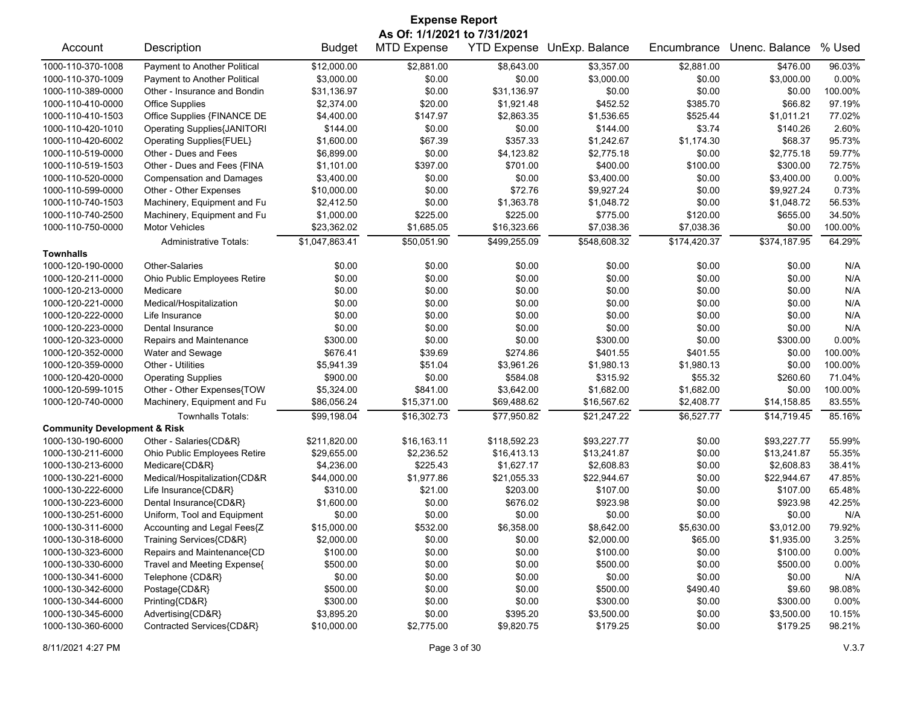# Expense Report

**As Of: 1/1/2021 to 7/31/2021**

| Account | Description | Budget | MTD Expense | YTD Expense | UnExp. Balance | Encumbrance | Unenc. Balance | % Used |
|---|---|---|---|---|---|---|---|---|
| 1000-110-370-1008 | Payment to Another Political | $12,000.00 | $2,881.00 | $8,643.00 | $3,357.00 | $2,881.00 | $476.00 | 96.03% |
| 1000-110-370-1009 | Payment to Another Political | $3,000.00 | $0.00 | $0.00 | $3,000.00 | $0.00 | $3,000.00 | 0.00% |
| 1000-110-389-0000 | Other - Insurance and Bondin | $31,136.97 | $0.00 | $31,136.97 | $0.00 | $0.00 | $0.00 | 100.00% |
| 1000-110-410-0000 | Office Supplies | $2,374.00 | $20.00 | $1,921.48 | $452.52 | $385.70 | $66.82 | 97.19% |
| 1000-110-410-1503 | Office Supplies {FINANCE DE | $4,400.00 | $147.97 | $2,863.35 | $1,536.65 | $525.44 | $1,011.21 | 77.02% |
| 1000-110-420-1010 | Operating Supplies{JANITORI | $144.00 | $0.00 | $0.00 | $144.00 | $3.74 | $140.26 | 2.60% |
| 1000-110-420-6002 | Operating Supplies{FUEL} | $1,600.00 | $67.39 | $357.33 | $1,242.67 | $1,174.30 | $68.37 | 95.73% |
| 1000-110-519-0000 | Other - Dues and Fees | $6,899.00 | $0.00 | $4,123.82 | $2,775.18 | $0.00 | $2,775.18 | 59.77% |
| 1000-110-519-1503 | Other - Dues and Fees {FINA | $1,101.00 | $397.00 | $701.00 | $400.00 | $100.00 | $300.00 | 72.75% |
| 1000-110-520-0000 | Compensation and Damages | $3,400.00 | $0.00 | $0.00 | $3,400.00 | $0.00 | $3,400.00 | 0.00% |
| 1000-110-599-0000 | Other - Other Expenses | $10,000.00 | $0.00 | $72.76 | $9,927.24 | $0.00 | $9,927.24 | 0.73% |
| 1000-110-740-1503 | Machinery, Equipment and Fu | $2,412.50 | $0.00 | $1,363.78 | $1,048.72 | $0.00 | $1,048.72 | 56.53% |
| 1000-110-740-2500 | Machinery, Equipment and Fu | $1,000.00 | $225.00 | $225.00 | $775.00 | $120.00 | $655.00 | 34.50% |
| 1000-110-750-0000 | Motor Vehicles | $23,362.02 | $1,685.05 | $16,323.66 | $7,038.36 | $7,038.36 | $0.00 | 100.00% |
| | Administrative Totals: | $1,047,863.41 | $50,051.90 | $499,255.09 | $548,608.32 | $174,420.37 | $374,187.95 | 64.29% |
| **Townhalls** | | | | | | | | |
| 1000-120-190-0000 | Other-Salaries | $0.00 | $0.00 | $0.00 | $0.00 | $0.00 | $0.00 | N/A |
| 1000-120-211-0000 | Ohio Public Employees Retire | $0.00 | $0.00 | $0.00 | $0.00 | $0.00 | $0.00 | N/A |
| 1000-120-213-0000 | Medicare | $0.00 | $0.00 | $0.00 | $0.00 | $0.00 | $0.00 | N/A |
| 1000-120-221-0000 | Medical/Hospitalization | $0.00 | $0.00 | $0.00 | $0.00 | $0.00 | $0.00 | N/A |
| 1000-120-222-0000 | Life Insurance | $0.00 | $0.00 | $0.00 | $0.00 | $0.00 | $0.00 | N/A |
| 1000-120-223-0000 | Dental Insurance | $0.00 | $0.00 | $0.00 | $0.00 | $0.00 | $0.00 | N/A |
| 1000-120-323-0000 | Repairs and Maintenance | $300.00 | $0.00 | $0.00 | $300.00 | $0.00 | $300.00 | 0.00% |
| 1000-120-352-0000 | Water and Sewage | $676.41 | $39.69 | $274.86 | $401.55 | $401.55 | $0.00 | 100.00% |
| 1000-120-359-0000 | Other - Utilities | $5,941.39 | $51.04 | $3,961.26 | $1,980.13 | $1,980.13 | $0.00 | 100.00% |
| 1000-120-420-0000 | Operating Supplies | $900.00 | $0.00 | $584.08 | $315.92 | $55.32 | $260.60 | 71.04% |
| 1000-120-599-1015 | Other - Other Expenses{TOW | $5,324.00 | $841.00 | $3,642.00 | $1,682.00 | $1,682.00 | $0.00 | 100.00% |
| 1000-120-740-0000 | Machinery, Equipment and Fu | $86,056.24 | $15,371.00 | $69,488.62 | $16,567.62 | $2,408.77 | $14,158.85 | 83.55% |
| | Townhalls Totals: | $99,198.04 | $16,302.73 | $77,950.82 | $21,247.22 | $6,527.77 | $14,719.45 | 85.16% |
| **Community Development & Risk** | | | | | | | | |
| 1000-130-190-6000 | Other - Salaries{CD&R} | $211,820.00 | $16,163.11 | $118,592.23 | $93,227.77 | $0.00 | $93,227.77 | 55.99% |
| 1000-130-211-6000 | Ohio Public Employees Retire | $29,655.00 | $2,236.52 | $16,413.13 | $13,241.87 | $0.00 | $13,241.87 | 55.35% |
| 1000-130-213-6000 | Medicare{CD&R} | $4,236.00 | $225.43 | $1,627.17 | $2,608.83 | $0.00 | $2,608.83 | 38.41% |
| 1000-130-221-6000 | Medical/Hospitalization{CD&R | $44,000.00 | $1,977.86 | $21,055.33 | $22,944.67 | $0.00 | $22,944.67 | 47.85% |
| 1000-130-222-6000 | Life Insurance{CD&R} | $310.00 | $21.00 | $203.00 | $107.00 | $0.00 | $107.00 | 65.48% |
| 1000-130-223-6000 | Dental Insurance{CD&R} | $1,600.00 | $0.00 | $676.02 | $923.98 | $0.00 | $923.98 | 42.25% |
| 1000-130-251-6000 | Uniform, Tool and Equipment | $0.00 | $0.00 | $0.00 | $0.00 | $0.00 | $0.00 | N/A |
| 1000-130-311-6000 | Accounting and Legal Fees{Z | $15,000.00 | $532.00 | $6,358.00 | $8,642.00 | $5,630.00 | $3,012.00 | 79.92% |
| 1000-130-318-6000 | Training Services{CD&R} | $2,000.00 | $0.00 | $0.00 | $2,000.00 | $65.00 | $1,935.00 | 3.25% |
| 1000-130-323-6000 | Repairs and Maintenance{CD | $100.00 | $0.00 | $0.00 | $100.00 | $0.00 | $100.00 | 0.00% |
| 1000-130-330-6000 | Travel and Meeting Expense{ | $500.00 | $0.00 | $0.00 | $500.00 | $0.00 | $500.00 | 0.00% |
| 1000-130-341-6000 | Telephone {CD&R} | $0.00 | $0.00 | $0.00 | $0.00 | $0.00 | $0.00 | N/A |
| 1000-130-342-6000 | Postage{CD&R} | $500.00 | $0.00 | $0.00 | $500.00 | $490.40 | $9.60 | 98.08% |
| 1000-130-344-6000 | Printing{CD&R} | $300.00 | $0.00 | $0.00 | $300.00 | $0.00 | $300.00 | 0.00% |
| 1000-130-345-6000 | Advertising{CD&R} | $3,895.20 | $0.00 | $395.20 | $3,500.00 | $0.00 | $3,500.00 | 10.15% |
| 1000-130-360-6000 | Contracted Services{CD&R} | $10,000.00 | $2,775.00 | $9,820.75 | $179.25 | $0.00 | $179.25 | 98.21% |

8/11/2021 4:27 PM

V.3.7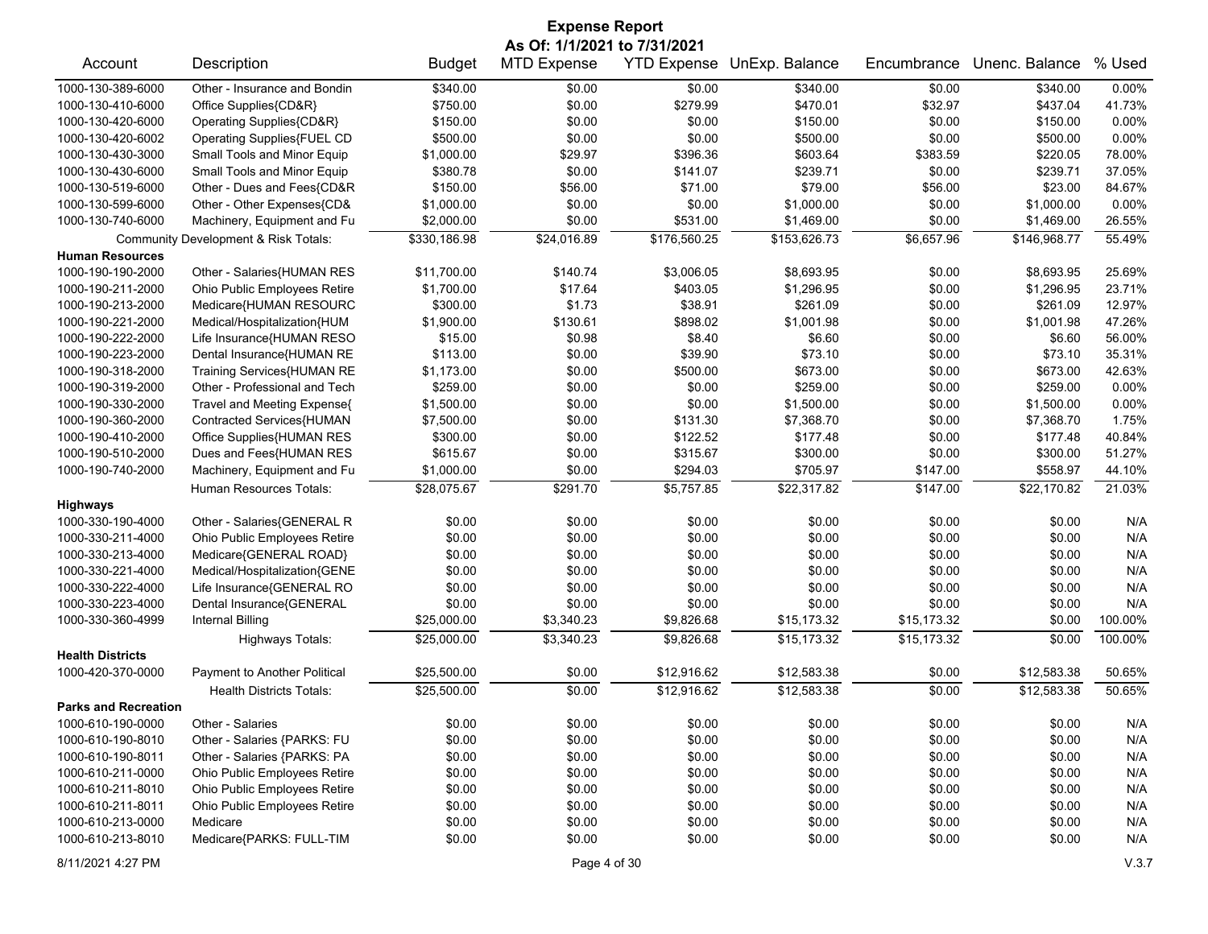# Expense Report

**As Of: 1/1/2021 to 7/31/2021**

| Account | Description | Budget | MTD Expense | YTD Expense | UnExp. Balance | Encumbrance | Unenc. Balance | % Used |
|---|---|---|---|---|---|---|---|---|
| 1000-130-389-6000 | Other - Insurance and Bondin | $340.00 | $0.00 | $0.00 | $340.00 | $0.00 | $340.00 | 0.00% |
| 1000-130-410-6000 | Office Supplies{CD&R} | $750.00 | $0.00 | $279.99 | $470.01 | $32.97 | $437.04 | 41.73% |
| 1000-130-420-6000 | Operating Supplies{CD&R} | $150.00 | $0.00 | $0.00 | $150.00 | $0.00 | $150.00 | 0.00% |
| 1000-130-420-6002 | Operating Supplies{FUEL CD | $500.00 | $0.00 | $0.00 | $500.00 | $0.00 | $500.00 | 0.00% |
| 1000-130-430-3000 | Small Tools and Minor Equip | $1,000.00 | $29.97 | $396.36 | $603.64 | $383.59 | $220.05 | 78.00% |
| 1000-130-430-6000 | Small Tools and Minor Equip | $380.78 | $0.00 | $141.07 | $239.71 | $0.00 | $239.71 | 37.05% |
| 1000-130-519-6000 | Other - Dues and Fees{CD&R | $150.00 | $56.00 | $71.00 | $79.00 | $56.00 | $23.00 | 84.67% |
| 1000-130-599-6000 | Other - Other Expenses{CD& | $1,000.00 | $0.00 | $0.00 | $1,000.00 | $0.00 | $1,000.00 | 0.00% |
| 1000-130-740-6000 | Machinery, Equipment and Fu | $2,000.00 | $0.00 | $531.00 | $1,469.00 | $0.00 | $1,469.00 | 26.55% |
| | Community Development & Risk Totals: | $330,186.98 | $24,016.89 | $176,560.25 | $153,626.73 | $6,657.96 | $146,968.77 | 55.49% |
| **Human Resources** | | | | | | | | |
| 1000-190-190-2000 | Other - Salaries{HUMAN RES | $11,700.00 | $140.74 | $3,006.05 | $8,693.95 | $0.00 | $8,693.95 | 25.69% |
| 1000-190-211-2000 | Ohio Public Employees Retire | $1,700.00 | $17.64 | $403.05 | $1,296.95 | $0.00 | $1,296.95 | 23.71% |
| 1000-190-213-2000 | Medicare{HUMAN RESOURC | $300.00 | $1.73 | $38.91 | $261.09 | $0.00 | $261.09 | 12.97% |
| 1000-190-221-2000 | Medical/Hospitalization{HUM | $1,900.00 | $130.61 | $898.02 | $1,001.98 | $0.00 | $1,001.98 | 47.26% |
| 1000-190-222-2000 | Life Insurance{HUMAN RESO | $15.00 | $0.98 | $8.40 | $6.60 | $0.00 | $6.60 | 56.00% |
| 1000-190-223-2000 | Dental Insurance{HUMAN RE | $113.00 | $0.00 | $39.90 | $73.10 | $0.00 | $73.10 | 35.31% |
| 1000-190-318-2000 | Training Services{HUMAN RE | $1,173.00 | $0.00 | $500.00 | $673.00 | $0.00 | $673.00 | 42.63% |
| 1000-190-319-2000 | Other - Professional and Tech | $259.00 | $0.00 | $0.00 | $259.00 | $0.00 | $259.00 | 0.00% |
| 1000-190-330-2000 | Travel and Meeting Expense{ | $1,500.00 | $0.00 | $0.00 | $1,500.00 | $0.00 | $1,500.00 | 0.00% |
| 1000-190-360-2000 | Contracted Services{HUMAN | $7,500.00 | $0.00 | $131.30 | $7,368.70 | $0.00 | $7,368.70 | 1.75% |
| 1000-190-410-2000 | Office Supplies{HUMAN RES | $300.00 | $0.00 | $122.52 | $177.48 | $0.00 | $177.48 | 40.84% |
| 1000-190-510-2000 | Dues and Fees{HUMAN RES | $615.67 | $0.00 | $315.67 | $300.00 | $0.00 | $300.00 | 51.27% |
| 1000-190-740-2000 | Machinery, Equipment and Fu | $1,000.00 | $0.00 | $294.03 | $705.97 | $147.00 | $558.97 | 44.10% |
| | Human Resources Totals: | $28,075.67 | $291.70 | $5,757.85 | $22,317.82 | $147.00 | $22,170.82 | 21.03% |
| **Highways** | | | | | | | | |
| 1000-330-190-4000 | Other - Salaries{GENERAL R | $0.00 | $0.00 | $0.00 | $0.00 | $0.00 | $0.00 | N/A |
| 1000-330-211-4000 | Ohio Public Employees Retire | $0.00 | $0.00 | $0.00 | $0.00 | $0.00 | $0.00 | N/A |
| 1000-330-213-4000 | Medicare{GENERAL ROAD} | $0.00 | $0.00 | $0.00 | $0.00 | $0.00 | $0.00 | N/A |
| 1000-330-221-4000 | Medical/Hospitalization{GENE | $0.00 | $0.00 | $0.00 | $0.00 | $0.00 | $0.00 | N/A |
| 1000-330-222-4000 | Life Insurance{GENERAL RO | $0.00 | $0.00 | $0.00 | $0.00 | $0.00 | $0.00 | N/A |
| 1000-330-223-4000 | Dental Insurance{GENERAL | $0.00 | $0.00 | $0.00 | $0.00 | $0.00 | $0.00 | N/A |
| 1000-330-360-4999 | Internal Billing | $25,000.00 | $3,340.23 | $9,826.68 | $15,173.32 | $15,173.32 | $0.00 | 100.00% |
| | Highways Totals: | $25,000.00 | $3,340.23 | $9,826.68 | $15,173.32 | $15,173.32 | $0.00 | 100.00% |
| **Health Districts** | | | | | | | | |
| 1000-420-370-0000 | Payment to Another Political | $25,500.00 | $0.00 | $12,916.62 | $12,583.38 | $0.00 | $12,583.38 | 50.65% |
| | Health Districts Totals: | $25,500.00 | $0.00 | $12,916.62 | $12,583.38 | $0.00 | $12,583.38 | 50.65% |
| **Parks and Recreation** | | | | | | | | |
| 1000-610-190-0000 | Other - Salaries | $0.00 | $0.00 | $0.00 | $0.00 | $0.00 | $0.00 | N/A |
| 1000-610-190-8010 | Other - Salaries {PARKS: FU | $0.00 | $0.00 | $0.00 | $0.00 | $0.00 | $0.00 | N/A |
| 1000-610-190-8011 | Other - Salaries {PARKS: PA | $0.00 | $0.00 | $0.00 | $0.00 | $0.00 | $0.00 | N/A |
| 1000-610-211-0000 | Ohio Public Employees Retire | $0.00 | $0.00 | $0.00 | $0.00 | $0.00 | $0.00 | N/A |
| 1000-610-211-8010 | Ohio Public Employees Retire | $0.00 | $0.00 | $0.00 | $0.00 | $0.00 | $0.00 | N/A |
| 1000-610-211-8011 | Ohio Public Employees Retire | $0.00 | $0.00 | $0.00 | $0.00 | $0.00 | $0.00 | N/A |
| 1000-610-213-0000 | Medicare | $0.00 | $0.00 | $0.00 | $0.00 | $0.00 | $0.00 | N/A |
| 1000-610-213-8010 | Medicare{PARKS: FULL-TIM | $0.00 | $0.00 | $0.00 | $0.00 | $0.00 | $0.00 | N/A |

8/11/2021 4:27 PM V.3.7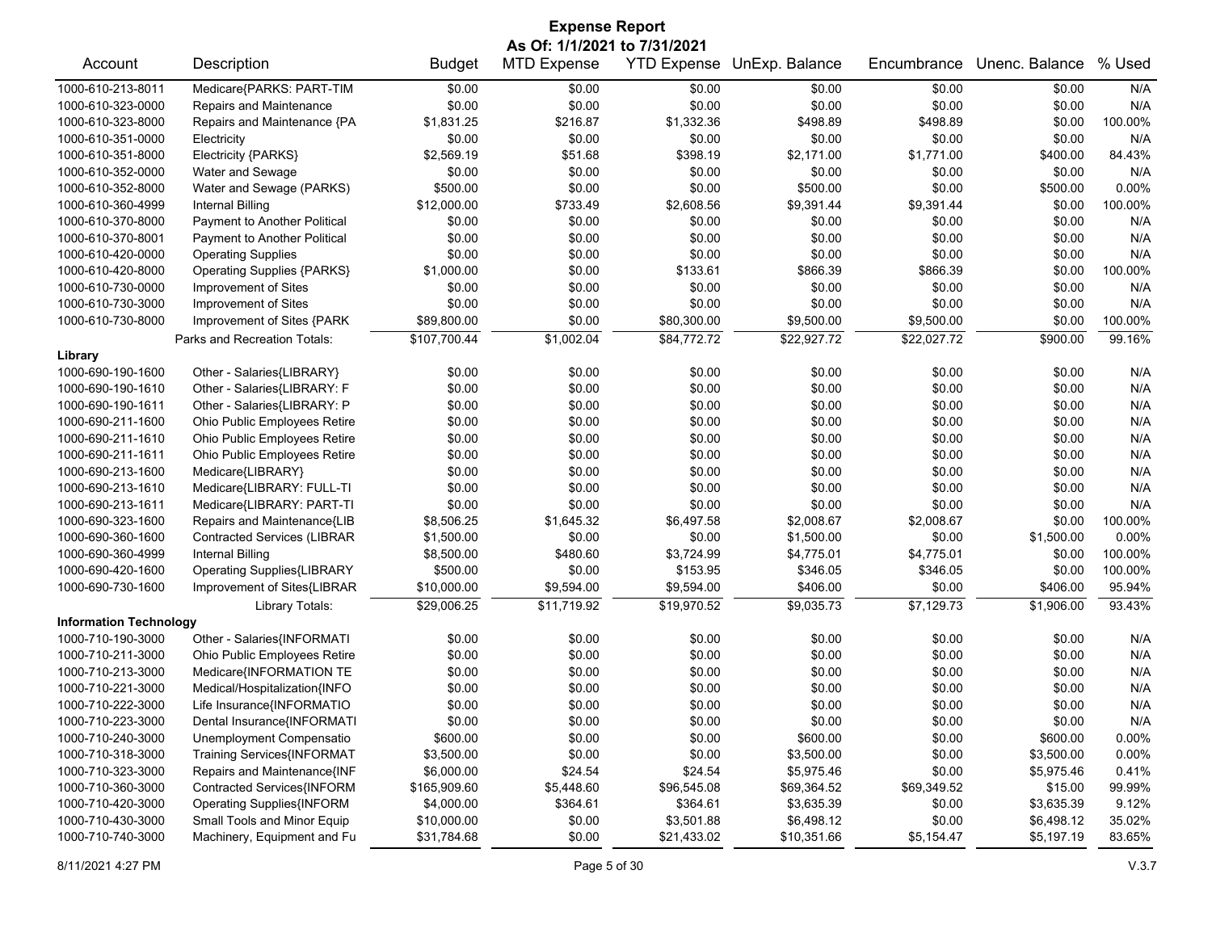# Expense Report

**As Of: 1/1/2021 to 7/31/2021**

| Account | Description | Budget | MTD Expense | YTD Expense | UnExp. Balance | Encumbrance | Unenc. Balance | % Used |
|---|---|---|---|---|---|---|---|---|
| 1000-610-213-8011 | Medicare{PARKS: PART-TIM | $0.00 | $0.00 | $0.00 | $0.00 | $0.00 | $0.00 | N/A |
| 1000-610-323-0000 | Repairs and Maintenance | $0.00 | $0.00 | $0.00 | $0.00 | $0.00 | $0.00 | N/A |
| 1000-610-323-8000 | Repairs and Maintenance {PA | $1,831.25 | $216.87 | $1,332.36 | $498.89 | $498.89 | $0.00 | 100.00% |
| 1000-610-351-0000 | Electricity | $0.00 | $0.00 | $0.00 | $0.00 | $0.00 | $0.00 | N/A |
| 1000-610-351-8000 | Electricity {PARKS} | $2,569.19 | $51.68 | $398.19 | $2,171.00 | $1,771.00 | $400.00 | 84.43% |
| 1000-610-352-0000 | Water and Sewage | $0.00 | $0.00 | $0.00 | $0.00 | $0.00 | $0.00 | N/A |
| 1000-610-352-8000 | Water and Sewage (PARKS) | $500.00 | $0.00 | $0.00 | $500.00 | $0.00 | $500.00 | 0.00% |
| 1000-610-360-4999 | Internal Billing | $12,000.00 | $733.49 | $2,608.56 | $9,391.44 | $9,391.44 | $0.00 | 100.00% |
| 1000-610-370-8000 | Payment to Another Political | $0.00 | $0.00 | $0.00 | $0.00 | $0.00 | $0.00 | N/A |
| 1000-610-370-8001 | Payment to Another Political | $0.00 | $0.00 | $0.00 | $0.00 | $0.00 | $0.00 | N/A |
| 1000-610-420-0000 | Operating Supplies | $0.00 | $0.00 | $0.00 | $0.00 | $0.00 | $0.00 | N/A |
| 1000-610-420-8000 | Operating Supplies {PARKS} | $1,000.00 | $0.00 | $133.61 | $866.39 | $866.39 | $0.00 | 100.00% |
| 1000-610-730-0000 | Improvement of Sites | $0.00 | $0.00 | $0.00 | $0.00 | $0.00 | $0.00 | N/A |
| 1000-610-730-3000 | Improvement of Sites | $0.00 | $0.00 | $0.00 | $0.00 | $0.00 | $0.00 | N/A |
| 1000-610-730-8000 | Improvement of Sites {PARK | $89,800.00 | $0.00 | $80,300.00 | $9,500.00 | $9,500.00 | $0.00 | 100.00% |
| | Parks and Recreation Totals: | $107,700.44 | $1,002.04 | $84,772.72 | $22,927.72 | $22,027.72 | $900.00 | 99.16% |
| **Library** | | | | | | | | |
| 1000-690-190-1600 | Other - Salaries{LIBRARY} | $0.00 | $0.00 | $0.00 | $0.00 | $0.00 | $0.00 | N/A |
| 1000-690-190-1610 | Other - Salaries{LIBRARY: F | $0.00 | $0.00 | $0.00 | $0.00 | $0.00 | $0.00 | N/A |
| 1000-690-190-1611 | Other - Salaries{LIBRARY: P | $0.00 | $0.00 | $0.00 | $0.00 | $0.00 | $0.00 | N/A |
| 1000-690-211-1600 | Ohio Public Employees Retire | $0.00 | $0.00 | $0.00 | $0.00 | $0.00 | $0.00 | N/A |
| 1000-690-211-1610 | Ohio Public Employees Retire | $0.00 | $0.00 | $0.00 | $0.00 | $0.00 | $0.00 | N/A |
| 1000-690-211-1611 | Ohio Public Employees Retire | $0.00 | $0.00 | $0.00 | $0.00 | $0.00 | $0.00 | N/A |
| 1000-690-213-1600 | Medicare{LIBRARY} | $0.00 | $0.00 | $0.00 | $0.00 | $0.00 | $0.00 | N/A |
| 1000-690-213-1610 | Medicare{LIBRARY: FULL-TI | $0.00 | $0.00 | $0.00 | $0.00 | $0.00 | $0.00 | N/A |
| 1000-690-213-1611 | Medicare{LIBRARY: PART-TI | $0.00 | $0.00 | $0.00 | $0.00 | $0.00 | $0.00 | N/A |
| 1000-690-323-1600 | Repairs and Maintenance{LIB | $8,506.25 | $1,645.32 | $6,497.58 | $2,008.67 | $2,008.67 | $0.00 | 100.00% |
| 1000-690-360-1600 | Contracted Services (LIBRAR | $1,500.00 | $0.00 | $0.00 | $1,500.00 | $0.00 | $1,500.00 | 0.00% |
| 1000-690-360-4999 | Internal Billing | $8,500.00 | $480.60 | $3,724.99 | $4,775.01 | $4,775.01 | $0.00 | 100.00% |
| 1000-690-420-1600 | Operating Supplies{LIBRARY | $500.00 | $0.00 | $153.95 | $346.05 | $346.05 | $0.00 | 100.00% |
| 1000-690-730-1600 | Improvement of Sites{LIBRAR | $10,000.00 | $9,594.00 | $9,594.00 | $406.00 | $0.00 | $406.00 | 95.94% |
| | Library Totals: | $29,006.25 | $11,719.92 | $19,970.52 | $9,035.73 | $7,129.73 | $1,906.00 | 93.43% |
| **Information Technology** | | | | | | | | |
| 1000-710-190-3000 | Other - Salaries{INFORMATI | $0.00 | $0.00 | $0.00 | $0.00 | $0.00 | $0.00 | N/A |
| 1000-710-211-3000 | Ohio Public Employees Retire | $0.00 | $0.00 | $0.00 | $0.00 | $0.00 | $0.00 | N/A |
| 1000-710-213-3000 | Medicare{INFORMATION TE | $0.00 | $0.00 | $0.00 | $0.00 | $0.00 | $0.00 | N/A |
| 1000-710-221-3000 | Medical/Hospitalization{INFO | $0.00 | $0.00 | $0.00 | $0.00 | $0.00 | $0.00 | N/A |
| 1000-710-222-3000 | Life Insurance{INFORMATIO | $0.00 | $0.00 | $0.00 | $0.00 | $0.00 | $0.00 | N/A |
| 1000-710-223-3000 | Dental Insurance{INFORMATI | $0.00 | $0.00 | $0.00 | $0.00 | $0.00 | $0.00 | N/A |
| 1000-710-240-3000 | Unemployment Compensatio | $600.00 | $0.00 | $0.00 | $600.00 | $0.00 | $600.00 | 0.00% |
| 1000-710-318-3000 | Training Services{INFORMAT | $3,500.00 | $0.00 | $0.00 | $3,500.00 | $0.00 | $3,500.00 | 0.00% |
| 1000-710-323-3000 | Repairs and Maintenance{INF | $6,000.00 | $24.54 | $24.54 | $5,975.46 | $0.00 | $5,975.46 | 0.41% |
| 1000-710-360-3000 | Contracted Services{INFORM | $165,909.60 | $5,448.60 | $96,545.08 | $69,364.52 | $69,349.52 | $15.00 | 99.99% |
| 1000-710-420-3000 | Operating Supplies{INFORM | $4,000.00 | $364.61 | $364.61 | $3,635.39 | $0.00 | $3,635.39 | 9.12% |
| 1000-710-430-3000 | Small Tools and Minor Equip | $10,000.00 | $0.00 | $3,501.88 | $6,498.12 | $0.00 | $6,498.12 | 35.02% |
| 1000-710-740-3000 | Machinery, Equipment and Fu | $31,784.68 | $0.00 | $21,433.02 | $10,351.66 | $5,154.47 | $5,197.19 | 83.65% |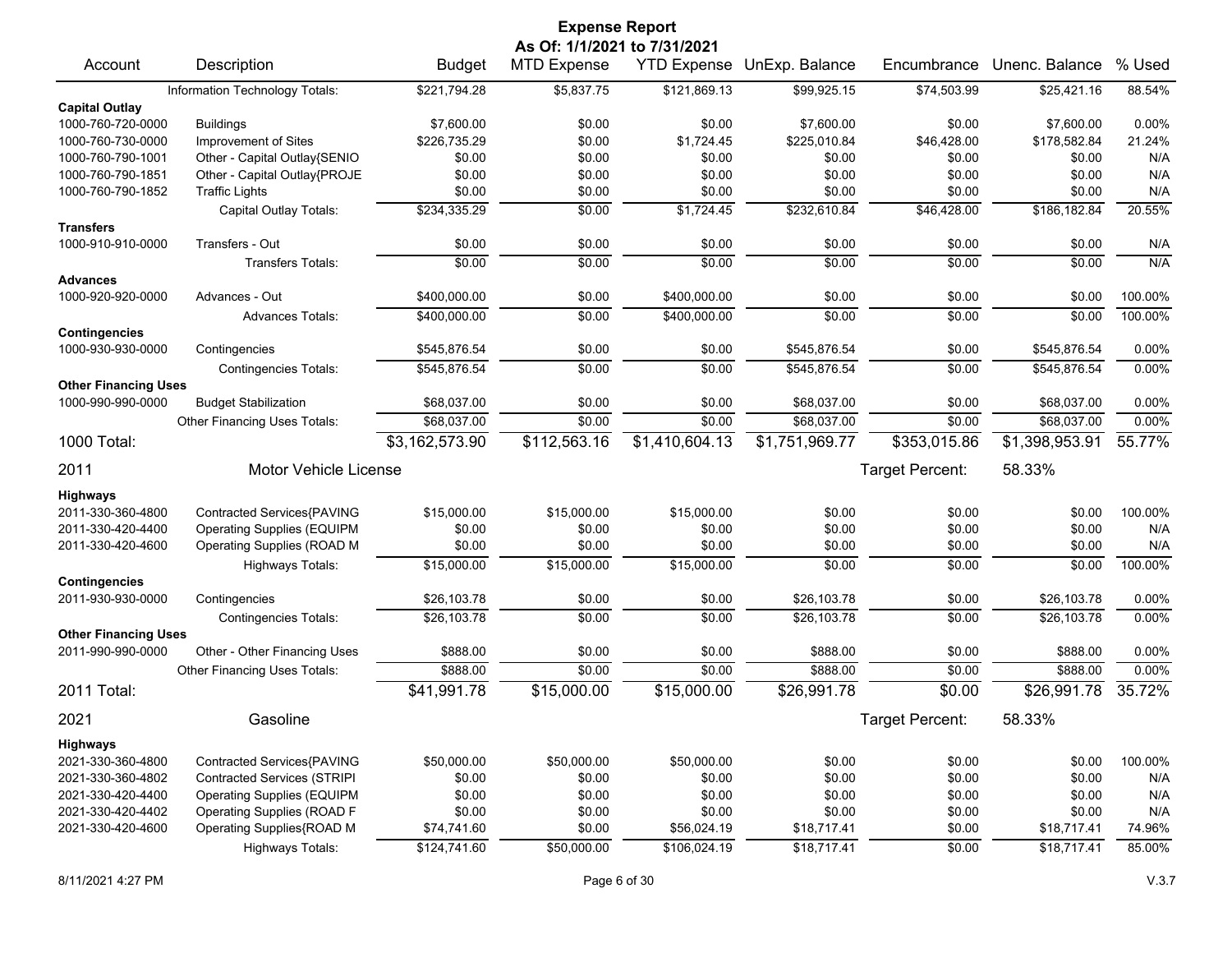# Expense Report

**As Of: 1/1/2021 to 7/31/2021**

| Account | Description | Budget | MTD Expense | YTD Expense | UnExp. Balance | Encumbrance | Unenc. Balance | % Used |
|---|---|---|---|---|---|---|---|---|
| | Information Technology Totals: | $221,794.28 | $5,837.75 | $121,869.13 | $99,925.15 | $74,503.99 | $25,421.16 | 88.54% |
| **Capital Outlay** | | | | | | | | |
| 1000-760-720-0000 | Buildings | $7,600.00 | $0.00 | $0.00 | $7,600.00 | $0.00 | $7,600.00 | 0.00% |
| 1000-760-730-0000 | Improvement of Sites | $226,735.29 | $0.00 | $1,724.45 | $225,010.84 | $46,428.00 | $178,582.84 | 21.24% |
| 1000-760-790-1001 | Other - Capital Outlay{SENIO | $0.00 | $0.00 | $0.00 | $0.00 | $0.00 | $0.00 | N/A |
| 1000-760-790-1851 | Other - Capital Outlay{PROJE | $0.00 | $0.00 | $0.00 | $0.00 | $0.00 | $0.00 | N/A |
| 1000-760-790-1852 | Traffic Lights | $0.00 | $0.00 | $0.00 | $0.00 | $0.00 | $0.00 | N/A |
| | Capital Outlay Totals: | $234,335.29 | $0.00 | $1,724.45 | $232,610.84 | $46,428.00 | $186,182.84 | 20.55% |
| **Transfers** | | | | | | | | |
| 1000-910-910-0000 | Transfers - Out | $0.00 | $0.00 | $0.00 | $0.00 | $0.00 | $0.00 | N/A |
| | Transfers Totals: | $0.00 | $0.00 | $0.00 | $0.00 | $0.00 | $0.00 | N/A |
| **Advances** | | | | | | | | |
| 1000-920-920-0000 | Advances - Out | $400,000.00 | $0.00 | $400,000.00 | $0.00 | $0.00 | $0.00 | 100.00% |
| | Advances Totals: | $400,000.00 | $0.00 | $400,000.00 | $0.00 | $0.00 | $0.00 | 100.00% |
| **Contingencies** | | | | | | | | |
| 1000-930-930-0000 | Contingencies | $545,876.54 | $0.00 | $0.00 | $545,876.54 | $0.00 | $545,876.54 | 0.00% |
| | Contingencies Totals: | $545,876.54 | $0.00 | $0.00 | $545,876.54 | $0.00 | $545,876.54 | 0.00% |
| **Other Financing Uses** | | | | | | | | |
| 1000-990-990-0000 | Budget Stabilization | $68,037.00 | $0.00 | $0.00 | $68,037.00 | $0.00 | $68,037.00 | 0.00% |
| | Other Financing Uses Totals: | $68,037.00 | $0.00 | $0.00 | $68,037.00 | $0.00 | $68,037.00 | 0.00% |
| **1000 Total:** | | $3,162,573.90 | $112,563.16 | $1,410,604.13 | $1,751,969.77 | $353,015.86 | $1,398,953.91 | 55.77% |

## 2011 Motor Vehicle License

Target Percent: 58.33%

| Account | Description | Budget | MTD Expense | YTD Expense | UnExp. Balance | Encumbrance | Unenc. Balance | % Used |
|---|---|---|---|---|---|---|---|---|
| **Highways** | | | | | | | | |
| 2011-330-360-4800 | Contracted Services{PAVING | $15,000.00 | $15,000.00 | $15,000.00 | $0.00 | $0.00 | $0.00 | 100.00% |
| 2011-330-420-4400 | Operating Supplies (EQUIPM | $0.00 | $0.00 | $0.00 | $0.00 | $0.00 | $0.00 | N/A |
| 2011-330-420-4600 | Operating Supplies (ROAD M | $0.00 | $0.00 | $0.00 | $0.00 | $0.00 | $0.00 | N/A |
| | Highways Totals: | $15,000.00 | $15,000.00 | $15,000.00 | $0.00 | $0.00 | $0.00 | 100.00% |
| **Contingencies** | | | | | | | | |
| 2011-930-930-0000 | Contingencies | $26,103.78 | $0.00 | $0.00 | $26,103.78 | $0.00 | $26,103.78 | 0.00% |
| | Contingencies Totals: | $26,103.78 | $0.00 | $0.00 | $26,103.78 | $0.00 | $26,103.78 | 0.00% |
| **Other Financing Uses** | | | | | | | | |
| 2011-990-990-0000 | Other - Other Financing Uses | $888.00 | $0.00 | $0.00 | $888.00 | $0.00 | $888.00 | 0.00% |
| | Other Financing Uses Totals: | $888.00 | $0.00 | $0.00 | $888.00 | $0.00 | $888.00 | 0.00% |
| **2011 Total:** | | $41,991.78 | $15,000.00 | $15,000.00 | $26,991.78 | $0.00 | $26,991.78 | 35.72% |

## 2021 Gasoline

Target Percent: 58.33%

| Account | Description | Budget | MTD Expense | YTD Expense | UnExp. Balance | Encumbrance | Unenc. Balance | % Used |
|---|---|---|---|---|---|---|---|---|
| **Highways** | | | | | | | | |
| 2021-330-360-4800 | Contracted Services{PAVING | $50,000.00 | $50,000.00 | $50,000.00 | $0.00 | $0.00 | $0.00 | 100.00% |
| 2021-330-360-4802 | Contracted Services (STRIPI | $0.00 | $0.00 | $0.00 | $0.00 | $0.00 | $0.00 | N/A |
| 2021-330-420-4400 | Operating Supplies (EQUIPM | $0.00 | $0.00 | $0.00 | $0.00 | $0.00 | $0.00 | N/A |
| 2021-330-420-4402 | Operating Supplies (ROAD F | $0.00 | $0.00 | $0.00 | $0.00 | $0.00 | $0.00 | N/A |
| 2021-330-420-4600 | Operating Supplies{ROAD M | $74,741.60 | $0.00 | $56,024.19 | $18,717.41 | $0.00 | $18,717.41 | 74.96% |
| | Highways Totals: | $124,741.60 | $50,000.00 | $106,024.19 | $18,717.41 | $0.00 | $18,717.41 | 85.00% |

8/11/2021 4:27 PM V.3.7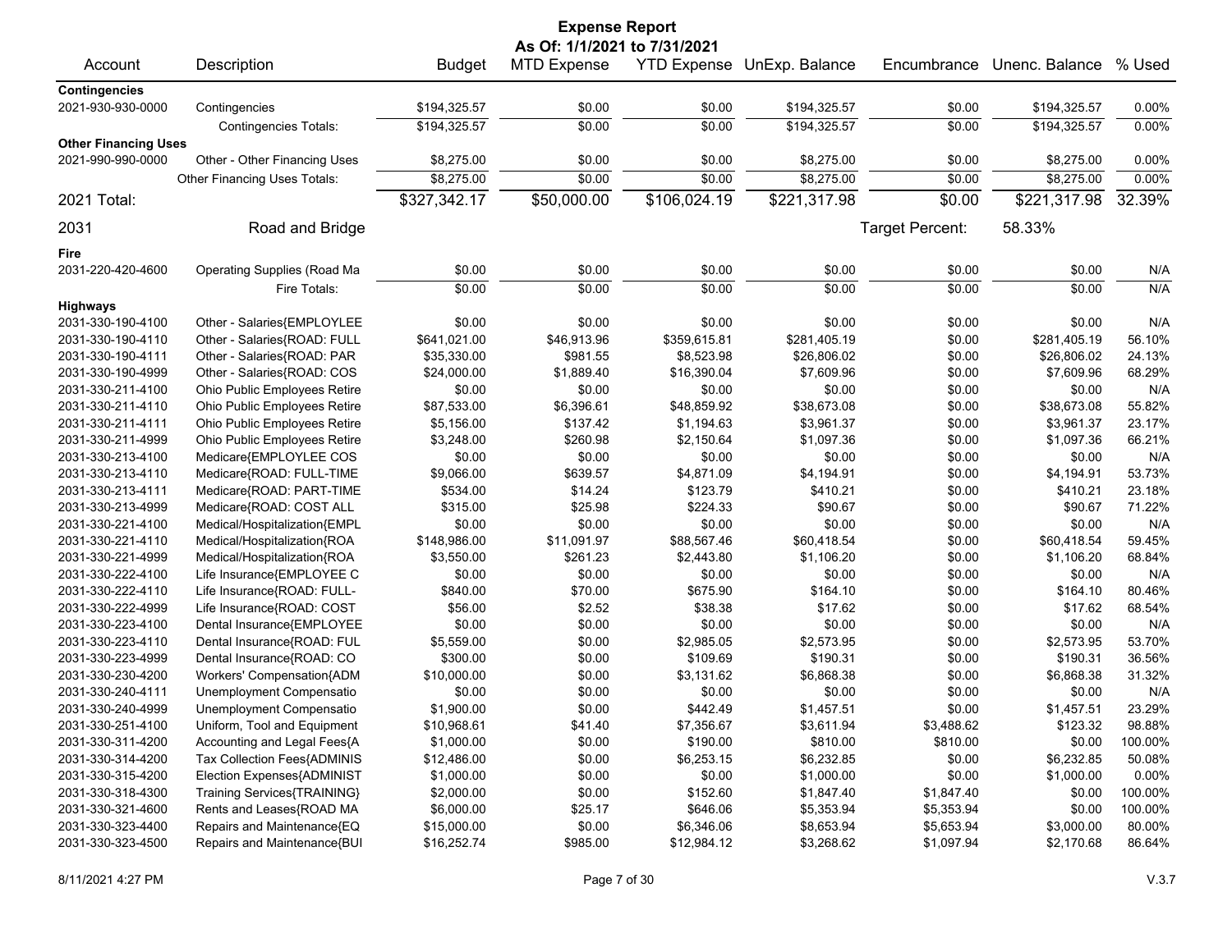# Expense Report

**As Of: 1/1/2021 to 7/31/2021**

| Account | Description | Budget | MTD Expense | YTD Expense | UnExp. Balance | Encumbrance | Unenc. Balance | % Used |
|---|---|---|---|---|---|---|---|---|
| **Contingencies** | | | | | | | | |
| 2021-930-930-0000 | Contingencies | $194,325.57 | $0.00 | $0.00 | $194,325.57 | $0.00 | $194,325.57 | 0.00% |
| | Contingencies Totals: | $194,325.57 | $0.00 | $0.00 | $194,325.57 | $0.00 | $194,325.57 | 0.00% |
| **Other Financing Uses** | | | | | | | | |
| 2021-990-990-0000 | Other - Other Financing Uses | $8,275.00 | $0.00 | $0.00 | $8,275.00 | $0.00 | $8,275.00 | 0.00% |
| | Other Financing Uses Totals: | $8,275.00 | $0.00 | $0.00 | $8,275.00 | $0.00 | $8,275.00 | 0.00% |
| **2021 Total:** | | $327,342.17 | $50,000.00 | $106,024.19 | $221,317.98 | $0.00 | $221,317.98 | 32.39% |
| **2031** | **Road and Bridge** | | | | | Target Percent: | 58.33% | |
| **Fire** | | | | | | | | |
| 2031-220-420-4600 | Operating Supplies (Road Ma | $0.00 | $0.00 | $0.00 | $0.00 | $0.00 | $0.00 | N/A |
| | Fire Totals: | $0.00 | $0.00 | $0.00 | $0.00 | $0.00 | $0.00 | N/A |
| **Highways** | | | | | | | | |
| 2031-330-190-4100 | Other - Salaries{EMPLOYLEE | $0.00 | $0.00 | $0.00 | $0.00 | $0.00 | $0.00 | N/A |
| 2031-330-190-4110 | Other - Salaries{ROAD: FULL | $641,021.00 | $46,913.96 | $359,615.81 | $281,405.19 | $0.00 | $281,405.19 | 56.10% |
| 2031-330-190-4111 | Other - Salaries{ROAD: PAR | $35,330.00 | $981.55 | $8,523.98 | $26,806.02 | $0.00 | $26,806.02 | 24.13% |
| 2031-330-190-4999 | Other - Salaries{ROAD: COS | $24,000.00 | $1,889.40 | $16,390.04 | $7,609.96 | $0.00 | $7,609.96 | 68.29% |
| 2031-330-211-4100 | Ohio Public Employees Retire | $0.00 | $0.00 | $0.00 | $0.00 | $0.00 | $0.00 | N/A |
| 2031-330-211-4110 | Ohio Public Employees Retire | $87,533.00 | $6,396.61 | $48,859.92 | $38,673.08 | $0.00 | $38,673.08 | 55.82% |
| 2031-330-211-4111 | Ohio Public Employees Retire | $5,156.00 | $137.42 | $1,194.63 | $3,961.37 | $0.00 | $3,961.37 | 23.17% |
| 2031-330-211-4999 | Ohio Public Employees Retire | $3,248.00 | $260.98 | $2,150.64 | $1,097.36 | $0.00 | $1,097.36 | 66.21% |
| 2031-330-213-4100 | Medicare{EMPLOYLEE COS | $0.00 | $0.00 | $0.00 | $0.00 | $0.00 | $0.00 | N/A |
| 2031-330-213-4110 | Medicare{ROAD: FULL-TIME | $9,066.00 | $639.57 | $4,871.09 | $4,194.91 | $0.00 | $4,194.91 | 53.73% |
| 2031-330-213-4111 | Medicare{ROAD: PART-TIME | $534.00 | $14.24 | $123.79 | $410.21 | $0.00 | $410.21 | 23.18% |
| 2031-330-213-4999 | Medicare{ROAD: COST ALL | $315.00 | $25.98 | $224.33 | $90.67 | $0.00 | $90.67 | 71.22% |
| 2031-330-221-4100 | Medical/Hospitalization{EMPL | $0.00 | $0.00 | $0.00 | $0.00 | $0.00 | $0.00 | N/A |
| 2031-330-221-4110 | Medical/Hospitalization{ROA | $148,986.00 | $11,091.97 | $88,567.46 | $60,418.54 | $0.00 | $60,418.54 | 59.45% |
| 2031-330-221-4999 | Medical/Hospitalization{ROA | $3,550.00 | $261.23 | $2,443.80 | $1,106.20 | $0.00 | $1,106.20 | 68.84% |
| 2031-330-222-4100 | Life Insurance{EMPLOYEE C | $0.00 | $0.00 | $0.00 | $0.00 | $0.00 | $0.00 | N/A |
| 2031-330-222-4110 | Life Insurance{ROAD: FULL- | $840.00 | $70.00 | $675.90 | $164.10 | $0.00 | $164.10 | 80.46% |
| 2031-330-222-4999 | Life Insurance{ROAD: COST | $56.00 | $2.52 | $38.38 | $17.62 | $0.00 | $17.62 | 68.54% |
| 2031-330-223-4100 | Dental Insurance{EMPLOYEE | $0.00 | $0.00 | $0.00 | $0.00 | $0.00 | $0.00 | N/A |
| 2031-330-223-4110 | Dental Insurance{ROAD: FUL | $5,559.00 | $0.00 | $2,985.05 | $2,573.95 | $0.00 | $2,573.95 | 53.70% |
| 2031-330-223-4999 | Dental Insurance{ROAD: CO | $300.00 | $0.00 | $109.69 | $190.31 | $0.00 | $190.31 | 36.56% |
| 2031-330-230-4200 | Workers' Compensation{ADM | $10,000.00 | $0.00 | $3,131.62 | $6,868.38 | $0.00 | $6,868.38 | 31.32% |
| 2031-330-240-4111 | Unemployment Compensatio | $0.00 | $0.00 | $0.00 | $0.00 | $0.00 | $0.00 | N/A |
| 2031-330-240-4999 | Unemployment Compensatio | $1,900.00 | $0.00 | $442.49 | $1,457.51 | $0.00 | $1,457.51 | 23.29% |
| 2031-330-251-4100 | Uniform, Tool and Equipment | $10,968.61 | $41.40 | $7,356.67 | $3,611.94 | $3,488.62 | $123.32 | 98.88% |
| 2031-330-311-4200 | Accounting and Legal Fees{A | $1,000.00 | $0.00 | $190.00 | $810.00 | $810.00 | $0.00 | 100.00% |
| 2031-330-314-4200 | Tax Collection Fees{ADMINIS | $12,486.00 | $0.00 | $6,253.15 | $6,232.85 | $0.00 | $6,232.85 | 50.08% |
| 2031-330-315-4200 | Election Expenses{ADMINIST | $1,000.00 | $0.00 | $0.00 | $1,000.00 | $0.00 | $1,000.00 | 0.00% |
| 2031-330-318-4300 | Training Services{TRAINING} | $2,000.00 | $0.00 | $152.60 | $1,847.40 | $1,847.40 | $0.00 | 100.00% |
| 2031-330-321-4600 | Rents and Leases{ROAD MA | $6,000.00 | $25.17 | $646.06 | $5,353.94 | $5,353.94 | $0.00 | 100.00% |
| 2031-330-323-4400 | Repairs and Maintenance{EQ | $15,000.00 | $0.00 | $6,346.06 | $8,653.94 | $5,653.94 | $3,000.00 | 80.00% |
| 2031-330-323-4500 | Repairs and Maintenance{BUI | $16,252.74 | $985.00 | $12,984.12 | $3,268.62 | $1,097.94 | $2,170.68 | 86.64% |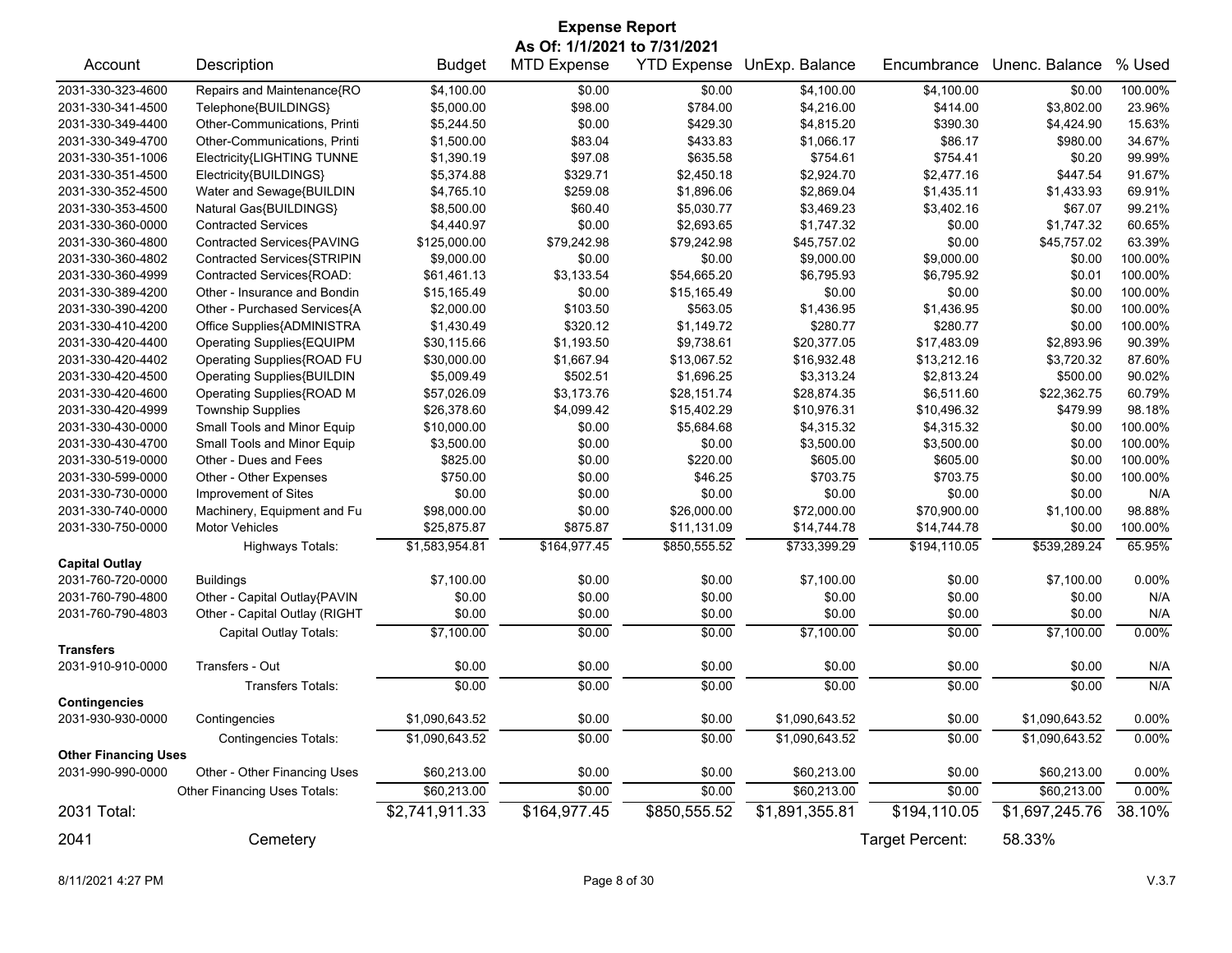# Expense Report

**As Of: 1/1/2021 to 7/31/2021**

| Account | Description | Budget | MTD Expense | YTD Expense | UnExp. Balance | Encumbrance | Unenc. Balance | % Used |
|---|---|---|---|---|---|---|---|---|
| 2031-330-323-4600 | Repairs and Maintenance{RO | $4,100.00 | $0.00 | $0.00 | $4,100.00 | $4,100.00 | $0.00 | 100.00% |
| 2031-330-341-4500 | Telephone{BUILDINGS} | $5,000.00 | $98.00 | $784.00 | $4,216.00 | $414.00 | $3,802.00 | 23.96% |
| 2031-330-349-4400 | Other-Communications, Printi | $5,244.50 | $0.00 | $429.30 | $4,815.20 | $390.30 | $4,424.90 | 15.63% |
| 2031-330-349-4700 | Other-Communications, Printi | $1,500.00 | $83.04 | $433.83 | $1,066.17 | $86.17 | $980.00 | 34.67% |
| 2031-330-351-1006 | Electricity{LIGHTING TUNNE | $1,390.19 | $97.08 | $635.58 | $754.61 | $754.41 | $0.20 | 99.99% |
| 2031-330-351-4500 | Electricity{BUILDINGS} | $5,374.88 | $329.71 | $2,450.18 | $2,924.70 | $2,477.16 | $447.54 | 91.67% |
| 2031-330-352-4500 | Water and Sewage{BUILDIN | $4,765.10 | $259.08 | $1,896.06 | $2,869.04 | $1,435.11 | $1,433.93 | 69.91% |
| 2031-330-353-4500 | Natural Gas{BUILDINGS} | $8,500.00 | $60.40 | $5,030.77 | $3,469.23 | $3,402.16 | $67.07 | 99.21% |
| 2031-330-360-0000 | Contracted Services | $4,440.97 | $0.00 | $2,693.65 | $1,747.32 | $0.00 | $1,747.32 | 60.65% |
| 2031-330-360-4800 | Contracted Services{PAVING | $125,000.00 | $79,242.98 | $79,242.98 | $45,757.02 | $0.00 | $45,757.02 | 63.39% |
| 2031-330-360-4802 | Contracted Services{STRIPIN | $9,000.00 | $0.00 | $0.00 | $9,000.00 | $9,000.00 | $0.00 | 100.00% |
| 2031-330-360-4999 | Contracted Services{ROAD: | $61,461.13 | $3,133.54 | $54,665.20 | $6,795.93 | $6,795.92 | $0.01 | 100.00% |
| 2031-330-389-4200 | Other - Insurance and Bondin | $15,165.49 | $0.00 | $15,165.49 | $0.00 | $0.00 | $0.00 | 100.00% |
| 2031-330-390-4200 | Other - Purchased Services{A | $2,000.00 | $103.50 | $563.05 | $1,436.95 | $1,436.95 | $0.00 | 100.00% |
| 2031-330-410-4200 | Office Supplies{ADMINISTRA | $1,430.49 | $320.12 | $1,149.72 | $280.77 | $280.77 | $0.00 | 100.00% |
| 2031-330-420-4400 | Operating Supplies{EQUIPM | $30,115.66 | $1,193.50 | $9,738.61 | $20,377.05 | $17,483.09 | $2,893.96 | 90.39% |
| 2031-330-420-4402 | Operating Supplies{ROAD FU | $30,000.00 | $1,667.94 | $13,067.52 | $16,932.48 | $13,212.16 | $3,720.32 | 87.60% |
| 2031-330-420-4500 | Operating Supplies{BUILDIN | $5,009.49 | $502.51 | $1,696.25 | $3,313.24 | $2,813.24 | $500.00 | 90.02% |
| 2031-330-420-4600 | Operating Supplies{ROAD M | $57,026.09 | $3,173.76 | $28,151.74 | $28,874.35 | $6,511.60 | $22,362.75 | 60.79% |
| 2031-330-420-4999 | Township Supplies | $26,378.60 | $4,099.42 | $15,402.29 | $10,976.31 | $10,496.32 | $479.99 | 98.18% |
| 2031-330-430-0000 | Small Tools and Minor Equip | $10,000.00 | $0.00 | $5,684.68 | $4,315.32 | $4,315.32 | $0.00 | 100.00% |
| 2031-330-430-4700 | Small Tools and Minor Equip | $3,500.00 | $0.00 | $0.00 | $3,500.00 | $3,500.00 | $0.00 | 100.00% |
| 2031-330-519-0000 | Other - Dues and Fees | $825.00 | $0.00 | $220.00 | $605.00 | $605.00 | $0.00 | 100.00% |
| 2031-330-599-0000 | Other - Other Expenses | $750.00 | $0.00 | $46.25 | $703.75 | $703.75 | $0.00 | 100.00% |
| 2031-330-730-0000 | Improvement of Sites | $0.00 | $0.00 | $0.00 | $0.00 | $0.00 | $0.00 | N/A |
| 2031-330-740-0000 | Machinery, Equipment and Fu | $98,000.00 | $0.00 | $26,000.00 | $72,000.00 | $70,900.00 | $1,100.00 | 98.88% |
| 2031-330-750-0000 | Motor Vehicles | $25,875.87 | $875.87 | $11,131.09 | $14,744.78 | $14,744.78 | $0.00 | 100.00% |
| | Highways Totals: | $1,583,954.81 | $164,977.45 | $850,555.52 | $733,399.29 | $194,110.05 | $539,289.24 | 65.95% |
| **Capital Outlay** | | | | | | | | |
| 2031-760-720-0000 | Buildings | $7,100.00 | $0.00 | $0.00 | $7,100.00 | $0.00 | $7,100.00 | 0.00% |
| 2031-760-790-4800 | Other - Capital Outlay{PAVIN | $0.00 | $0.00 | $0.00 | $0.00 | $0.00 | $0.00 | N/A |
| 2031-760-790-4803 | Other - Capital Outlay (RIGHT | $0.00 | $0.00 | $0.00 | $0.00 | $0.00 | $0.00 | N/A |
| | Capital Outlay Totals: | $7,100.00 | $0.00 | $0.00 | $7,100.00 | $0.00 | $7,100.00 | 0.00% |
| **Transfers** | | | | | | | | |
| 2031-910-910-0000 | Transfers - Out | $0.00 | $0.00 | $0.00 | $0.00 | $0.00 | $0.00 | N/A |
| | Transfers Totals: | $0.00 | $0.00 | $0.00 | $0.00 | $0.00 | $0.00 | N/A |
| **Contingencies** | | | | | | | | |
| 2031-930-930-0000 | Contingencies | $1,090,643.52 | $0.00 | $0.00 | $1,090,643.52 | $0.00 | $1,090,643.52 | 0.00% |
| | Contingencies Totals: | $1,090,643.52 | $0.00 | $0.00 | $1,090,643.52 | $0.00 | $1,090,643.52 | 0.00% |
| **Other Financing Uses** | | | | | | | | |
| 2031-990-990-0000 | Other - Other Financing Uses | $60,213.00 | $0.00 | $0.00 | $60,213.00 | $0.00 | $60,213.00 | 0.00% |
| | Other Financing Uses Totals: | $60,213.00 | $0.00 | $0.00 | $60,213.00 | $0.00 | $60,213.00 | 0.00% |
| **2031 Total:** | | $2,741,911.33 | $164,977.45 | $850,555.52 | $1,891,355.81 | $194,110.05 | $1,697,245.76 | 38.10% |

2041 Cemetery — Target Percent: 58.33%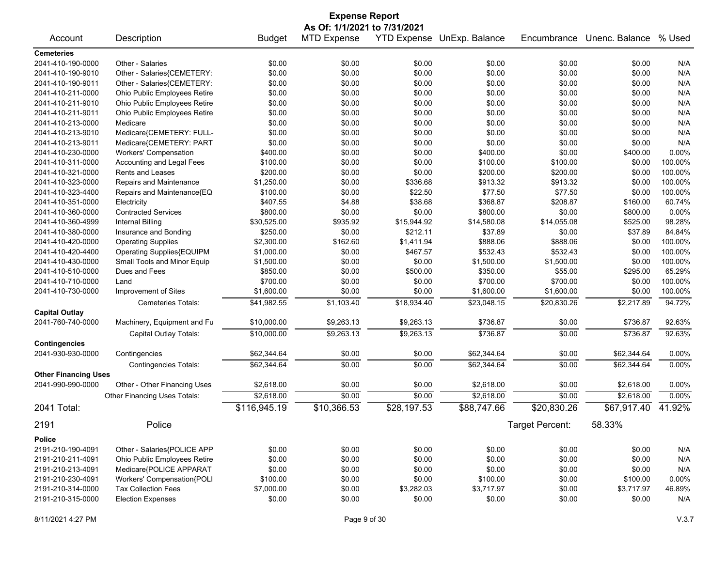# Expense Report

**As Of: 1/1/2021 to 7/31/2021**

| Account | Description | Budget | MTD Expense | YTD Expense | UnExp. Balance | Encumbrance | Unenc. Balance | % Used |
|---|---|---|---|---|---|---|---|---|
| **Cemeteries** | | | | | | | | |
| 2041-410-190-0000 | Other - Salaries | $0.00 | $0.00 | $0.00 | $0.00 | $0.00 | $0.00 | N/A |
| 2041-410-190-9010 | Other - Salaries{CEMETERY: | $0.00 | $0.00 | $0.00 | $0.00 | $0.00 | $0.00 | N/A |
| 2041-410-190-9011 | Other - Salaries{CEMETERY: | $0.00 | $0.00 | $0.00 | $0.00 | $0.00 | $0.00 | N/A |
| 2041-410-211-0000 | Ohio Public Employees Retire | $0.00 | $0.00 | $0.00 | $0.00 | $0.00 | $0.00 | N/A |
| 2041-410-211-9010 | Ohio Public Employees Retire | $0.00 | $0.00 | $0.00 | $0.00 | $0.00 | $0.00 | N/A |
| 2041-410-211-9011 | Ohio Public Employees Retire | $0.00 | $0.00 | $0.00 | $0.00 | $0.00 | $0.00 | N/A |
| 2041-410-213-0000 | Medicare | $0.00 | $0.00 | $0.00 | $0.00 | $0.00 | $0.00 | N/A |
| 2041-410-213-9010 | Medicare{CEMETERY: FULL- | $0.00 | $0.00 | $0.00 | $0.00 | $0.00 | $0.00 | N/A |
| 2041-410-213-9011 | Medicare{CEMETERY: PART | $0.00 | $0.00 | $0.00 | $0.00 | $0.00 | $0.00 | N/A |
| 2041-410-230-0000 | Workers' Compensation | $400.00 | $0.00 | $0.00 | $400.00 | $0.00 | $400.00 | 0.00% |
| 2041-410-311-0000 | Accounting and Legal Fees | $100.00 | $0.00 | $0.00 | $100.00 | $100.00 | $0.00 | 100.00% |
| 2041-410-321-0000 | Rents and Leases | $200.00 | $0.00 | $0.00 | $200.00 | $200.00 | $0.00 | 100.00% |
| 2041-410-323-0000 | Repairs and Maintenance | $1,250.00 | $0.00 | $336.68 | $913.32 | $913.32 | $0.00 | 100.00% |
| 2041-410-323-4400 | Repairs and Maintenance{EQ | $100.00 | $0.00 | $22.50 | $77.50 | $77.50 | $0.00 | 100.00% |
| 2041-410-351-0000 | Electricity | $407.55 | $4.88 | $38.68 | $368.87 | $208.87 | $160.00 | 60.74% |
| 2041-410-360-0000 | Contracted Services | $800.00 | $0.00 | $0.00 | $800.00 | $0.00 | $800.00 | 0.00% |
| 2041-410-360-4999 | Internal Billing | $30,525.00 | $935.92 | $15,944.92 | $14,580.08 | $14,055.08 | $525.00 | 98.28% |
| 2041-410-380-0000 | Insurance and Bonding | $250.00 | $0.00 | $212.11 | $37.89 | $0.00 | $37.89 | 84.84% |
| 2041-410-420-0000 | Operating Supplies | $2,300.00 | $162.60 | $1,411.94 | $888.06 | $888.06 | $0.00 | 100.00% |
| 2041-410-420-4400 | Operating Supplies{EQUIPM | $1,000.00 | $0.00 | $467.57 | $532.43 | $532.43 | $0.00 | 100.00% |
| 2041-410-430-0000 | Small Tools and Minor Equip | $1,500.00 | $0.00 | $0.00 | $1,500.00 | $1,500.00 | $0.00 | 100.00% |
| 2041-410-510-0000 | Dues and Fees | $850.00 | $0.00 | $500.00 | $350.00 | $55.00 | $295.00 | 65.29% |
| 2041-410-710-0000 | Land | $700.00 | $0.00 | $0.00 | $700.00 | $700.00 | $0.00 | 100.00% |
| 2041-410-730-0000 | Improvement of Sites | $1,600.00 | $0.00 | $0.00 | $1,600.00 | $1,600.00 | $0.00 | 100.00% |
| | Cemeteries Totals: | $41,982.55 | $1,103.40 | $18,934.40 | $23,048.15 | $20,830.26 | $2,217.89 | 94.72% |
| **Capital Outlay** | | | | | | | | |
| 2041-760-740-0000 | Machinery, Equipment and Fu | $10,000.00 | $9,263.13 | $9,263.13 | $736.87 | $0.00 | $736.87 | 92.63% |
| | Capital Outlay Totals: | $10,000.00 | $9,263.13 | $9,263.13 | $736.87 | $0.00 | $736.87 | 92.63% |
| **Contingencies** | | | | | | | | |
| 2041-930-930-0000 | Contingencies | $62,344.64 | $0.00 | $0.00 | $62,344.64 | $0.00 | $62,344.64 | 0.00% |
| | Contingencies Totals: | $62,344.64 | $0.00 | $0.00 | $62,344.64 | $0.00 | $62,344.64 | 0.00% |
| **Other Financing Uses** | | | | | | | | |
| 2041-990-990-0000 | Other - Other Financing Uses | $2,618.00 | $0.00 | $0.00 | $2,618.00 | $0.00 | $2,618.00 | 0.00% |
| | Other Financing Uses Totals: | $2,618.00 | $0.00 | $0.00 | $2,618.00 | $0.00 | $2,618.00 | 0.00% |
| **2041 Total:** | | $116,945.19 | $10,366.53 | $28,197.53 | $88,747.66 | $20,830.26 | $67,917.40 | 41.92% |

## 2191 Police

Target Percent: 58.33%

| Account | Description | Budget | MTD Expense | YTD Expense | UnExp. Balance | Encumbrance | Unenc. Balance | % Used |
|---|---|---|---|---|---|---|---|---|
| **Police** | | | | | | | | |
| 2191-210-190-4091 | Other - Salaries{POLICE APP | $0.00 | $0.00 | $0.00 | $0.00 | $0.00 | $0.00 | N/A |
| 2191-210-211-4091 | Ohio Public Employees Retire | $0.00 | $0.00 | $0.00 | $0.00 | $0.00 | $0.00 | N/A |
| 2191-210-213-4091 | Medicare{POLICE APPARAT | $0.00 | $0.00 | $0.00 | $0.00 | $0.00 | $0.00 | N/A |
| 2191-210-230-4091 | Workers' Compensation{POLI | $100.00 | $0.00 | $0.00 | $100.00 | $0.00 | $100.00 | 0.00% |
| 2191-210-314-0000 | Tax Collection Fees | $7,000.00 | $0.00 | $3,282.03 | $3,717.97 | $0.00 | $3,717.97 | 46.89% |
| 2191-210-315-0000 | Election Expenses | $0.00 | $0.00 | $0.00 | $0.00 | $0.00 | $0.00 | N/A |

8/11/2021 4:27 PM

V.3.7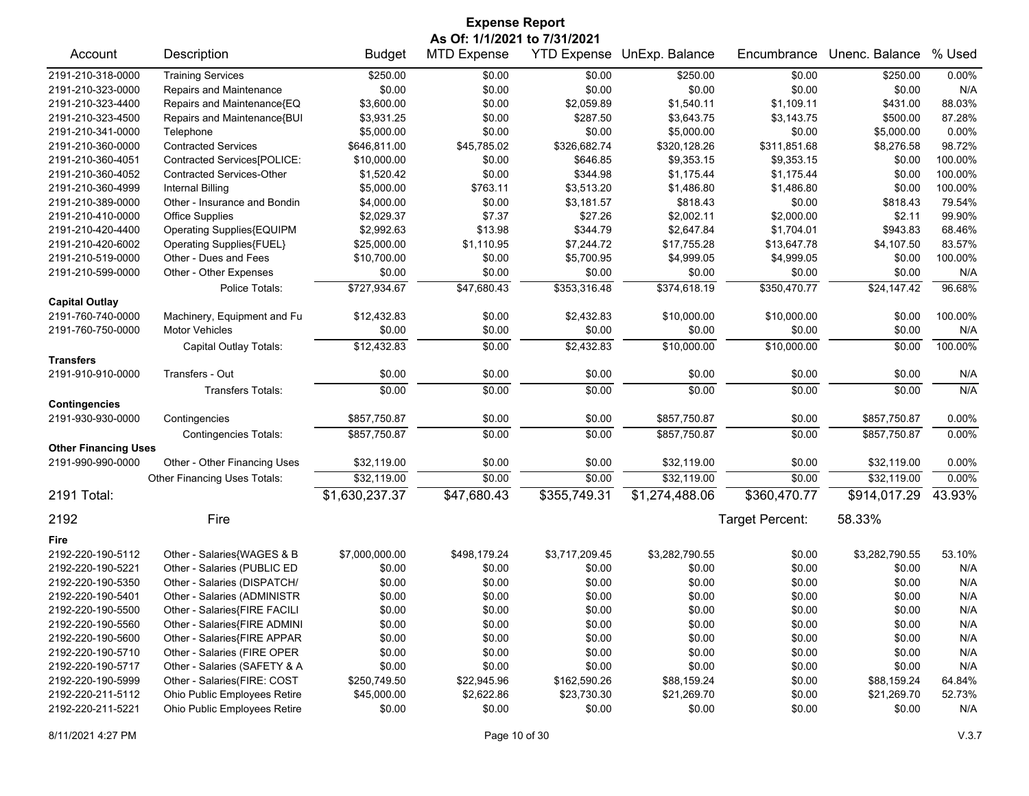# Expense Report

**As Of: 1/1/2021 to 7/31/2021**

| Account | Description | Budget | MTD Expense | YTD Expense | UnExp. Balance | Encumbrance | Unenc. Balance | % Used |
|---|---|---|---|---|---|---|---|---|
| 2191-210-318-0000 | Training Services | $250.00 | $0.00 | $0.00 | $250.00 | $0.00 | $250.00 | 0.00% |
| 2191-210-323-0000 | Repairs and Maintenance | $0.00 | $0.00 | $0.00 | $0.00 | $0.00 | $0.00 | N/A |
| 2191-210-323-4400 | Repairs and Maintenance{EQ | $3,600.00 | $0.00 | $2,059.89 | $1,540.11 | $1,109.11 | $431.00 | 88.03% |
| 2191-210-323-4500 | Repairs and Maintenance{BUI | $3,931.25 | $0.00 | $287.50 | $3,643.75 | $3,143.75 | $500.00 | 87.28% |
| 2191-210-341-0000 | Telephone | $5,000.00 | $0.00 | $0.00 | $5,000.00 | $0.00 | $5,000.00 | 0.00% |
| 2191-210-360-0000 | Contracted Services | $646,811.00 | $45,785.02 | $326,682.74 | $320,128.26 | $311,851.68 | $8,276.58 | 98.72% |
| 2191-210-360-4051 | Contracted Services[POLICE: | $10,000.00 | $0.00 | $646.85 | $9,353.15 | $9,353.15 | $0.00 | 100.00% |
| 2191-210-360-4052 | Contracted Services-Other | $1,520.42 | $0.00 | $344.98 | $1,175.44 | $1,175.44 | $0.00 | 100.00% |
| 2191-210-360-4999 | Internal Billing | $5,000.00 | $763.11 | $3,513.20 | $1,486.80 | $1,486.80 | $0.00 | 100.00% |
| 2191-210-389-0000 | Other - Insurance and Bondin | $4,000.00 | $0.00 | $3,181.57 | $818.43 | $0.00 | $818.43 | 79.54% |
| 2191-210-410-0000 | Office Supplies | $2,029.37 | $7.37 | $27.26 | $2,002.11 | $2,000.00 | $2.11 | 99.90% |
| 2191-210-420-4400 | Operating Supplies{EQUIPM | $2,992.63 | $13.98 | $344.79 | $2,647.84 | $1,704.01 | $943.83 | 68.46% |
| 2191-210-420-6002 | Operating Supplies{FUEL} | $25,000.00 | $1,110.95 | $7,244.72 | $17,755.28 | $13,647.78 | $4,107.50 | 83.57% |
| 2191-210-519-0000 | Other - Dues and Fees | $10,700.00 | $0.00 | $5,700.95 | $4,999.05 | $4,999.05 | $0.00 | 100.00% |
| 2191-210-599-0000 | Other - Other Expenses | $0.00 | $0.00 | $0.00 | $0.00 | $0.00 | $0.00 | N/A |
| | Police Totals: | $727,934.67 | $47,680.43 | $353,316.48 | $374,618.19 | $350,470.77 | $24,147.42 | 96.68% |
| **Capital Outlay** | | | | | | | | |
| 2191-760-740-0000 | Machinery, Equipment and Fu | $12,432.83 | $0.00 | $2,432.83 | $10,000.00 | $10,000.00 | $0.00 | 100.00% |
| 2191-760-750-0000 | Motor Vehicles | $0.00 | $0.00 | $0.00 | $0.00 | $0.00 | $0.00 | N/A |
| | Capital Outlay Totals: | $12,432.83 | $0.00 | $2,432.83 | $10,000.00 | $10,000.00 | $0.00 | 100.00% |
| **Transfers** | | | | | | | | |
| 2191-910-910-0000 | Transfers - Out | $0.00 | $0.00 | $0.00 | $0.00 | $0.00 | $0.00 | N/A |
| | Transfers Totals: | $0.00 | $0.00 | $0.00 | $0.00 | $0.00 | $0.00 | N/A |
| **Contingencies** | | | | | | | | |
| 2191-930-930-0000 | Contingencies | $857,750.87 | $0.00 | $0.00 | $857,750.87 | $0.00 | $857,750.87 | 0.00% |
| | Contingencies Totals: | $857,750.87 | $0.00 | $0.00 | $857,750.87 | $0.00 | $857,750.87 | 0.00% |
| **Other Financing Uses** | | | | | | | | |
| 2191-990-990-0000 | Other - Other Financing Uses | $32,119.00 | $0.00 | $0.00 | $32,119.00 | $0.00 | $32,119.00 | 0.00% |
| | Other Financing Uses Totals: | $32,119.00 | $0.00 | $0.00 | $32,119.00 | $0.00 | $32,119.00 | 0.00% |
| **2191 Total:** | | $1,630,237.37 | $47,680.43 | $355,749.31 | $1,274,488.06 | $360,470.77 | $914,017.29 | 43.93% |

**2192 Fire** — Target Percent: 58.33%

| Account | Description | Budget | MTD Expense | YTD Expense | UnExp. Balance | Encumbrance | Unenc. Balance | % Used |
|---|---|---|---|---|---|---|---|---|
| **Fire** | | | | | | | | |
| 2192-220-190-5112 | Other - Salaries{WAGES & B | $7,000,000.00 | $498,179.24 | $3,717,209.45 | $3,282,790.55 | $0.00 | $3,282,790.55 | 53.10% |
| 2192-220-190-5221 | Other - Salaries (PUBLIC ED | $0.00 | $0.00 | $0.00 | $0.00 | $0.00 | $0.00 | N/A |
| 2192-220-190-5350 | Other - Salaries (DISPATCH/ | $0.00 | $0.00 | $0.00 | $0.00 | $0.00 | $0.00 | N/A |
| 2192-220-190-5401 | Other - Salaries (ADMINISTR | $0.00 | $0.00 | $0.00 | $0.00 | $0.00 | $0.00 | N/A |
| 2192-220-190-5500 | Other - Salaries{FIRE FACILI | $0.00 | $0.00 | $0.00 | $0.00 | $0.00 | $0.00 | N/A |
| 2192-220-190-5560 | Other - Salaries{FIRE ADMINI | $0.00 | $0.00 | $0.00 | $0.00 | $0.00 | $0.00 | N/A |
| 2192-220-190-5600 | Other - Salaries{FIRE APPAR | $0.00 | $0.00 | $0.00 | $0.00 | $0.00 | $0.00 | N/A |
| 2192-220-190-5710 | Other - Salaries (FIRE OPER | $0.00 | $0.00 | $0.00 | $0.00 | $0.00 | $0.00 | N/A |
| 2192-220-190-5717 | Other - Salaries (SAFETY & A | $0.00 | $0.00 | $0.00 | $0.00 | $0.00 | $0.00 | N/A |
| 2192-220-190-5999 | Other - Salaries(FIRE: COST | $250,749.50 | $22,945.96 | $162,590.26 | $88,159.24 | $0.00 | $88,159.24 | 64.84% |
| 2192-220-211-5112 | Ohio Public Employees Retire | $45,000.00 | $2,622.86 | $23,730.30 | $21,269.70 | $0.00 | $21,269.70 | 52.73% |
| 2192-220-211-5221 | Ohio Public Employees Retire | $0.00 | $0.00 | $0.00 | $0.00 | $0.00 | $0.00 | N/A |

8/11/2021 4:27 PM V.3.7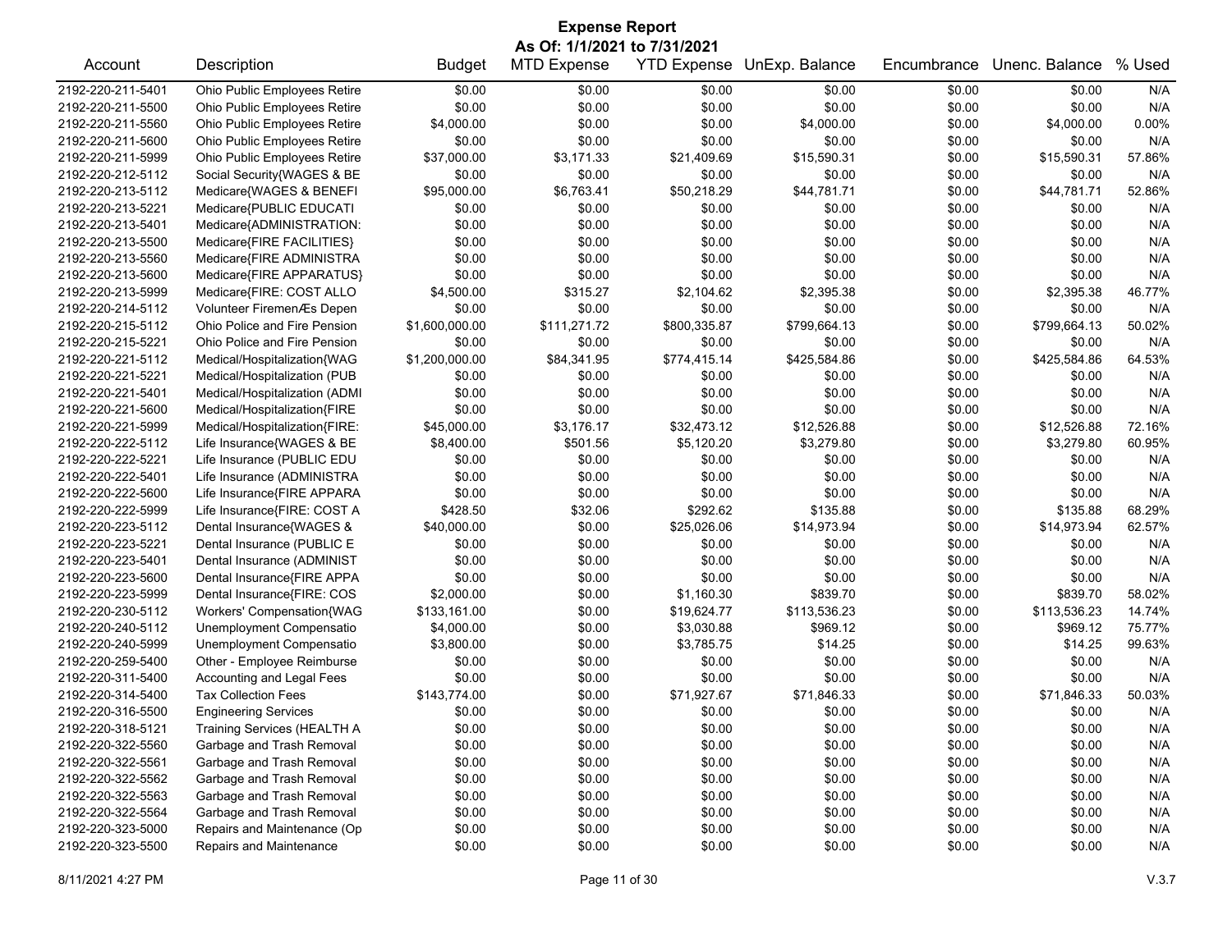# Expense Report

## As Of: 1/1/2021 to 7/31/2021

| Account | Description | Budget | MTD Expense | YTD Expense | UnExp. Balance | Encumbrance | Unenc. Balance | % Used |
|---|---|---|---|---|---|---|---|---|
| 2192-220-211-5401 | Ohio Public Employees Retire | $0.00 | $0.00 | $0.00 | $0.00 | $0.00 | $0.00 | N/A |
| 2192-220-211-5500 | Ohio Public Employees Retire | $0.00 | $0.00 | $0.00 | $0.00 | $0.00 | $0.00 | N/A |
| 2192-220-211-5560 | Ohio Public Employees Retire | $4,000.00 | $0.00 | $0.00 | $4,000.00 | $0.00 | $4,000.00 | 0.00% |
| 2192-220-211-5600 | Ohio Public Employees Retire | $0.00 | $0.00 | $0.00 | $0.00 | $0.00 | $0.00 | N/A |
| 2192-220-211-5999 | Ohio Public Employees Retire | $37,000.00 | $3,171.33 | $21,409.69 | $15,590.31 | $0.00 | $15,590.31 | 57.86% |
| 2192-220-212-5112 | Social Security{WAGES & BE | $0.00 | $0.00 | $0.00 | $0.00 | $0.00 | $0.00 | N/A |
| 2192-220-213-5112 | Medicare{WAGES & BENEFI | $95,000.00 | $6,763.41 | $50,218.29 | $44,781.71 | $0.00 | $44,781.71 | 52.86% |
| 2192-220-213-5221 | Medicare{PUBLIC EDUCATI | $0.00 | $0.00 | $0.00 | $0.00 | $0.00 | $0.00 | N/A |
| 2192-220-213-5401 | Medicare{ADMINISTRATION: | $0.00 | $0.00 | $0.00 | $0.00 | $0.00 | $0.00 | N/A |
| 2192-220-213-5500 | Medicare{FIRE FACILITIES} | $0.00 | $0.00 | $0.00 | $0.00 | $0.00 | $0.00 | N/A |
| 2192-220-213-5560 | Medicare{FIRE ADMINISTRA | $0.00 | $0.00 | $0.00 | $0.00 | $0.00 | $0.00 | N/A |
| 2192-220-213-5600 | Medicare{FIRE APPARATUS} | $0.00 | $0.00 | $0.00 | $0.00 | $0.00 | $0.00 | N/A |
| 2192-220-213-5999 | Medicare{FIRE: COST ALLO | $4,500.00 | $315.27 | $2,104.62 | $2,395.38 | $0.00 | $2,395.38 | 46.77% |
| 2192-220-214-5112 | Volunteer FiremenÆs Depen | $0.00 | $0.00 | $0.00 | $0.00 | $0.00 | $0.00 | N/A |
| 2192-220-215-5112 | Ohio Police and Fire Pension | $1,600,000.00 | $111,271.72 | $800,335.87 | $799,664.13 | $0.00 | $799,664.13 | 50.02% |
| 2192-220-215-5221 | Ohio Police and Fire Pension | $0.00 | $0.00 | $0.00 | $0.00 | $0.00 | $0.00 | N/A |
| 2192-220-221-5112 | Medical/Hospitalization{WAG | $1,200,000.00 | $84,341.95 | $774,415.14 | $425,584.86 | $0.00 | $425,584.86 | 64.53% |
| 2192-220-221-5221 | Medical/Hospitalization (PUB | $0.00 | $0.00 | $0.00 | $0.00 | $0.00 | $0.00 | N/A |
| 2192-220-221-5401 | Medical/Hospitalization (ADMI | $0.00 | $0.00 | $0.00 | $0.00 | $0.00 | $0.00 | N/A |
| 2192-220-221-5600 | Medical/Hospitalization{FIRE | $0.00 | $0.00 | $0.00 | $0.00 | $0.00 | $0.00 | N/A |
| 2192-220-221-5999 | Medical/Hospitalization{FIRE: | $45,000.00 | $3,176.17 | $32,473.12 | $12,526.88 | $0.00 | $12,526.88 | 72.16% |
| 2192-220-222-5112 | Life Insurance{WAGES & BE | $8,400.00 | $501.56 | $5,120.20 | $3,279.80 | $0.00 | $3,279.80 | 60.95% |
| 2192-220-222-5221 | Life Insurance (PUBLIC EDU | $0.00 | $0.00 | $0.00 | $0.00 | $0.00 | $0.00 | N/A |
| 2192-220-222-5401 | Life Insurance (ADMINISTRA | $0.00 | $0.00 | $0.00 | $0.00 | $0.00 | $0.00 | N/A |
| 2192-220-222-5600 | Life Insurance{FIRE APPARA | $0.00 | $0.00 | $0.00 | $0.00 | $0.00 | $0.00 | N/A |
| 2192-220-222-5999 | Life Insurance{FIRE: COST A | $428.50 | $32.06 | $292.62 | $135.88 | $0.00 | $135.88 | 68.29% |
| 2192-220-223-5112 | Dental Insurance{WAGES & | $40,000.00 | $0.00 | $25,026.06 | $14,973.94 | $0.00 | $14,973.94 | 62.57% |
| 2192-220-223-5221 | Dental Insurance (PUBLIC E | $0.00 | $0.00 | $0.00 | $0.00 | $0.00 | $0.00 | N/A |
| 2192-220-223-5401 | Dental Insurance (ADMINIST | $0.00 | $0.00 | $0.00 | $0.00 | $0.00 | $0.00 | N/A |
| 2192-220-223-5600 | Dental Insurance{FIRE APPA | $0.00 | $0.00 | $0.00 | $0.00 | $0.00 | $0.00 | N/A |
| 2192-220-223-5999 | Dental Insurance{FIRE: COS | $2,000.00 | $0.00 | $1,160.30 | $839.70 | $0.00 | $839.70 | 58.02% |
| 2192-220-230-5112 | Workers' Compensation{WAG | $133,161.00 | $0.00 | $19,624.77 | $113,536.23 | $0.00 | $113,536.23 | 14.74% |
| 2192-220-240-5112 | Unemployment Compensatio | $4,000.00 | $0.00 | $3,030.88 | $969.12 | $0.00 | $969.12 | 75.77% |
| 2192-220-240-5999 | Unemployment Compensatio | $3,800.00 | $0.00 | $3,785.75 | $14.25 | $0.00 | $14.25 | 99.63% |
| 2192-220-259-5400 | Other - Employee Reimburse | $0.00 | $0.00 | $0.00 | $0.00 | $0.00 | $0.00 | N/A |
| 2192-220-311-5400 | Accounting and Legal Fees | $0.00 | $0.00 | $0.00 | $0.00 | $0.00 | $0.00 | N/A |
| 2192-220-314-5400 | Tax Collection Fees | $143,774.00 | $0.00 | $71,927.67 | $71,846.33 | $0.00 | $71,846.33 | 50.03% |
| 2192-220-316-5500 | Engineering Services | $0.00 | $0.00 | $0.00 | $0.00 | $0.00 | $0.00 | N/A |
| 2192-220-318-5121 | Training Services (HEALTH A | $0.00 | $0.00 | $0.00 | $0.00 | $0.00 | $0.00 | N/A |
| 2192-220-322-5560 | Garbage and Trash Removal | $0.00 | $0.00 | $0.00 | $0.00 | $0.00 | $0.00 | N/A |
| 2192-220-322-5561 | Garbage and Trash Removal | $0.00 | $0.00 | $0.00 | $0.00 | $0.00 | $0.00 | N/A |
| 2192-220-322-5562 | Garbage and Trash Removal | $0.00 | $0.00 | $0.00 | $0.00 | $0.00 | $0.00 | N/A |
| 2192-220-322-5563 | Garbage and Trash Removal | $0.00 | $0.00 | $0.00 | $0.00 | $0.00 | $0.00 | N/A |
| 2192-220-322-5564 | Garbage and Trash Removal | $0.00 | $0.00 | $0.00 | $0.00 | $0.00 | $0.00 | N/A |
| 2192-220-323-5000 | Repairs and Maintenance (Op | $0.00 | $0.00 | $0.00 | $0.00 | $0.00 | $0.00 | N/A |
| 2192-220-323-5500 | Repairs and Maintenance | $0.00 | $0.00 | $0.00 | $0.00 | $0.00 | $0.00 | N/A |

8/11/2021 4:27 PM V.3.7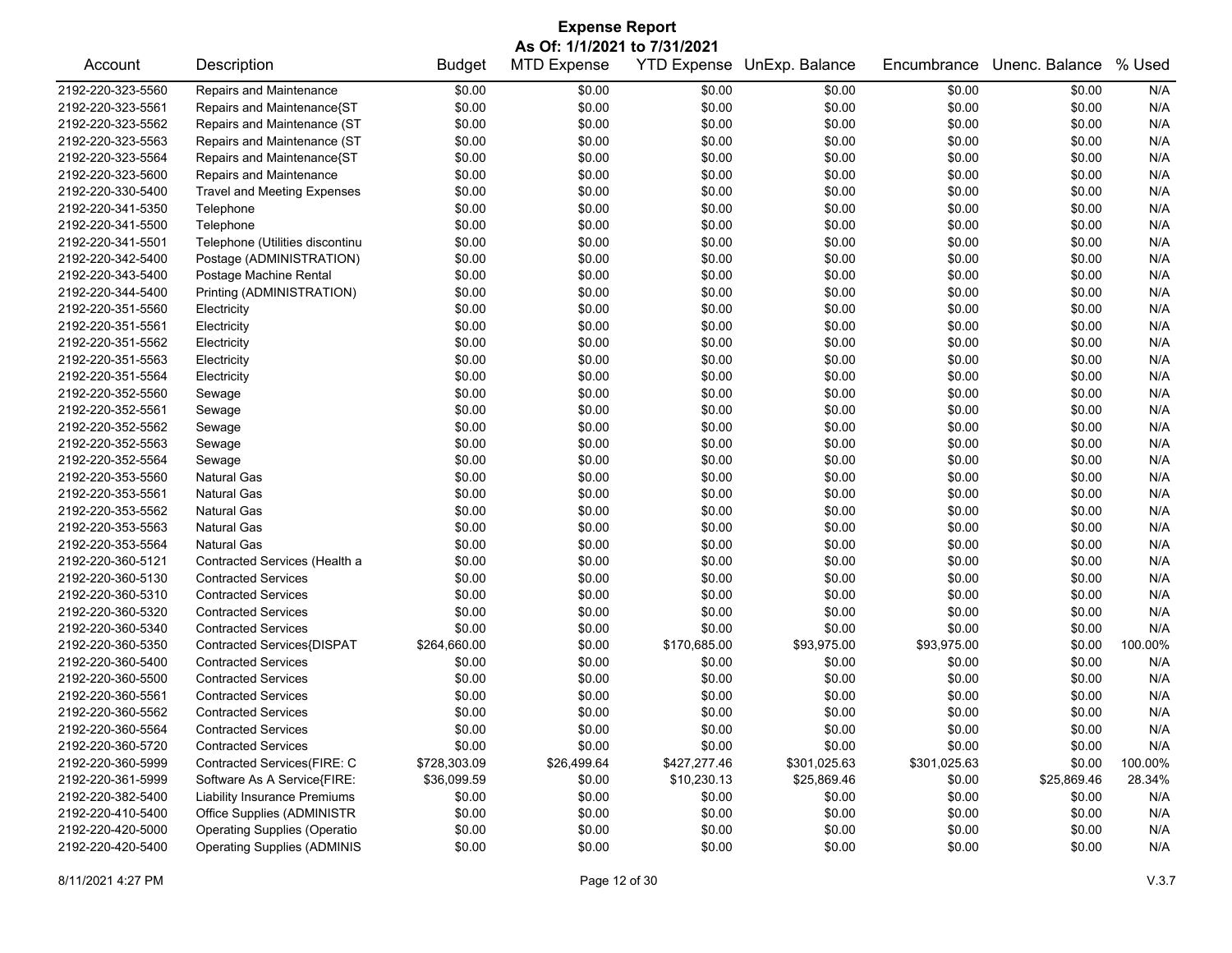# Expense Report

**As Of: 1/1/2021 to 7/31/2021**

| Account | Description | Budget | MTD Expense | YTD Expense | UnExp. Balance | Encumbrance | Unenc. Balance | % Used |
|---|---|---|---|---|---|---|---|---|
| 2192-220-323-5560 | Repairs and Maintenance | $0.00 | $0.00 | $0.00 | $0.00 | $0.00 | $0.00 | N/A |
| 2192-220-323-5561 | Repairs and Maintenance{ST | $0.00 | $0.00 | $0.00 | $0.00 | $0.00 | $0.00 | N/A |
| 2192-220-323-5562 | Repairs and Maintenance (ST | $0.00 | $0.00 | $0.00 | $0.00 | $0.00 | $0.00 | N/A |
| 2192-220-323-5563 | Repairs and Maintenance (ST | $0.00 | $0.00 | $0.00 | $0.00 | $0.00 | $0.00 | N/A |
| 2192-220-323-5564 | Repairs and Maintenance{ST | $0.00 | $0.00 | $0.00 | $0.00 | $0.00 | $0.00 | N/A |
| 2192-220-323-5600 | Repairs and Maintenance | $0.00 | $0.00 | $0.00 | $0.00 | $0.00 | $0.00 | N/A |
| 2192-220-330-5400 | Travel and Meeting Expenses | $0.00 | $0.00 | $0.00 | $0.00 | $0.00 | $0.00 | N/A |
| 2192-220-341-5350 | Telephone | $0.00 | $0.00 | $0.00 | $0.00 | $0.00 | $0.00 | N/A |
| 2192-220-341-5500 | Telephone | $0.00 | $0.00 | $0.00 | $0.00 | $0.00 | $0.00 | N/A |
| 2192-220-341-5501 | Telephone (Utilities discontinu | $0.00 | $0.00 | $0.00 | $0.00 | $0.00 | $0.00 | N/A |
| 2192-220-342-5400 | Postage (ADMINISTRATION) | $0.00 | $0.00 | $0.00 | $0.00 | $0.00 | $0.00 | N/A |
| 2192-220-343-5400 | Postage Machine Rental | $0.00 | $0.00 | $0.00 | $0.00 | $0.00 | $0.00 | N/A |
| 2192-220-344-5400 | Printing (ADMINISTRATION) | $0.00 | $0.00 | $0.00 | $0.00 | $0.00 | $0.00 | N/A |
| 2192-220-351-5560 | Electricity | $0.00 | $0.00 | $0.00 | $0.00 | $0.00 | $0.00 | N/A |
| 2192-220-351-5561 | Electricity | $0.00 | $0.00 | $0.00 | $0.00 | $0.00 | $0.00 | N/A |
| 2192-220-351-5562 | Electricity | $0.00 | $0.00 | $0.00 | $0.00 | $0.00 | $0.00 | N/A |
| 2192-220-351-5563 | Electricity | $0.00 | $0.00 | $0.00 | $0.00 | $0.00 | $0.00 | N/A |
| 2192-220-351-5564 | Electricity | $0.00 | $0.00 | $0.00 | $0.00 | $0.00 | $0.00 | N/A |
| 2192-220-352-5560 | Sewage | $0.00 | $0.00 | $0.00 | $0.00 | $0.00 | $0.00 | N/A |
| 2192-220-352-5561 | Sewage | $0.00 | $0.00 | $0.00 | $0.00 | $0.00 | $0.00 | N/A |
| 2192-220-352-5562 | Sewage | $0.00 | $0.00 | $0.00 | $0.00 | $0.00 | $0.00 | N/A |
| 2192-220-352-5563 | Sewage | $0.00 | $0.00 | $0.00 | $0.00 | $0.00 | $0.00 | N/A |
| 2192-220-352-5564 | Sewage | $0.00 | $0.00 | $0.00 | $0.00 | $0.00 | $0.00 | N/A |
| 2192-220-353-5560 | Natural Gas | $0.00 | $0.00 | $0.00 | $0.00 | $0.00 | $0.00 | N/A |
| 2192-220-353-5561 | Natural Gas | $0.00 | $0.00 | $0.00 | $0.00 | $0.00 | $0.00 | N/A |
| 2192-220-353-5562 | Natural Gas | $0.00 | $0.00 | $0.00 | $0.00 | $0.00 | $0.00 | N/A |
| 2192-220-353-5563 | Natural Gas | $0.00 | $0.00 | $0.00 | $0.00 | $0.00 | $0.00 | N/A |
| 2192-220-353-5564 | Natural Gas | $0.00 | $0.00 | $0.00 | $0.00 | $0.00 | $0.00 | N/A |
| 2192-220-360-5121 | Contracted Services (Health a | $0.00 | $0.00 | $0.00 | $0.00 | $0.00 | $0.00 | N/A |
| 2192-220-360-5130 | Contracted Services | $0.00 | $0.00 | $0.00 | $0.00 | $0.00 | $0.00 | N/A |
| 2192-220-360-5310 | Contracted Services | $0.00 | $0.00 | $0.00 | $0.00 | $0.00 | $0.00 | N/A |
| 2192-220-360-5320 | Contracted Services | $0.00 | $0.00 | $0.00 | $0.00 | $0.00 | $0.00 | N/A |
| 2192-220-360-5340 | Contracted Services | $0.00 | $0.00 | $0.00 | $0.00 | $0.00 | $0.00 | N/A |
| 2192-220-360-5350 | Contracted Services{DISPAT | $264,660.00 | $0.00 | $170,685.00 | $93,975.00 | $93,975.00 | $0.00 | 100.00% |
| 2192-220-360-5400 | Contracted Services | $0.00 | $0.00 | $0.00 | $0.00 | $0.00 | $0.00 | N/A |
| 2192-220-360-5500 | Contracted Services | $0.00 | $0.00 | $0.00 | $0.00 | $0.00 | $0.00 | N/A |
| 2192-220-360-5561 | Contracted Services | $0.00 | $0.00 | $0.00 | $0.00 | $0.00 | $0.00 | N/A |
| 2192-220-360-5562 | Contracted Services | $0.00 | $0.00 | $0.00 | $0.00 | $0.00 | $0.00 | N/A |
| 2192-220-360-5564 | Contracted Services | $0.00 | $0.00 | $0.00 | $0.00 | $0.00 | $0.00 | N/A |
| 2192-220-360-5720 | Contracted Services | $0.00 | $0.00 | $0.00 | $0.00 | $0.00 | $0.00 | N/A |
| 2192-220-360-5999 | Contracted Services(FIRE: C | $728,303.09 | $26,499.64 | $427,277.46 | $301,025.63 | $301,025.63 | $0.00 | 100.00% |
| 2192-220-361-5999 | Software As A Service{FIRE: | $36,099.59 | $0.00 | $10,230.13 | $25,869.46 | $0.00 | $25,869.46 | 28.34% |
| 2192-220-382-5400 | Liability Insurance Premiums | $0.00 | $0.00 | $0.00 | $0.00 | $0.00 | $0.00 | N/A |
| 2192-220-410-5400 | Office Supplies (ADMINISTR | $0.00 | $0.00 | $0.00 | $0.00 | $0.00 | $0.00 | N/A |
| 2192-220-420-5000 | Operating Supplies (Operatio | $0.00 | $0.00 | $0.00 | $0.00 | $0.00 | $0.00 | N/A |
| 2192-220-420-5400 | Operating Supplies (ADMINIS | $0.00 | $0.00 | $0.00 | $0.00 | $0.00 | $0.00 | N/A |

8/11/2021 4:27 PM — V.3.7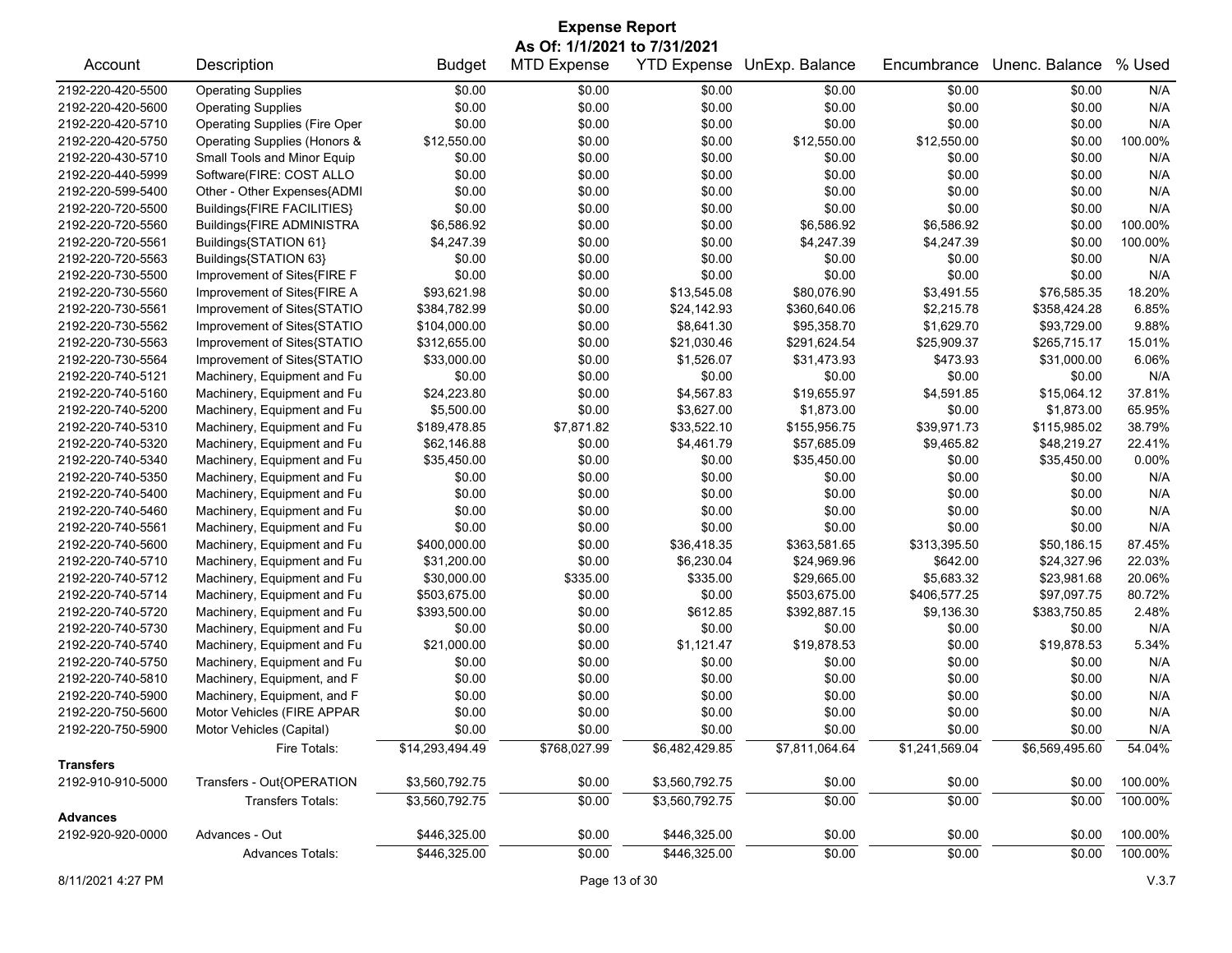# Expense Report

**As Of: 1/1/2021 to 7/31/2021**

| Account | Description | Budget | MTD Expense | YTD Expense | UnExp. Balance | Encumbrance | Unenc. Balance | % Used |
|---|---|---|---|---|---|---|---|---|
| 2192-220-420-5500 | Operating Supplies | $0.00 | $0.00 | $0.00 | $0.00 | $0.00 | $0.00 | N/A |
| 2192-220-420-5600 | Operating Supplies | $0.00 | $0.00 | $0.00 | $0.00 | $0.00 | $0.00 | N/A |
| 2192-220-420-5710 | Operating Supplies (Fire Oper | $0.00 | $0.00 | $0.00 | $0.00 | $0.00 | $0.00 | N/A |
| 2192-220-420-5750 | Operating Supplies (Honors & | $12,550.00 | $0.00 | $0.00 | $12,550.00 | $12,550.00 | $0.00 | 100.00% |
| 2192-220-430-5710 | Small Tools and Minor Equip | $0.00 | $0.00 | $0.00 | $0.00 | $0.00 | $0.00 | N/A |
| 2192-220-440-5999 | Software(FIRE: COST ALLO | $0.00 | $0.00 | $0.00 | $0.00 | $0.00 | $0.00 | N/A |
| 2192-220-599-5400 | Other - Other Expenses{ADMI | $0.00 | $0.00 | $0.00 | $0.00 | $0.00 | $0.00 | N/A |
| 2192-220-720-5500 | Buildings{FIRE FACILITIES} | $0.00 | $0.00 | $0.00 | $0.00 | $0.00 | $0.00 | N/A |
| 2192-220-720-5560 | Buildings{FIRE ADMINISTRA | $6,586.92 | $0.00 | $0.00 | $6,586.92 | $6,586.92 | $0.00 | 100.00% |
| 2192-220-720-5561 | Buildings{STATION 61} | $4,247.39 | $0.00 | $0.00 | $4,247.39 | $4,247.39 | $0.00 | 100.00% |
| 2192-220-720-5563 | Buildings{STATION 63} | $0.00 | $0.00 | $0.00 | $0.00 | $0.00 | $0.00 | N/A |
| 2192-220-730-5500 | Improvement of Sites{FIRE F | $0.00 | $0.00 | $0.00 | $0.00 | $0.00 | $0.00 | N/A |
| 2192-220-730-5560 | Improvement of Sites{FIRE A | $93,621.98 | $0.00 | $13,545.08 | $80,076.90 | $3,491.55 | $76,585.35 | 18.20% |
| 2192-220-730-5561 | Improvement of Sites{STATIO | $384,782.99 | $0.00 | $24,142.93 | $360,640.06 | $2,215.78 | $358,424.28 | 6.85% |
| 2192-220-730-5562 | Improvement of Sites{STATIO | $104,000.00 | $0.00 | $8,641.30 | $95,358.70 | $1,629.70 | $93,729.00 | 9.88% |
| 2192-220-730-5563 | Improvement of Sites{STATIO | $312,655.00 | $0.00 | $21,030.46 | $291,624.54 | $25,909.37 | $265,715.17 | 15.01% |
| 2192-220-730-5564 | Improvement of Sites{STATIO | $33,000.00 | $0.00 | $1,526.07 | $31,473.93 | $473.93 | $31,000.00 | 6.06% |
| 2192-220-740-5121 | Machinery, Equipment and Fu | $0.00 | $0.00 | $0.00 | $0.00 | $0.00 | $0.00 | N/A |
| 2192-220-740-5160 | Machinery, Equipment and Fu | $24,223.80 | $0.00 | $4,567.83 | $19,655.97 | $4,591.85 | $15,064.12 | 37.81% |
| 2192-220-740-5200 | Machinery, Equipment and Fu | $5,500.00 | $0.00 | $3,627.00 | $1,873.00 | $0.00 | $1,873.00 | 65.95% |
| 2192-220-740-5310 | Machinery, Equipment and Fu | $189,478.85 | $7,871.82 | $33,522.10 | $155,956.75 | $39,971.73 | $115,985.02 | 38.79% |
| 2192-220-740-5320 | Machinery, Equipment and Fu | $62,146.88 | $0.00 | $4,461.79 | $57,685.09 | $9,465.82 | $48,219.27 | 22.41% |
| 2192-220-740-5340 | Machinery, Equipment and Fu | $35,450.00 | $0.00 | $0.00 | $35,450.00 | $0.00 | $35,450.00 | 0.00% |
| 2192-220-740-5350 | Machinery, Equipment and Fu | $0.00 | $0.00 | $0.00 | $0.00 | $0.00 | $0.00 | N/A |
| 2192-220-740-5400 | Machinery, Equipment and Fu | $0.00 | $0.00 | $0.00 | $0.00 | $0.00 | $0.00 | N/A |
| 2192-220-740-5460 | Machinery, Equipment and Fu | $0.00 | $0.00 | $0.00 | $0.00 | $0.00 | $0.00 | N/A |
| 2192-220-740-5561 | Machinery, Equipment and Fu | $0.00 | $0.00 | $0.00 | $0.00 | $0.00 | $0.00 | N/A |
| 2192-220-740-5600 | Machinery, Equipment and Fu | $400,000.00 | $0.00 | $36,418.35 | $363,581.65 | $313,395.50 | $50,186.15 | 87.45% |
| 2192-220-740-5710 | Machinery, Equipment and Fu | $31,200.00 | $0.00 | $6,230.04 | $24,969.96 | $642.00 | $24,327.96 | 22.03% |
| 2192-220-740-5712 | Machinery, Equipment and Fu | $30,000.00 | $335.00 | $335.00 | $29,665.00 | $5,683.32 | $23,981.68 | 20.06% |
| 2192-220-740-5714 | Machinery, Equipment and Fu | $503,675.00 | $0.00 | $0.00 | $503,675.00 | $406,577.25 | $97,097.75 | 80.72% |
| 2192-220-740-5720 | Machinery, Equipment and Fu | $393,500.00 | $0.00 | $612.85 | $392,887.15 | $9,136.30 | $383,750.85 | 2.48% |
| 2192-220-740-5730 | Machinery, Equipment and Fu | $0.00 | $0.00 | $0.00 | $0.00 | $0.00 | $0.00 | N/A |
| 2192-220-740-5740 | Machinery, Equipment and Fu | $21,000.00 | $0.00 | $1,121.47 | $19,878.53 | $0.00 | $19,878.53 | 5.34% |
| 2192-220-740-5750 | Machinery, Equipment and Fu | $0.00 | $0.00 | $0.00 | $0.00 | $0.00 | $0.00 | N/A |
| 2192-220-740-5810 | Machinery, Equipment, and F | $0.00 | $0.00 | $0.00 | $0.00 | $0.00 | $0.00 | N/A |
| 2192-220-740-5900 | Machinery, Equipment, and F | $0.00 | $0.00 | $0.00 | $0.00 | $0.00 | $0.00 | N/A |
| 2192-220-750-5600 | Motor Vehicles (FIRE APPAR | $0.00 | $0.00 | $0.00 | $0.00 | $0.00 | $0.00 | N/A |
| 2192-220-750-5900 | Motor Vehicles (Capital) | $0.00 | $0.00 | $0.00 | $0.00 | $0.00 | $0.00 | N/A |
| | Fire Totals: | $14,293,494.49 | $768,027.99 | $6,482,429.85 | $7,811,064.64 | $1,241,569.04 | $6,569,495.60 | 54.04% |
| **Transfers** | | | | | | | | |
| 2192-910-910-5000 | Transfers - Out{OPERATION | $3,560,792.75 | $0.00 | $3,560,792.75 | $0.00 | $0.00 | $0.00 | 100.00% |
| | Transfers Totals: | $3,560,792.75 | $0.00 | $3,560,792.75 | $0.00 | $0.00 | $0.00 | 100.00% |
| **Advances** | | | | | | | | |
| 2192-920-920-0000 | Advances - Out | $446,325.00 | $0.00 | $446,325.00 | $0.00 | $0.00 | $0.00 | 100.00% |
| | Advances Totals: | $446,325.00 | $0.00 | $446,325.00 | $0.00 | $0.00 | $0.00 | 100.00% |

8/11/2021 4:27 PM V.3.7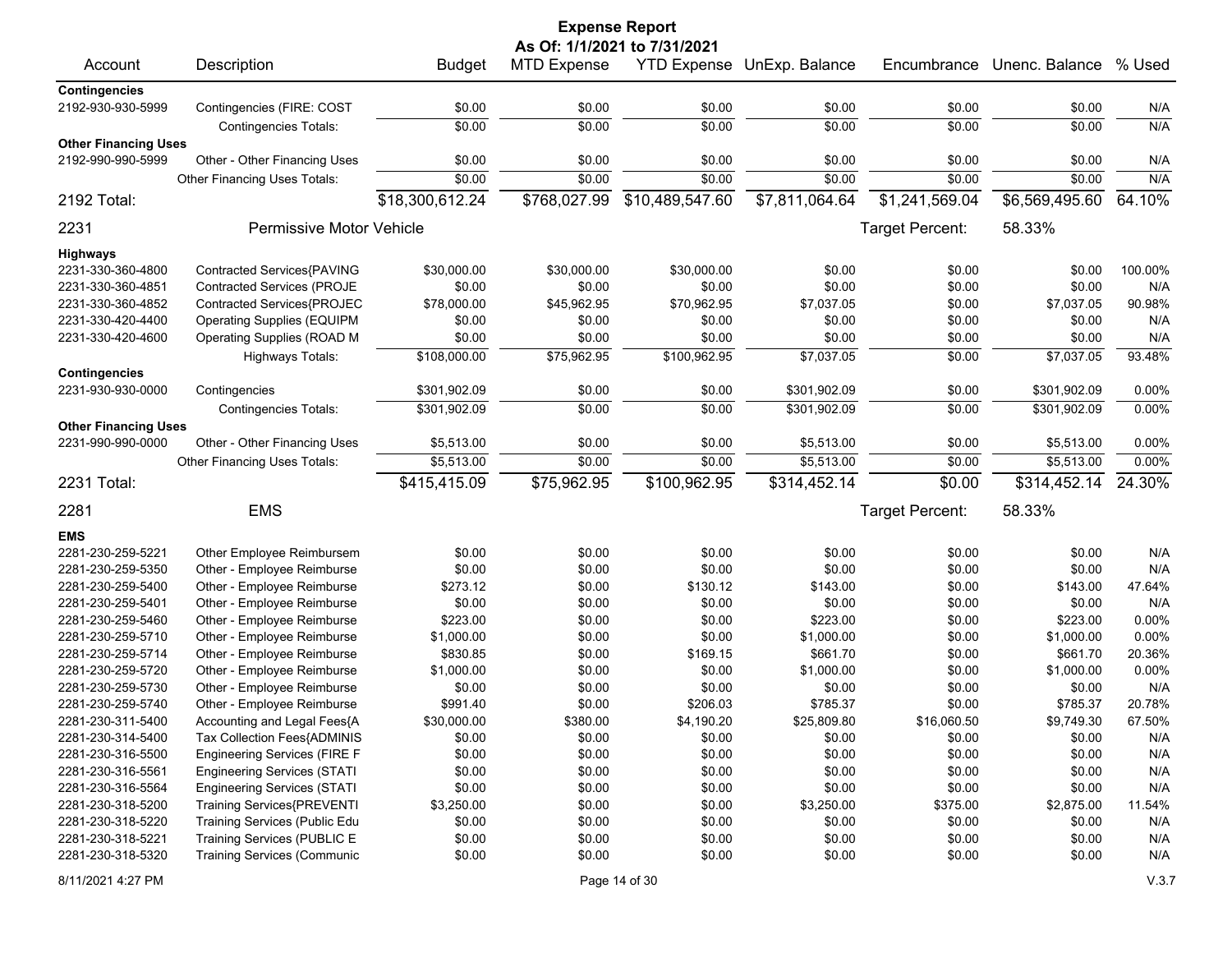# Expense Report

**As Of: 1/1/2021 to 7/31/2021**

| Account | Description | Budget | MTD Expense | YTD Expense | UnExp. Balance | Encumbrance | Unenc. Balance | % Used |
|---|---|---|---|---|---|---|---|---|
| **Contingencies** | | | | | | | | |
| 2192-930-930-5999 | Contingencies (FIRE: COST | $0.00 | $0.00 | $0.00 | $0.00 | $0.00 | $0.00 | N/A |
| | Contingencies Totals: | $0.00 | $0.00 | $0.00 | $0.00 | $0.00 | $0.00 | N/A |
| **Other Financing Uses** | | | | | | | | |
| 2192-990-990-5999 | Other - Other Financing Uses | $0.00 | $0.00 | $0.00 | $0.00 | $0.00 | $0.00 | N/A |
| | Other Financing Uses Totals: | $0.00 | $0.00 | $0.00 | $0.00 | $0.00 | $0.00 | N/A |
| **2192 Total:** | | $18,300,612.24 | $768,027.99 | $10,489,547.60 | $7,811,064.64 | $1,241,569.04 | $6,569,495.60 | 64.10% |
| **2231** | **Permissive Motor Vehicle** | | | | | Target Percent: | 58.33% | |
| **Highways** | | | | | | | | |
| 2231-330-360-4800 | Contracted Services{PAVING | $30,000.00 | $30,000.00 | $30,000.00 | $0.00 | $0.00 | $0.00 | 100.00% |
| 2231-330-360-4851 | Contracted Services (PROJE | $0.00 | $0.00 | $0.00 | $0.00 | $0.00 | $0.00 | N/A |
| 2231-330-360-4852 | Contracted Services{PROJEC | $78,000.00 | $45,962.95 | $70,962.95 | $7,037.05 | $0.00 | $7,037.05 | 90.98% |
| 2231-330-420-4400 | Operating Supplies (EQUIPM | $0.00 | $0.00 | $0.00 | $0.00 | $0.00 | $0.00 | N/A |
| 2231-330-420-4600 | Operating Supplies (ROAD M | $0.00 | $0.00 | $0.00 | $0.00 | $0.00 | $0.00 | N/A |
| | Highways Totals: | $108,000.00 | $75,962.95 | $100,962.95 | $7,037.05 | $0.00 | $7,037.05 | 93.48% |
| **Contingencies** | | | | | | | | |
| 2231-930-930-0000 | Contingencies | $301,902.09 | $0.00 | $0.00 | $301,902.09 | $0.00 | $301,902.09 | 0.00% |
| | Contingencies Totals: | $301,902.09 | $0.00 | $0.00 | $301,902.09 | $0.00 | $301,902.09 | 0.00% |
| **Other Financing Uses** | | | | | | | | |
| 2231-990-990-0000 | Other - Other Financing Uses | $5,513.00 | $0.00 | $0.00 | $5,513.00 | $0.00 | $5,513.00 | 0.00% |
| | Other Financing Uses Totals: | $5,513.00 | $0.00 | $0.00 | $5,513.00 | $0.00 | $5,513.00 | 0.00% |
| **2231 Total:** | | $415,415.09 | $75,962.95 | $100,962.95 | $314,452.14 | $0.00 | $314,452.14 | 24.30% |
| **2281** | **EMS** | | | | | Target Percent: | 58.33% | |
| **EMS** | | | | | | | | |
| 2281-230-259-5221 | Other Employee Reimbursem | $0.00 | $0.00 | $0.00 | $0.00 | $0.00 | $0.00 | N/A |
| 2281-230-259-5350 | Other - Employee Reimburse | $0.00 | $0.00 | $0.00 | $0.00 | $0.00 | $0.00 | N/A |
| 2281-230-259-5400 | Other - Employee Reimburse | $273.12 | $0.00 | $130.12 | $143.00 | $0.00 | $143.00 | 47.64% |
| 2281-230-259-5401 | Other - Employee Reimburse | $0.00 | $0.00 | $0.00 | $0.00 | $0.00 | $0.00 | N/A |
| 2281-230-259-5460 | Other - Employee Reimburse | $223.00 | $0.00 | $0.00 | $223.00 | $0.00 | $223.00 | 0.00% |
| 2281-230-259-5710 | Other - Employee Reimburse | $1,000.00 | $0.00 | $0.00 | $1,000.00 | $0.00 | $1,000.00 | 0.00% |
| 2281-230-259-5714 | Other - Employee Reimburse | $830.85 | $0.00 | $169.15 | $661.70 | $0.00 | $661.70 | 20.36% |
| 2281-230-259-5720 | Other - Employee Reimburse | $1,000.00 | $0.00 | $0.00 | $1,000.00 | $0.00 | $1,000.00 | 0.00% |
| 2281-230-259-5730 | Other - Employee Reimburse | $0.00 | $0.00 | $0.00 | $0.00 | $0.00 | $0.00 | N/A |
| 2281-230-259-5740 | Other - Employee Reimburse | $991.40 | $0.00 | $206.03 | $785.37 | $0.00 | $785.37 | 20.78% |
| 2281-230-311-5400 | Accounting and Legal Fees{A | $30,000.00 | $380.00 | $4,190.20 | $25,809.80 | $16,060.50 | $9,749.30 | 67.50% |
| 2281-230-314-5400 | Tax Collection Fees{ADMINIS | $0.00 | $0.00 | $0.00 | $0.00 | $0.00 | $0.00 | N/A |
| 2281-230-316-5500 | Engineering Services (FIRE F | $0.00 | $0.00 | $0.00 | $0.00 | $0.00 | $0.00 | N/A |
| 2281-230-316-5561 | Engineering Services (STATI | $0.00 | $0.00 | $0.00 | $0.00 | $0.00 | $0.00 | N/A |
| 2281-230-316-5564 | Engineering Services (STATI | $0.00 | $0.00 | $0.00 | $0.00 | $0.00 | $0.00 | N/A |
| 2281-230-318-5200 | Training Services{PREVENTI | $3,250.00 | $0.00 | $0.00 | $3,250.00 | $375.00 | $2,875.00 | 11.54% |
| 2281-230-318-5220 | Training Services (Public Edu | $0.00 | $0.00 | $0.00 | $0.00 | $0.00 | $0.00 | N/A |
| 2281-230-318-5221 | Training Services (PUBLIC E | $0.00 | $0.00 | $0.00 | $0.00 | $0.00 | $0.00 | N/A |
| 2281-230-318-5320 | Training Services (Communic | $0.00 | $0.00 | $0.00 | $0.00 | $0.00 | $0.00 | N/A |

8/11/2021 4:27 PM V.3.7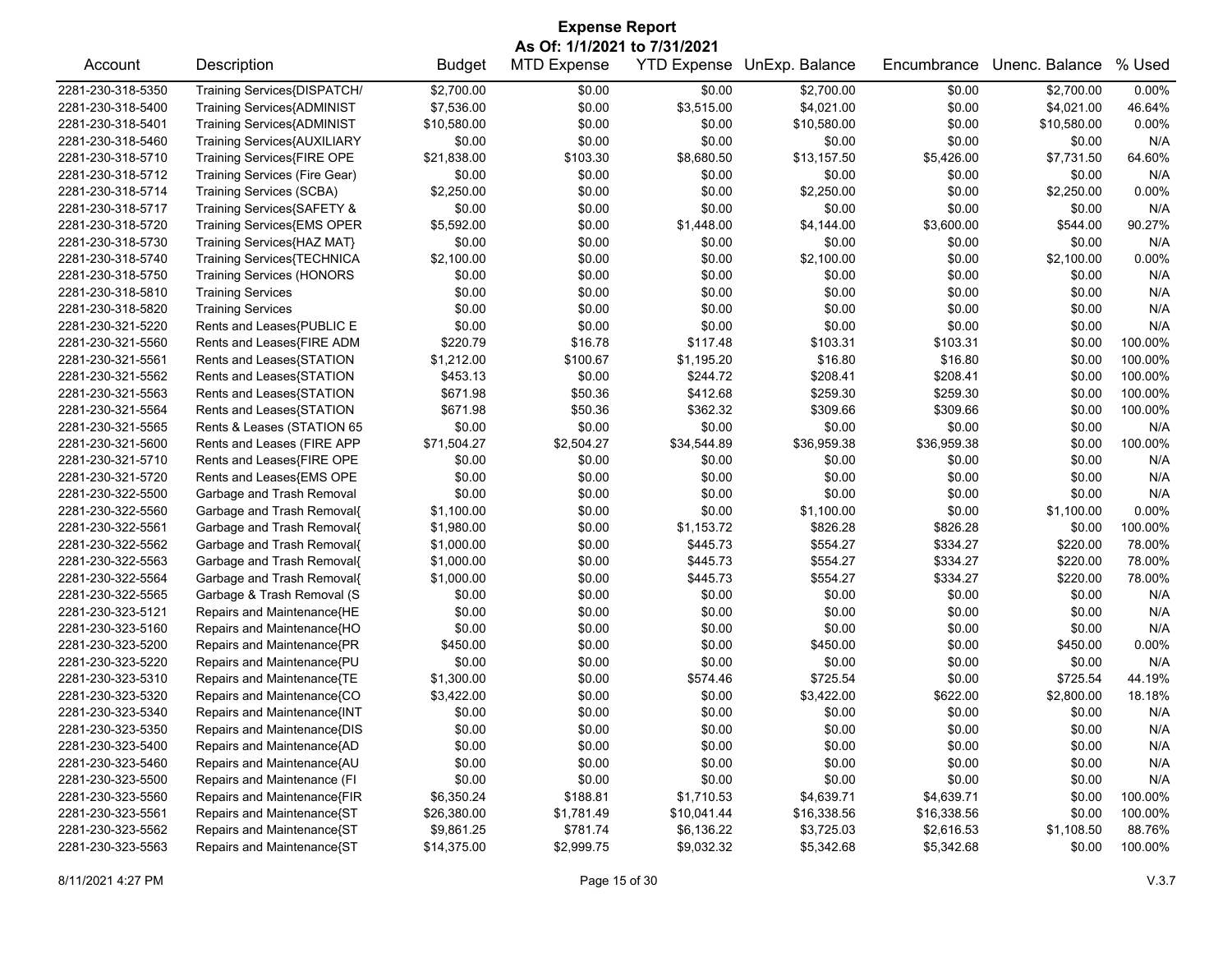# Expense Report

**As Of: 1/1/2021 to 7/31/2021**

| Account | Description | Budget | MTD Expense | YTD Expense | UnExp. Balance | Encumbrance | Unenc. Balance | % Used |
|---|---|---|---|---|---|---|---|---|
| 2281-230-318-5350 | Training Services{DISPATCH/ | $2,700.00 | $0.00 | $0.00 | $2,700.00 | $0.00 | $2,700.00 | 0.00% |
| 2281-230-318-5400 | Training Services{ADMINIST | $7,536.00 | $0.00 | $3,515.00 | $4,021.00 | $0.00 | $4,021.00 | 46.64% |
| 2281-230-318-5401 | Training Services{ADMINIST | $10,580.00 | $0.00 | $0.00 | $10,580.00 | $0.00 | $10,580.00 | 0.00% |
| 2281-230-318-5460 | Training Services{AUXILIARY | $0.00 | $0.00 | $0.00 | $0.00 | $0.00 | $0.00 | N/A |
| 2281-230-318-5710 | Training Services{FIRE OPE | $21,838.00 | $103.30 | $8,680.50 | $13,157.50 | $5,426.00 | $7,731.50 | 64.60% |
| 2281-230-318-5712 | Training Services (Fire Gear) | $0.00 | $0.00 | $0.00 | $0.00 | $0.00 | $0.00 | N/A |
| 2281-230-318-5714 | Training Services (SCBA) | $2,250.00 | $0.00 | $0.00 | $2,250.00 | $0.00 | $2,250.00 | 0.00% |
| 2281-230-318-5717 | Training Services{SAFETY & | $0.00 | $0.00 | $0.00 | $0.00 | $0.00 | $0.00 | N/A |
| 2281-230-318-5720 | Training Services{EMS OPER | $5,592.00 | $0.00 | $1,448.00 | $4,144.00 | $3,600.00 | $544.00 | 90.27% |
| 2281-230-318-5730 | Training Services{HAZ MAT} | $0.00 | $0.00 | $0.00 | $0.00 | $0.00 | $0.00 | N/A |
| 2281-230-318-5740 | Training Services{TECHNICA | $2,100.00 | $0.00 | $0.00 | $2,100.00 | $0.00 | $2,100.00 | 0.00% |
| 2281-230-318-5750 | Training Services (HONORS | $0.00 | $0.00 | $0.00 | $0.00 | $0.00 | $0.00 | N/A |
| 2281-230-318-5810 | Training Services | $0.00 | $0.00 | $0.00 | $0.00 | $0.00 | $0.00 | N/A |
| 2281-230-318-5820 | Training Services | $0.00 | $0.00 | $0.00 | $0.00 | $0.00 | $0.00 | N/A |
| 2281-230-321-5220 | Rents and Leases{PUBLIC E | $0.00 | $0.00 | $0.00 | $0.00 | $0.00 | $0.00 | N/A |
| 2281-230-321-5560 | Rents and Leases{FIRE ADM | $220.79 | $16.78 | $117.48 | $103.31 | $103.31 | $0.00 | 100.00% |
| 2281-230-321-5561 | Rents and Leases{STATION | $1,212.00 | $100.67 | $1,195.20 | $16.80 | $16.80 | $0.00 | 100.00% |
| 2281-230-321-5562 | Rents and Leases{STATION | $453.13 | $0.00 | $244.72 | $208.41 | $208.41 | $0.00 | 100.00% |
| 2281-230-321-5563 | Rents and Leases{STATION | $671.98 | $50.36 | $412.68 | $259.30 | $259.30 | $0.00 | 100.00% |
| 2281-230-321-5564 | Rents and Leases{STATION | $671.98 | $50.36 | $362.32 | $309.66 | $309.66 | $0.00 | 100.00% |
| 2281-230-321-5565 | Rents & Leases (STATION 65 | $0.00 | $0.00 | $0.00 | $0.00 | $0.00 | $0.00 | N/A |
| 2281-230-321-5600 | Rents and Leases (FIRE APP | $71,504.27 | $2,504.27 | $34,544.89 | $36,959.38 | $36,959.38 | $0.00 | 100.00% |
| 2281-230-321-5710 | Rents and Leases{FIRE OPE | $0.00 | $0.00 | $0.00 | $0.00 | $0.00 | $0.00 | N/A |
| 2281-230-321-5720 | Rents and Leases{EMS OPE | $0.00 | $0.00 | $0.00 | $0.00 | $0.00 | $0.00 | N/A |
| 2281-230-322-5500 | Garbage and Trash Removal | $0.00 | $0.00 | $0.00 | $0.00 | $0.00 | $0.00 | N/A |
| 2281-230-322-5560 | Garbage and Trash Removal{ | $1,100.00 | $0.00 | $0.00 | $1,100.00 | $0.00 | $1,100.00 | 0.00% |
| 2281-230-322-5561 | Garbage and Trash Removal{ | $1,980.00 | $0.00 | $1,153.72 | $826.28 | $826.28 | $0.00 | 100.00% |
| 2281-230-322-5562 | Garbage and Trash Removal{ | $1,000.00 | $0.00 | $445.73 | $554.27 | $334.27 | $220.00 | 78.00% |
| 2281-230-322-5563 | Garbage and Trash Removal{ | $1,000.00 | $0.00 | $445.73 | $554.27 | $334.27 | $220.00 | 78.00% |
| 2281-230-322-5564 | Garbage and Trash Removal{ | $1,000.00 | $0.00 | $445.73 | $554.27 | $334.27 | $220.00 | 78.00% |
| 2281-230-322-5565 | Garbage & Trash Removal (S | $0.00 | $0.00 | $0.00 | $0.00 | $0.00 | $0.00 | N/A |
| 2281-230-323-5121 | Repairs and Maintenance{HE | $0.00 | $0.00 | $0.00 | $0.00 | $0.00 | $0.00 | N/A |
| 2281-230-323-5160 | Repairs and Maintenance{HO | $0.00 | $0.00 | $0.00 | $0.00 | $0.00 | $0.00 | N/A |
| 2281-230-323-5200 | Repairs and Maintenance{PR | $450.00 | $0.00 | $0.00 | $450.00 | $0.00 | $450.00 | 0.00% |
| 2281-230-323-5220 | Repairs and Maintenance{PU | $0.00 | $0.00 | $0.00 | $0.00 | $0.00 | $0.00 | N/A |
| 2281-230-323-5310 | Repairs and Maintenance{TE | $1,300.00 | $0.00 | $574.46 | $725.54 | $0.00 | $725.54 | 44.19% |
| 2281-230-323-5320 | Repairs and Maintenance{CO | $3,422.00 | $0.00 | $0.00 | $3,422.00 | $622.00 | $2,800.00 | 18.18% |
| 2281-230-323-5340 | Repairs and Maintenance{INT | $0.00 | $0.00 | $0.00 | $0.00 | $0.00 | $0.00 | N/A |
| 2281-230-323-5350 | Repairs and Maintenance{DIS | $0.00 | $0.00 | $0.00 | $0.00 | $0.00 | $0.00 | N/A |
| 2281-230-323-5400 | Repairs and Maintenance{AD | $0.00 | $0.00 | $0.00 | $0.00 | $0.00 | $0.00 | N/A |
| 2281-230-323-5460 | Repairs and Maintenance{AU | $0.00 | $0.00 | $0.00 | $0.00 | $0.00 | $0.00 | N/A |
| 2281-230-323-5500 | Repairs and Maintenance (FI | $0.00 | $0.00 | $0.00 | $0.00 | $0.00 | $0.00 | N/A |
| 2281-230-323-5560 | Repairs and Maintenance{FIR | $6,350.24 | $188.81 | $1,710.53 | $4,639.71 | $4,639.71 | $0.00 | 100.00% |
| 2281-230-323-5561 | Repairs and Maintenance{ST | $26,380.00 | $1,781.49 | $10,041.44 | $16,338.56 | $16,338.56 | $0.00 | 100.00% |
| 2281-230-323-5562 | Repairs and Maintenance{ST | $9,861.25 | $781.74 | $6,136.22 | $3,725.03 | $2,616.53 | $1,108.50 | 88.76% |
| 2281-230-323-5563 | Repairs and Maintenance{ST | $14,375.00 | $2,999.75 | $9,032.32 | $5,342.68 | $5,342.68 | $0.00 | 100.00% |

8/11/2021 4:27 PM V.3.7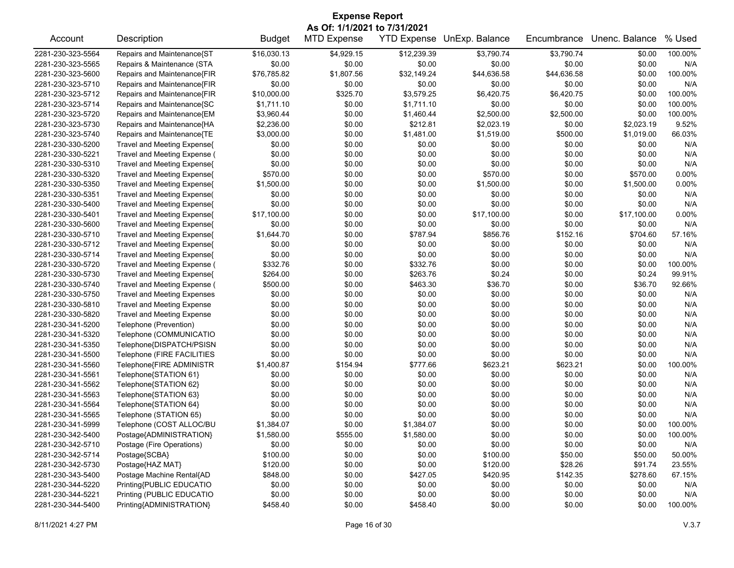# Expense Report

**As Of: 1/1/2021 to 7/31/2021**

| Account | Description | Budget | MTD Expense | YTD Expense | UnExp. Balance | Encumbrance | Unenc. Balance | % Used |
|---|---|---|---|---|---|---|---|---|
| 2281-230-323-5564 | Repairs and Maintenance{ST | $16,030.13 | $4,929.15 | $12,239.39 | $3,790.74 | $3,790.74 | $0.00 | 100.00% |
| 2281-230-323-5565 | Repairs & Maintenance (STA | $0.00 | $0.00 | $0.00 | $0.00 | $0.00 | $0.00 | N/A |
| 2281-230-323-5600 | Repairs and Maintenance{FIR | $76,785.82 | $1,807.56 | $32,149.24 | $44,636.58 | $44,636.58 | $0.00 | 100.00% |
| 2281-230-323-5710 | Repairs and Maintenance{FIR | $0.00 | $0.00 | $0.00 | $0.00 | $0.00 | $0.00 | N/A |
| 2281-230-323-5712 | Repairs and Maintenance{FIR | $10,000.00 | $325.70 | $3,579.25 | $6,420.75 | $6,420.75 | $0.00 | 100.00% |
| 2281-230-323-5714 | Repairs and Maintenance{SC | $1,711.10 | $0.00 | $1,711.10 | $0.00 | $0.00 | $0.00 | 100.00% |
| 2281-230-323-5720 | Repairs and Maintenance{EM | $3,960.44 | $0.00 | $1,460.44 | $2,500.00 | $2,500.00 | $0.00 | 100.00% |
| 2281-230-323-5730 | Repairs and Maintenance{HA | $2,236.00 | $0.00 | $212.81 | $2,023.19 | $0.00 | $2,023.19 | 9.52% |
| 2281-230-323-5740 | Repairs and Maintenance{TE | $3,000.00 | $0.00 | $1,481.00 | $1,519.00 | $500.00 | $1,019.00 | 66.03% |
| 2281-230-330-5200 | Travel and Meeting Expense{ | $0.00 | $0.00 | $0.00 | $0.00 | $0.00 | $0.00 | N/A |
| 2281-230-330-5221 | Travel and Meeting Expense ( | $0.00 | $0.00 | $0.00 | $0.00 | $0.00 | $0.00 | N/A |
| 2281-230-330-5310 | Travel and Meeting Expense{ | $0.00 | $0.00 | $0.00 | $0.00 | $0.00 | $0.00 | N/A |
| 2281-230-330-5320 | Travel and Meeting Expense{ | $570.00 | $0.00 | $0.00 | $570.00 | $0.00 | $570.00 | 0.00% |
| 2281-230-330-5350 | Travel and Meeting Expense{ | $1,500.00 | $0.00 | $0.00 | $1,500.00 | $0.00 | $1,500.00 | 0.00% |
| 2281-230-330-5351 | Travel and Meeting Expense( | $0.00 | $0.00 | $0.00 | $0.00 | $0.00 | $0.00 | N/A |
| 2281-230-330-5400 | Travel and Meeting Expense{ | $0.00 | $0.00 | $0.00 | $0.00 | $0.00 | $0.00 | N/A |
| 2281-230-330-5401 | Travel and Meeting Expense{ | $17,100.00 | $0.00 | $0.00 | $17,100.00 | $0.00 | $17,100.00 | 0.00% |
| 2281-230-330-5600 | Travel and Meeting Expense{ | $0.00 | $0.00 | $0.00 | $0.00 | $0.00 | $0.00 | N/A |
| 2281-230-330-5710 | Travel and Meeting Expense{ | $1,644.70 | $0.00 | $787.94 | $856.76 | $152.16 | $704.60 | 57.16% |
| 2281-230-330-5712 | Travel and Meeting Expense{ | $0.00 | $0.00 | $0.00 | $0.00 | $0.00 | $0.00 | N/A |
| 2281-230-330-5714 | Travel and Meeting Expense{ | $0.00 | $0.00 | $0.00 | $0.00 | $0.00 | $0.00 | N/A |
| 2281-230-330-5720 | Travel and Meeting Expense ( | $332.76 | $0.00 | $332.76 | $0.00 | $0.00 | $0.00 | 100.00% |
| 2281-230-330-5730 | Travel and Meeting Expense{ | $264.00 | $0.00 | $263.76 | $0.24 | $0.00 | $0.24 | 99.91% |
| 2281-230-330-5740 | Travel and Meeting Expense ( | $500.00 | $0.00 | $463.30 | $36.70 | $0.00 | $36.70 | 92.66% |
| 2281-230-330-5750 | Travel and Meeting Expenses | $0.00 | $0.00 | $0.00 | $0.00 | $0.00 | $0.00 | N/A |
| 2281-230-330-5810 | Travel and Meeting Expense | $0.00 | $0.00 | $0.00 | $0.00 | $0.00 | $0.00 | N/A |
| 2281-230-330-5820 | Travel and Meeting Expense | $0.00 | $0.00 | $0.00 | $0.00 | $0.00 | $0.00 | N/A |
| 2281-230-341-5200 | Telephone (Prevention) | $0.00 | $0.00 | $0.00 | $0.00 | $0.00 | $0.00 | N/A |
| 2281-230-341-5320 | Telephone (COMMUNICATIO | $0.00 | $0.00 | $0.00 | $0.00 | $0.00 | $0.00 | N/A |
| 2281-230-341-5350 | Telephone{DISPATCH/PSISN | $0.00 | $0.00 | $0.00 | $0.00 | $0.00 | $0.00 | N/A |
| 2281-230-341-5500 | Telephone (FIRE FACILITIES | $0.00 | $0.00 | $0.00 | $0.00 | $0.00 | $0.00 | N/A |
| 2281-230-341-5560 | Telephone{FIRE ADMINISTR | $1,400.87 | $154.94 | $777.66 | $623.21 | $623.21 | $0.00 | 100.00% |
| 2281-230-341-5561 | Telephone{STATION 61} | $0.00 | $0.00 | $0.00 | $0.00 | $0.00 | $0.00 | N/A |
| 2281-230-341-5562 | Telephone{STATION 62} | $0.00 | $0.00 | $0.00 | $0.00 | $0.00 | $0.00 | N/A |
| 2281-230-341-5563 | Telephone{STATION 63} | $0.00 | $0.00 | $0.00 | $0.00 | $0.00 | $0.00 | N/A |
| 2281-230-341-5564 | Telephone{STATION 64} | $0.00 | $0.00 | $0.00 | $0.00 | $0.00 | $0.00 | N/A |
| 2281-230-341-5565 | Telephone (STATION 65) | $0.00 | $0.00 | $0.00 | $0.00 | $0.00 | $0.00 | N/A |
| 2281-230-341-5999 | Telephone (COST ALLOC/BU | $1,384.07 | $0.00 | $1,384.07 | $0.00 | $0.00 | $0.00 | 100.00% |
| 2281-230-342-5400 | Postage{ADMINISTRATION} | $1,580.00 | $555.00 | $1,580.00 | $0.00 | $0.00 | $0.00 | 100.00% |
| 2281-230-342-5710 | Postage (Fire Operations) | $0.00 | $0.00 | $0.00 | $0.00 | $0.00 | $0.00 | N/A |
| 2281-230-342-5714 | Postage{SCBA} | $100.00 | $0.00 | $0.00 | $100.00 | $50.00 | $50.00 | 50.00% |
| 2281-230-342-5730 | Postage{HAZ MAT} | $120.00 | $0.00 | $0.00 | $120.00 | $28.26 | $91.74 | 23.55% |
| 2281-230-343-5400 | Postage Machine Rental{AD | $848.00 | $0.00 | $427.05 | $420.95 | $142.35 | $278.60 | 67.15% |
| 2281-230-344-5220 | Printing{PUBLIC EDUCATIO | $0.00 | $0.00 | $0.00 | $0.00 | $0.00 | $0.00 | N/A |
| 2281-230-344-5221 | Printing (PUBLIC EDUCATIO | $0.00 | $0.00 | $0.00 | $0.00 | $0.00 | $0.00 | N/A |
| 2281-230-344-5400 | Printing{ADMINISTRATION} | $458.40 | $0.00 | $458.40 | $0.00 | $0.00 | $0.00 | 100.00% |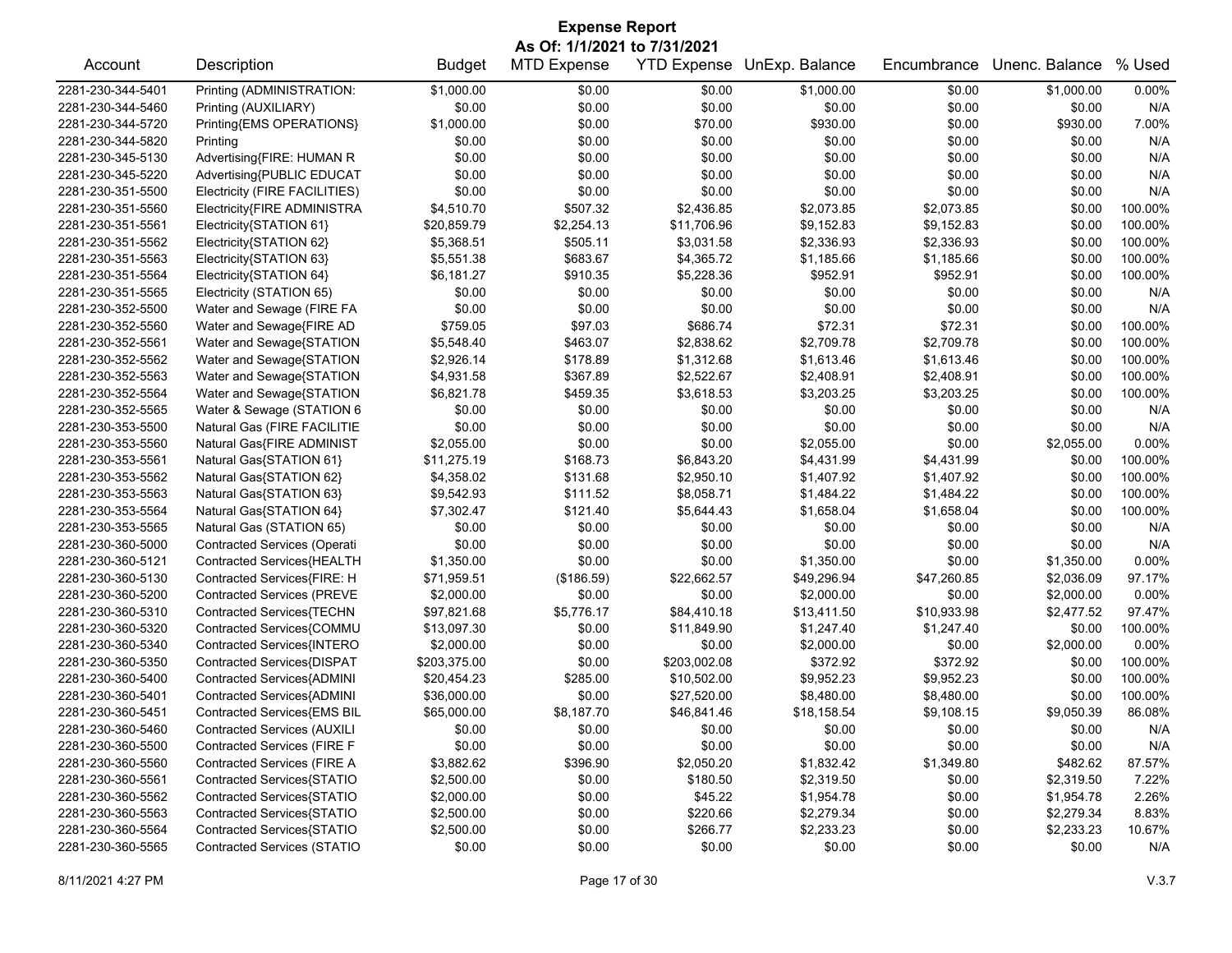# Expense Report

**As Of: 1/1/2021 to 7/31/2021**

| Account | Description | Budget | MTD Expense | YTD Expense | UnExp. Balance | Encumbrance | Unenc. Balance | % Used |
|---|---|---|---|---|---|---|---|---|
| 2281-230-344-5401 | Printing (ADMINISTRATION: | $1,000.00 | $0.00 | $0.00 | $1,000.00 | $0.00 | $1,000.00 | 0.00% |
| 2281-230-344-5460 | Printing (AUXILIARY) | $0.00 | $0.00 | $0.00 | $0.00 | $0.00 | $0.00 | N/A |
| 2281-230-344-5720 | Printing{EMS OPERATIONS} | $1,000.00 | $0.00 | $70.00 | $930.00 | $0.00 | $930.00 | 7.00% |
| 2281-230-344-5820 | Printing | $0.00 | $0.00 | $0.00 | $0.00 | $0.00 | $0.00 | N/A |
| 2281-230-345-5130 | Advertising{FIRE: HUMAN R | $0.00 | $0.00 | $0.00 | $0.00 | $0.00 | $0.00 | N/A |
| 2281-230-345-5220 | Advertising{PUBLIC EDUCAT | $0.00 | $0.00 | $0.00 | $0.00 | $0.00 | $0.00 | N/A |
| 2281-230-351-5500 | Electricity (FIRE FACILITIES) | $0.00 | $0.00 | $0.00 | $0.00 | $0.00 | $0.00 | N/A |
| 2281-230-351-5560 | Electricity{FIRE ADMINISTRA | $4,510.70 | $507.32 | $2,436.85 | $2,073.85 | $2,073.85 | $0.00 | 100.00% |
| 2281-230-351-5561 | Electricity{STATION 61} | $20,859.79 | $2,254.13 | $11,706.96 | $9,152.83 | $9,152.83 | $0.00 | 100.00% |
| 2281-230-351-5562 | Electricity{STATION 62} | $5,368.51 | $505.11 | $3,031.58 | $2,336.93 | $2,336.93 | $0.00 | 100.00% |
| 2281-230-351-5563 | Electricity{STATION 63} | $5,551.38 | $683.67 | $4,365.72 | $1,185.66 | $1,185.66 | $0.00 | 100.00% |
| 2281-230-351-5564 | Electricity{STATION 64} | $6,181.27 | $910.35 | $5,228.36 | $952.91 | $952.91 | $0.00 | 100.00% |
| 2281-230-351-5565 | Electricity (STATION 65) | $0.00 | $0.00 | $0.00 | $0.00 | $0.00 | $0.00 | N/A |
| 2281-230-352-5500 | Water and Sewage (FIRE FA | $0.00 | $0.00 | $0.00 | $0.00 | $0.00 | $0.00 | N/A |
| 2281-230-352-5560 | Water and Sewage{FIRE AD | $759.05 | $97.03 | $686.74 | $72.31 | $72.31 | $0.00 | 100.00% |
| 2281-230-352-5561 | Water and Sewage{STATION | $5,548.40 | $463.07 | $2,838.62 | $2,709.78 | $2,709.78 | $0.00 | 100.00% |
| 2281-230-352-5562 | Water and Sewage{STATION | $2,926.14 | $178.89 | $1,312.68 | $1,613.46 | $1,613.46 | $0.00 | 100.00% |
| 2281-230-352-5563 | Water and Sewage{STATION | $4,931.58 | $367.89 | $2,522.67 | $2,408.91 | $2,408.91 | $0.00 | 100.00% |
| 2281-230-352-5564 | Water and Sewage{STATION | $6,821.78 | $459.35 | $3,618.53 | $3,203.25 | $3,203.25 | $0.00 | 100.00% |
| 2281-230-352-5565 | Water & Sewage (STATION 6 | $0.00 | $0.00 | $0.00 | $0.00 | $0.00 | $0.00 | N/A |
| 2281-230-353-5500 | Natural Gas (FIRE FACILITIE | $0.00 | $0.00 | $0.00 | $0.00 | $0.00 | $0.00 | N/A |
| 2281-230-353-5560 | Natural Gas{FIRE ADMINIST | $2,055.00 | $0.00 | $0.00 | $2,055.00 | $0.00 | $2,055.00 | 0.00% |
| 2281-230-353-5561 | Natural Gas{STATION 61} | $11,275.19 | $168.73 | $6,843.20 | $4,431.99 | $4,431.99 | $0.00 | 100.00% |
| 2281-230-353-5562 | Natural Gas{STATION 62} | $4,358.02 | $131.68 | $2,950.10 | $1,407.92 | $1,407.92 | $0.00 | 100.00% |
| 2281-230-353-5563 | Natural Gas{STATION 63} | $9,542.93 | $111.52 | $8,058.71 | $1,484.22 | $1,484.22 | $0.00 | 100.00% |
| 2281-230-353-5564 | Natural Gas{STATION 64} | $7,302.47 | $121.40 | $5,644.43 | $1,658.04 | $1,658.04 | $0.00 | 100.00% |
| 2281-230-353-5565 | Natural Gas (STATION 65) | $0.00 | $0.00 | $0.00 | $0.00 | $0.00 | $0.00 | N/A |
| 2281-230-360-5000 | Contracted Services (Operati | $0.00 | $0.00 | $0.00 | $0.00 | $0.00 | $0.00 | N/A |
| 2281-230-360-5121 | Contracted Services{HEALTH | $1,350.00 | $0.00 | $0.00 | $1,350.00 | $0.00 | $1,350.00 | 0.00% |
| 2281-230-360-5130 | Contracted Services{FIRE: H | $71,959.51 | ($186.59) | $22,662.57 | $49,296.94 | $47,260.85 | $2,036.09 | 97.17% |
| 2281-230-360-5200 | Contracted Services (PREVE | $2,000.00 | $0.00 | $0.00 | $2,000.00 | $0.00 | $2,000.00 | 0.00% |
| 2281-230-360-5310 | Contracted Services{TECHN | $97,821.68 | $5,776.17 | $84,410.18 | $13,411.50 | $10,933.98 | $2,477.52 | 97.47% |
| 2281-230-360-5320 | Contracted Services{COMMU | $13,097.30 | $0.00 | $11,849.90 | $1,247.40 | $1,247.40 | $0.00 | 100.00% |
| 2281-230-360-5340 | Contracted Services{INTERO | $2,000.00 | $0.00 | $0.00 | $2,000.00 | $0.00 | $2,000.00 | 0.00% |
| 2281-230-360-5350 | Contracted Services{DISPAT | $203,375.00 | $0.00 | $203,002.08 | $372.92 | $372.92 | $0.00 | 100.00% |
| 2281-230-360-5400 | Contracted Services{ADMINI | $20,454.23 | $285.00 | $10,502.00 | $9,952.23 | $9,952.23 | $0.00 | 100.00% |
| 2281-230-360-5401 | Contracted Services{ADMINI | $36,000.00 | $0.00 | $27,520.00 | $8,480.00 | $8,480.00 | $0.00 | 100.00% |
| 2281-230-360-5451 | Contracted Services{EMS BIL | $65,000.00 | $8,187.70 | $46,841.46 | $18,158.54 | $9,108.15 | $9,050.39 | 86.08% |
| 2281-230-360-5460 | Contracted Services (AUXILI | $0.00 | $0.00 | $0.00 | $0.00 | $0.00 | $0.00 | N/A |
| 2281-230-360-5500 | Contracted Services (FIRE F | $0.00 | $0.00 | $0.00 | $0.00 | $0.00 | $0.00 | N/A |
| 2281-230-360-5560 | Contracted Services (FIRE A | $3,882.62 | $396.90 | $2,050.20 | $1,832.42 | $1,349.80 | $482.62 | 87.57% |
| 2281-230-360-5561 | Contracted Services{STATIO | $2,500.00 | $0.00 | $180.50 | $2,319.50 | $0.00 | $2,319.50 | 7.22% |
| 2281-230-360-5562 | Contracted Services{STATIO | $2,000.00 | $0.00 | $45.22 | $1,954.78 | $0.00 | $1,954.78 | 2.26% |
| 2281-230-360-5563 | Contracted Services{STATIO | $2,500.00 | $0.00 | $220.66 | $2,279.34 | $0.00 | $2,279.34 | 8.83% |
| 2281-230-360-5564 | Contracted Services{STATIO | $2,500.00 | $0.00 | $266.77 | $2,233.23 | $0.00 | $2,233.23 | 10.67% |
| 2281-230-360-5565 | Contracted Services (STATIO | $0.00 | $0.00 | $0.00 | $0.00 | $0.00 | $0.00 | N/A |

8/11/2021 4:27 PM V.3.7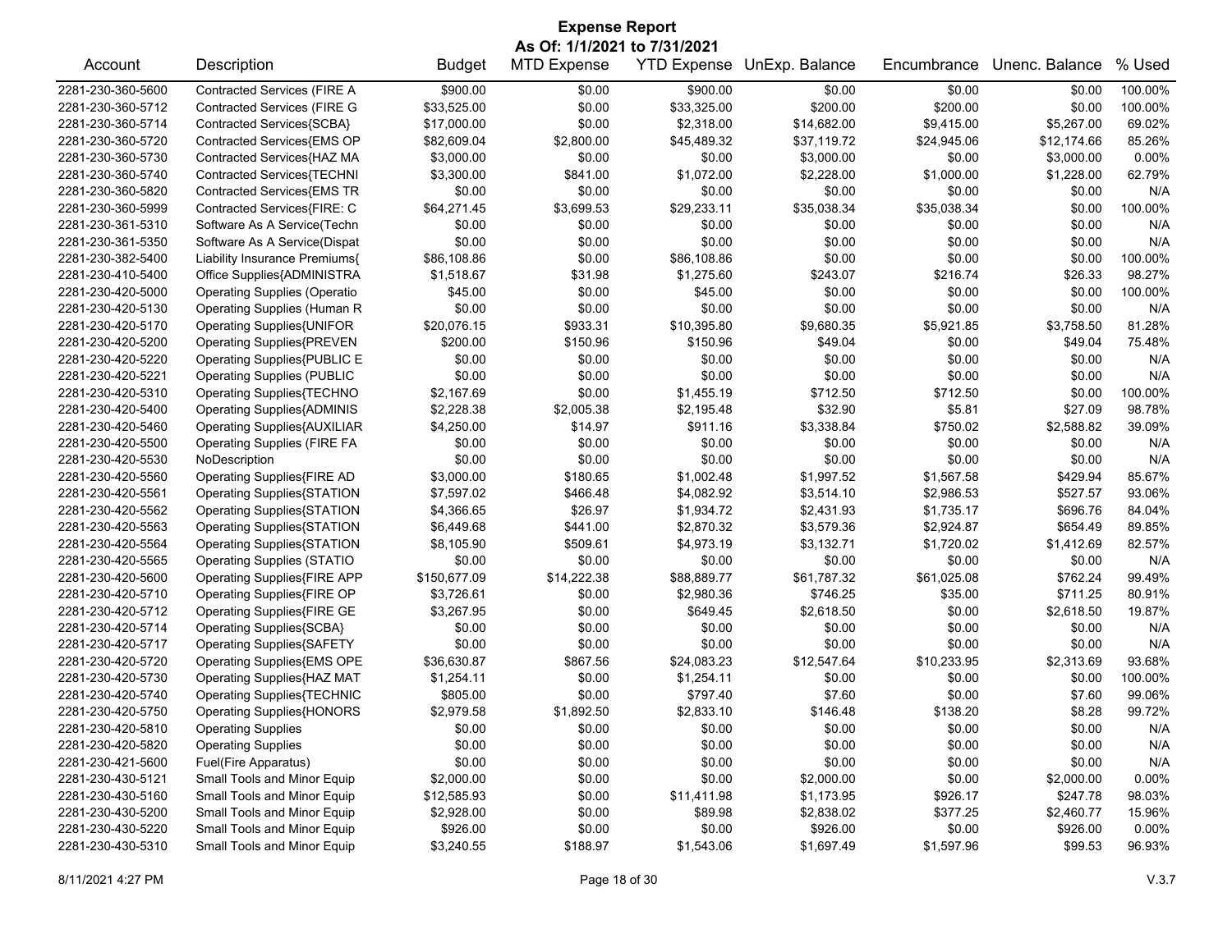# Expense Report

**As Of: 1/1/2021 to 7/31/2021**

| Account | Description | Budget | MTD Expense | YTD Expense | UnExp. Balance | Encumbrance | Unenc. Balance | % Used |
|---|---|---|---|---|---|---|---|---|
| 2281-230-360-5600 | Contracted Services (FIRE A | $900.00 | $0.00 | $900.00 | $0.00 | $0.00 | $0.00 | 100.00% |
| 2281-230-360-5712 | Contracted Services (FIRE G | $33,525.00 | $0.00 | $33,325.00 | $200.00 | $200.00 | $0.00 | 100.00% |
| 2281-230-360-5714 | Contracted Services{SCBA} | $17,000.00 | $0.00 | $2,318.00 | $14,682.00 | $9,415.00 | $5,267.00 | 69.02% |
| 2281-230-360-5720 | Contracted Services{EMS OP | $82,609.04 | $2,800.00 | $45,489.32 | $37,119.72 | $24,945.06 | $12,174.66 | 85.26% |
| 2281-230-360-5730 | Contracted Services{HAZ MA | $3,000.00 | $0.00 | $0.00 | $3,000.00 | $0.00 | $3,000.00 | 0.00% |
| 2281-230-360-5740 | Contracted Services{TECHNI | $3,300.00 | $841.00 | $1,072.00 | $2,228.00 | $1,000.00 | $1,228.00 | 62.79% |
| 2281-230-360-5820 | Contracted Services{EMS TR | $0.00 | $0.00 | $0.00 | $0.00 | $0.00 | $0.00 | N/A |
| 2281-230-360-5999 | Contracted Services{FIRE: C | $64,271.45 | $3,699.53 | $29,233.11 | $35,038.34 | $35,038.34 | $0.00 | 100.00% |
| 2281-230-361-5310 | Software As A Service(Techn | $0.00 | $0.00 | $0.00 | $0.00 | $0.00 | $0.00 | N/A |
| 2281-230-361-5350 | Software As A Service(Dispat | $0.00 | $0.00 | $0.00 | $0.00 | $0.00 | $0.00 | N/A |
| 2281-230-382-5400 | Liability Insurance Premiums{ | $86,108.86 | $0.00 | $86,108.86 | $0.00 | $0.00 | $0.00 | 100.00% |
| 2281-230-410-5400 | Office Supplies{ADMINISTRA | $1,518.67 | $31.98 | $1,275.60 | $243.07 | $216.74 | $26.33 | 98.27% |
| 2281-230-420-5000 | Operating Supplies (Operatio | $45.00 | $0.00 | $45.00 | $0.00 | $0.00 | $0.00 | 100.00% |
| 2281-230-420-5130 | Operating Supplies (Human R | $0.00 | $0.00 | $0.00 | $0.00 | $0.00 | $0.00 | N/A |
| 2281-230-420-5170 | Operating Supplies{UNIFOR | $20,076.15 | $933.31 | $10,395.80 | $9,680.35 | $5,921.85 | $3,758.50 | 81.28% |
| 2281-230-420-5200 | Operating Supplies{PREVEN | $200.00 | $150.96 | $150.96 | $49.04 | $0.00 | $49.04 | 75.48% |
| 2281-230-420-5220 | Operating Supplies{PUBLIC E | $0.00 | $0.00 | $0.00 | $0.00 | $0.00 | $0.00 | N/A |
| 2281-230-420-5221 | Operating Supplies (PUBLIC | $0.00 | $0.00 | $0.00 | $0.00 | $0.00 | $0.00 | N/A |
| 2281-230-420-5310 | Operating Supplies{TECHNO | $2,167.69 | $0.00 | $1,455.19 | $712.50 | $712.50 | $0.00 | 100.00% |
| 2281-230-420-5400 | Operating Supplies{ADMINIS | $2,228.38 | $2,005.38 | $2,195.48 | $32.90 | $5.81 | $27.09 | 98.78% |
| 2281-230-420-5460 | Operating Supplies{AUXILIAR | $4,250.00 | $14.97 | $911.16 | $3,338.84 | $750.02 | $2,588.82 | 39.09% |
| 2281-230-420-5500 | Operating Supplies (FIRE FA | $0.00 | $0.00 | $0.00 | $0.00 | $0.00 | $0.00 | N/A |
| 2281-230-420-5530 | NoDescription | $0.00 | $0.00 | $0.00 | $0.00 | $0.00 | $0.00 | N/A |
| 2281-230-420-5560 | Operating Supplies{FIRE AD | $3,000.00 | $180.65 | $1,002.48 | $1,997.52 | $1,567.58 | $429.94 | 85.67% |
| 2281-230-420-5561 | Operating Supplies{STATION | $7,597.02 | $466.48 | $4,082.92 | $3,514.10 | $2,986.53 | $527.57 | 93.06% |
| 2281-230-420-5562 | Operating Supplies{STATION | $4,366.65 | $26.97 | $1,934.72 | $2,431.93 | $1,735.17 | $696.76 | 84.04% |
| 2281-230-420-5563 | Operating Supplies{STATION | $6,449.68 | $441.00 | $2,870.32 | $3,579.36 | $2,924.87 | $654.49 | 89.85% |
| 2281-230-420-5564 | Operating Supplies{STATION | $8,105.90 | $509.61 | $4,973.19 | $3,132.71 | $1,720.02 | $1,412.69 | 82.57% |
| 2281-230-420-5565 | Operating Supplies (STATIO | $0.00 | $0.00 | $0.00 | $0.00 | $0.00 | $0.00 | N/A |
| 2281-230-420-5600 | Operating Supplies{FIRE APP | $150,677.09 | $14,222.38 | $88,889.77 | $61,787.32 | $61,025.08 | $762.24 | 99.49% |
| 2281-230-420-5710 | Operating Supplies{FIRE OP | $3,726.61 | $0.00 | $2,980.36 | $746.25 | $35.00 | $711.25 | 80.91% |
| 2281-230-420-5712 | Operating Supplies{FIRE GE | $3,267.95 | $0.00 | $649.45 | $2,618.50 | $0.00 | $2,618.50 | 19.87% |
| 2281-230-420-5714 | Operating Supplies{SCBA} | $0.00 | $0.00 | $0.00 | $0.00 | $0.00 | $0.00 | N/A |
| 2281-230-420-5717 | Operating Supplies{SAFETY | $0.00 | $0.00 | $0.00 | $0.00 | $0.00 | $0.00 | N/A |
| 2281-230-420-5720 | Operating Supplies{EMS OPE | $36,630.87 | $867.56 | $24,083.23 | $12,547.64 | $10,233.95 | $2,313.69 | 93.68% |
| 2281-230-420-5730 | Operating Supplies{HAZ MAT | $1,254.11 | $0.00 | $1,254.11 | $0.00 | $0.00 | $0.00 | 100.00% |
| 2281-230-420-5740 | Operating Supplies{TECHNIC | $805.00 | $0.00 | $797.40 | $7.60 | $0.00 | $7.60 | 99.06% |
| 2281-230-420-5750 | Operating Supplies{HONORS | $2,979.58 | $1,892.50 | $2,833.10 | $146.48 | $138.20 | $8.28 | 99.72% |
| 2281-230-420-5810 | Operating Supplies | $0.00 | $0.00 | $0.00 | $0.00 | $0.00 | $0.00 | N/A |
| 2281-230-420-5820 | Operating Supplies | $0.00 | $0.00 | $0.00 | $0.00 | $0.00 | $0.00 | N/A |
| 2281-230-421-5600 | Fuel(Fire Apparatus) | $0.00 | $0.00 | $0.00 | $0.00 | $0.00 | $0.00 | N/A |
| 2281-230-430-5121 | Small Tools and Minor Equip | $2,000.00 | $0.00 | $0.00 | $2,000.00 | $0.00 | $2,000.00 | 0.00% |
| 2281-230-430-5160 | Small Tools and Minor Equip | $12,585.93 | $0.00 | $11,411.98 | $1,173.95 | $926.17 | $247.78 | 98.03% |
| 2281-230-430-5200 | Small Tools and Minor Equip | $2,928.00 | $0.00 | $89.98 | $2,838.02 | $377.25 | $2,460.77 | 15.96% |
| 2281-230-430-5220 | Small Tools and Minor Equip | $926.00 | $0.00 | $0.00 | $926.00 | $0.00 | $926.00 | 0.00% |
| 2281-230-430-5310 | Small Tools and Minor Equip | $3,240.55 | $188.97 | $1,543.06 | $1,697.49 | $1,597.96 | $99.53 | 96.93% |

8/11/2021 4:27 PM V.3.7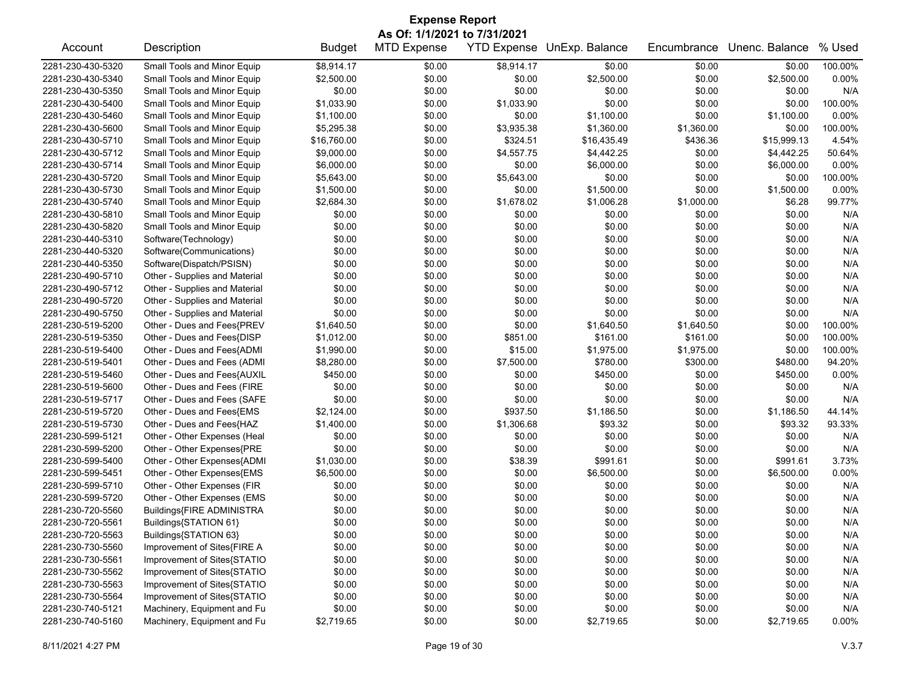# Expense Report

**As Of: 1/1/2021 to 7/31/2021**

| Account | Description | Budget | MTD Expense | YTD Expense | UnExp. Balance | Encumbrance | Unenc. Balance | % Used |
|---|---|---|---|---|---|---|---|---|
| 2281-230-430-5320 | Small Tools and Minor Equip | $8,914.17 | $0.00 | $8,914.17 | $0.00 | $0.00 | $0.00 | 100.00% |
| 2281-230-430-5340 | Small Tools and Minor Equip | $2,500.00 | $0.00 | $0.00 | $2,500.00 | $0.00 | $2,500.00 | 0.00% |
| 2281-230-430-5350 | Small Tools and Minor Equip | $0.00 | $0.00 | $0.00 | $0.00 | $0.00 | $0.00 | N/A |
| 2281-230-430-5400 | Small Tools and Minor Equip | $1,033.90 | $0.00 | $1,033.90 | $0.00 | $0.00 | $0.00 | 100.00% |
| 2281-230-430-5460 | Small Tools and Minor Equip | $1,100.00 | $0.00 | $0.00 | $1,100.00 | $0.00 | $1,100.00 | 0.00% |
| 2281-230-430-5600 | Small Tools and Minor Equip | $5,295.38 | $0.00 | $3,935.38 | $1,360.00 | $1,360.00 | $0.00 | 100.00% |
| 2281-230-430-5710 | Small Tools and Minor Equip | $16,760.00 | $0.00 | $324.51 | $16,435.49 | $436.36 | $15,999.13 | 4.54% |
| 2281-230-430-5712 | Small Tools and Minor Equip | $9,000.00 | $0.00 | $4,557.75 | $4,442.25 | $0.00 | $4,442.25 | 50.64% |
| 2281-230-430-5714 | Small Tools and Minor Equip | $6,000.00 | $0.00 | $0.00 | $6,000.00 | $0.00 | $6,000.00 | 0.00% |
| 2281-230-430-5720 | Small Tools and Minor Equip | $5,643.00 | $0.00 | $5,643.00 | $0.00 | $0.00 | $0.00 | 100.00% |
| 2281-230-430-5730 | Small Tools and Minor Equip | $1,500.00 | $0.00 | $0.00 | $1,500.00 | $0.00 | $1,500.00 | 0.00% |
| 2281-230-430-5740 | Small Tools and Minor Equip | $2,684.30 | $0.00 | $1,678.02 | $1,006.28 | $1,000.00 | $6.28 | 99.77% |
| 2281-230-430-5810 | Small Tools and Minor Equip | $0.00 | $0.00 | $0.00 | $0.00 | $0.00 | $0.00 | N/A |
| 2281-230-430-5820 | Small Tools and Minor Equip | $0.00 | $0.00 | $0.00 | $0.00 | $0.00 | $0.00 | N/A |
| 2281-230-440-5310 | Software(Technology) | $0.00 | $0.00 | $0.00 | $0.00 | $0.00 | $0.00 | N/A |
| 2281-230-440-5320 | Software(Communications) | $0.00 | $0.00 | $0.00 | $0.00 | $0.00 | $0.00 | N/A |
| 2281-230-440-5350 | Software(Dispatch/PSISN) | $0.00 | $0.00 | $0.00 | $0.00 | $0.00 | $0.00 | N/A |
| 2281-230-490-5710 | Other - Supplies and Material | $0.00 | $0.00 | $0.00 | $0.00 | $0.00 | $0.00 | N/A |
| 2281-230-490-5712 | Other - Supplies and Material | $0.00 | $0.00 | $0.00 | $0.00 | $0.00 | $0.00 | N/A |
| 2281-230-490-5720 | Other - Supplies and Material | $0.00 | $0.00 | $0.00 | $0.00 | $0.00 | $0.00 | N/A |
| 2281-230-490-5750 | Other - Supplies and Material | $0.00 | $0.00 | $0.00 | $0.00 | $0.00 | $0.00 | N/A |
| 2281-230-519-5200 | Other - Dues and Fees{PREV | $1,640.50 | $0.00 | $0.00 | $1,640.50 | $1,640.50 | $0.00 | 100.00% |
| 2281-230-519-5350 | Other - Dues and Fees{DISP | $1,012.00 | $0.00 | $851.00 | $161.00 | $161.00 | $0.00 | 100.00% |
| 2281-230-519-5400 | Other - Dues and Fees{ADMI | $1,990.00 | $0.00 | $15.00 | $1,975.00 | $1,975.00 | $0.00 | 100.00% |
| 2281-230-519-5401 | Other - Dues and Fees (ADMI | $8,280.00 | $0.00 | $7,500.00 | $780.00 | $300.00 | $480.00 | 94.20% |
| 2281-230-519-5460 | Other - Dues and Fees{AUXIL | $450.00 | $0.00 | $0.00 | $450.00 | $0.00 | $450.00 | 0.00% |
| 2281-230-519-5600 | Other - Dues and Fees (FIRE | $0.00 | $0.00 | $0.00 | $0.00 | $0.00 | $0.00 | N/A |
| 2281-230-519-5717 | Other - Dues and Fees (SAFE | $0.00 | $0.00 | $0.00 | $0.00 | $0.00 | $0.00 | N/A |
| 2281-230-519-5720 | Other - Dues and Fees{EMS | $2,124.00 | $0.00 | $937.50 | $1,186.50 | $0.00 | $1,186.50 | 44.14% |
| 2281-230-519-5730 | Other - Dues and Fees{HAZ | $1,400.00 | $0.00 | $1,306.68 | $93.32 | $0.00 | $93.32 | 93.33% |
| 2281-230-599-5121 | Other - Other Expenses (Heal | $0.00 | $0.00 | $0.00 | $0.00 | $0.00 | $0.00 | N/A |
| 2281-230-599-5200 | Other - Other Expenses{PRE | $0.00 | $0.00 | $0.00 | $0.00 | $0.00 | $0.00 | N/A |
| 2281-230-599-5400 | Other - Other Expenses{ADMI | $1,030.00 | $0.00 | $38.39 | $991.61 | $0.00 | $991.61 | 3.73% |
| 2281-230-599-5451 | Other - Other Expenses{EMS | $6,500.00 | $0.00 | $0.00 | $6,500.00 | $0.00 | $6,500.00 | 0.00% |
| 2281-230-599-5710 | Other - Other Expenses (FIR | $0.00 | $0.00 | $0.00 | $0.00 | $0.00 | $0.00 | N/A |
| 2281-230-599-5720 | Other - Other Expenses (EMS | $0.00 | $0.00 | $0.00 | $0.00 | $0.00 | $0.00 | N/A |
| 2281-230-720-5560 | Buildings{FIRE ADMINISTRA | $0.00 | $0.00 | $0.00 | $0.00 | $0.00 | $0.00 | N/A |
| 2281-230-720-5561 | Buildings{STATION 61} | $0.00 | $0.00 | $0.00 | $0.00 | $0.00 | $0.00 | N/A |
| 2281-230-720-5563 | Buildings{STATION 63} | $0.00 | $0.00 | $0.00 | $0.00 | $0.00 | $0.00 | N/A |
| 2281-230-730-5560 | Improvement of Sites{FIRE A | $0.00 | $0.00 | $0.00 | $0.00 | $0.00 | $0.00 | N/A |
| 2281-230-730-5561 | Improvement of Sites{STATIO | $0.00 | $0.00 | $0.00 | $0.00 | $0.00 | $0.00 | N/A |
| 2281-230-730-5562 | Improvement of Sites{STATIO | $0.00 | $0.00 | $0.00 | $0.00 | $0.00 | $0.00 | N/A |
| 2281-230-730-5563 | Improvement of Sites{STATIO | $0.00 | $0.00 | $0.00 | $0.00 | $0.00 | $0.00 | N/A |
| 2281-230-730-5564 | Improvement of Sites{STATIO | $0.00 | $0.00 | $0.00 | $0.00 | $0.00 | $0.00 | N/A |
| 2281-230-740-5121 | Machinery, Equipment and Fu | $0.00 | $0.00 | $0.00 | $0.00 | $0.00 | $0.00 | N/A |
| 2281-230-740-5160 | Machinery, Equipment and Fu | $2,719.65 | $0.00 | $0.00 | $2,719.65 | $0.00 | $2,719.65 | 0.00% |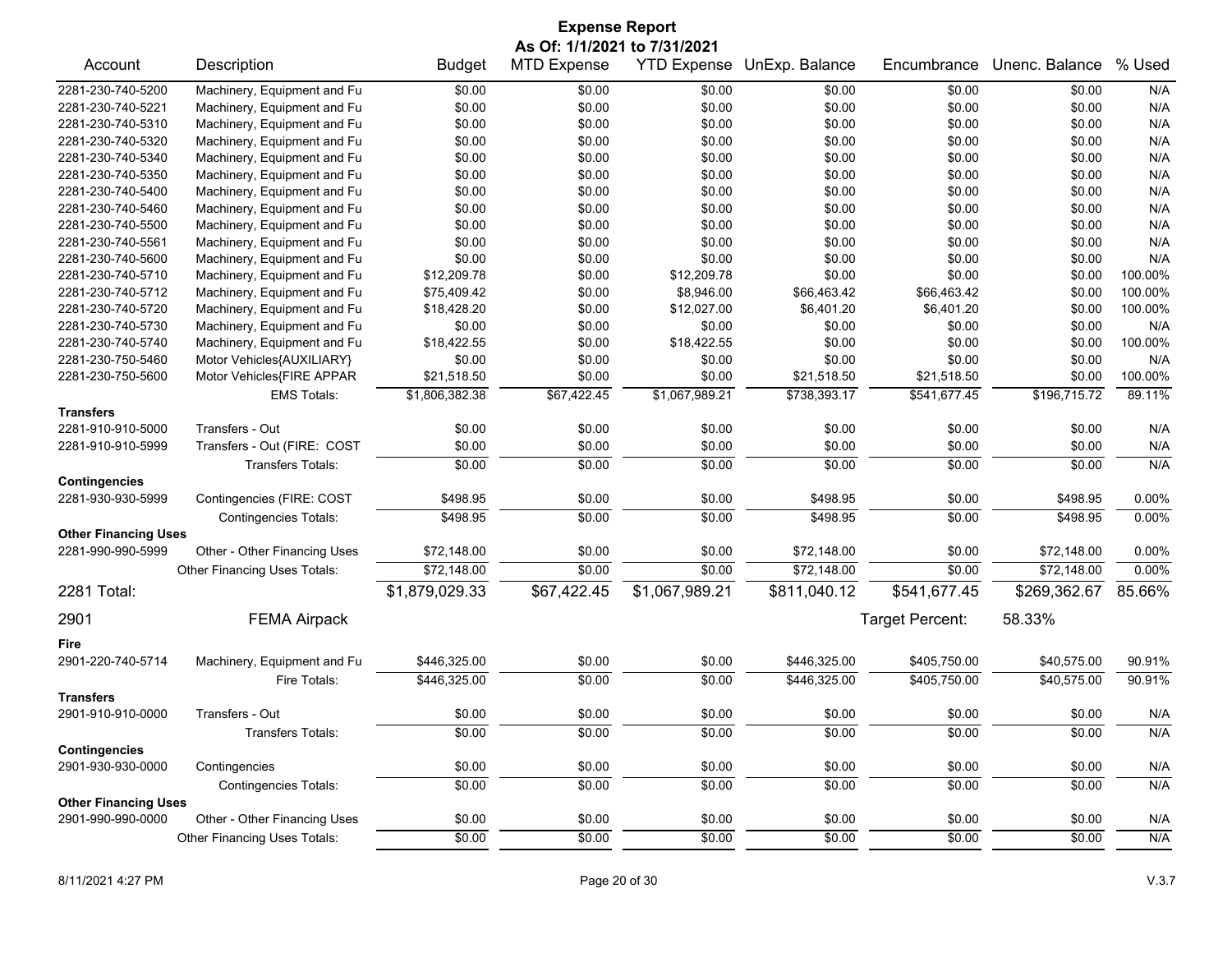# Expense Report

**As Of: 1/1/2021 to 7/31/2021**

| Account | Description | Budget | MTD Expense | YTD Expense | UnExp. Balance | Encumbrance | Unenc. Balance | % Used |
|---|---|---|---|---|---|---|---|---|
| 2281-230-740-5200 | Machinery, Equipment and Fu | $0.00 | $0.00 | $0.00 | $0.00 | $0.00 | $0.00 | N/A |
| 2281-230-740-5221 | Machinery, Equipment and Fu | $0.00 | $0.00 | $0.00 | $0.00 | $0.00 | $0.00 | N/A |
| 2281-230-740-5310 | Machinery, Equipment and Fu | $0.00 | $0.00 | $0.00 | $0.00 | $0.00 | $0.00 | N/A |
| 2281-230-740-5320 | Machinery, Equipment and Fu | $0.00 | $0.00 | $0.00 | $0.00 | $0.00 | $0.00 | N/A |
| 2281-230-740-5340 | Machinery, Equipment and Fu | $0.00 | $0.00 | $0.00 | $0.00 | $0.00 | $0.00 | N/A |
| 2281-230-740-5350 | Machinery, Equipment and Fu | $0.00 | $0.00 | $0.00 | $0.00 | $0.00 | $0.00 | N/A |
| 2281-230-740-5400 | Machinery, Equipment and Fu | $0.00 | $0.00 | $0.00 | $0.00 | $0.00 | $0.00 | N/A |
| 2281-230-740-5460 | Machinery, Equipment and Fu | $0.00 | $0.00 | $0.00 | $0.00 | $0.00 | $0.00 | N/A |
| 2281-230-740-5500 | Machinery, Equipment and Fu | $0.00 | $0.00 | $0.00 | $0.00 | $0.00 | $0.00 | N/A |
| 2281-230-740-5561 | Machinery, Equipment and Fu | $0.00 | $0.00 | $0.00 | $0.00 | $0.00 | $0.00 | N/A |
| 2281-230-740-5600 | Machinery, Equipment and Fu | $0.00 | $0.00 | $0.00 | $0.00 | $0.00 | $0.00 | N/A |
| 2281-230-740-5710 | Machinery, Equipment and Fu | $12,209.78 | $0.00 | $12,209.78 | $0.00 | $0.00 | $0.00 | 100.00% |
| 2281-230-740-5712 | Machinery, Equipment and Fu | $75,409.42 | $0.00 | $8,946.00 | $66,463.42 | $66,463.42 | $0.00 | 100.00% |
| 2281-230-740-5720 | Machinery, Equipment and Fu | $18,428.20 | $0.00 | $12,027.00 | $6,401.20 | $6,401.20 | $0.00 | 100.00% |
| 2281-230-740-5730 | Machinery, Equipment and Fu | $0.00 | $0.00 | $0.00 | $0.00 | $0.00 | $0.00 | N/A |
| 2281-230-740-5740 | Machinery, Equipment and Fu | $18,422.55 | $0.00 | $18,422.55 | $0.00 | $0.00 | $0.00 | 100.00% |
| 2281-230-750-5460 | Motor Vehicles{AUXILIARY} | $0.00 | $0.00 | $0.00 | $0.00 | $0.00 | $0.00 | N/A |
| 2281-230-750-5600 | Motor Vehicles{FIRE APPAR | $21,518.50 | $0.00 | $0.00 | $21,518.50 | $21,518.50 | $0.00 | 100.00% |
| | EMS Totals: | $1,806,382.38 | $67,422.45 | $1,067,989.21 | $738,393.17 | $541,677.45 | $196,715.72 | 89.11% |
| **Transfers** | | | | | | | | |
| 2281-910-910-5000 | Transfers - Out | $0.00 | $0.00 | $0.00 | $0.00 | $0.00 | $0.00 | N/A |
| 2281-910-910-5999 | Transfers - Out (FIRE: COST | $0.00 | $0.00 | $0.00 | $0.00 | $0.00 | $0.00 | N/A |
| | Transfers Totals: | $0.00 | $0.00 | $0.00 | $0.00 | $0.00 | $0.00 | N/A |
| **Contingencies** | | | | | | | | |
| 2281-930-930-5999 | Contingencies (FIRE: COST | $498.95 | $0.00 | $0.00 | $498.95 | $0.00 | $498.95 | 0.00% |
| | Contingencies Totals: | $498.95 | $0.00 | $0.00 | $498.95 | $0.00 | $498.95 | 0.00% |
| **Other Financing Uses** | | | | | | | | |
| 2281-990-990-5999 | Other - Other Financing Uses | $72,148.00 | $0.00 | $0.00 | $72,148.00 | $0.00 | $72,148.00 | 0.00% |
| | Other Financing Uses Totals: | $72,148.00 | $0.00 | $0.00 | $72,148.00 | $0.00 | $72,148.00 | 0.00% |
| **2281 Total:** | | $1,879,029.33 | $67,422.45 | $1,067,989.21 | $811,040.12 | $541,677.45 | $269,362.67 | 85.66% |

**2901 FEMA Airpack** — Target Percent: 58.33%

| Account | Description | Budget | MTD Expense | YTD Expense | UnExp. Balance | Encumbrance | Unenc. Balance | % Used |
|---|---|---|---|---|---|---|---|---|
| **Fire** | | | | | | | | |
| 2901-220-740-5714 | Machinery, Equipment and Fu | $446,325.00 | $0.00 | $0.00 | $446,325.00 | $405,750.00 | $40,575.00 | 90.91% |
| | Fire Totals: | $446,325.00 | $0.00 | $0.00 | $446,325.00 | $405,750.00 | $40,575.00 | 90.91% |
| **Transfers** | | | | | | | | |
| 2901-910-910-0000 | Transfers - Out | $0.00 | $0.00 | $0.00 | $0.00 | $0.00 | $0.00 | N/A |
| | Transfers Totals: | $0.00 | $0.00 | $0.00 | $0.00 | $0.00 | $0.00 | N/A |
| **Contingencies** | | | | | | | | |
| 2901-930-930-0000 | Contingencies | $0.00 | $0.00 | $0.00 | $0.00 | $0.00 | $0.00 | N/A |
| | Contingencies Totals: | $0.00 | $0.00 | $0.00 | $0.00 | $0.00 | $0.00 | N/A |
| **Other Financing Uses** | | | | | | | | |
| 2901-990-990-0000 | Other - Other Financing Uses | $0.00 | $0.00 | $0.00 | $0.00 | $0.00 | $0.00 | N/A |
| | Other Financing Uses Totals: | $0.00 | $0.00 | $0.00 | $0.00 | $0.00 | $0.00 | N/A |

8/11/2021 4:27 PM V.3.7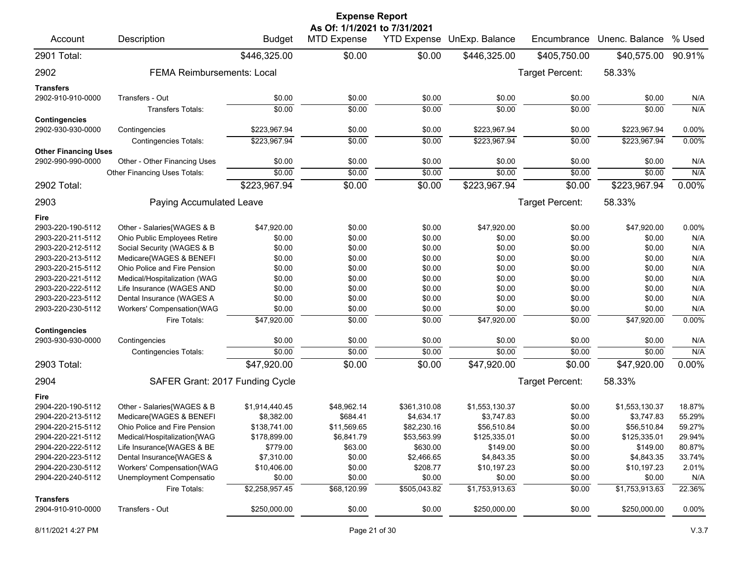# Expense Report

**As Of: 1/1/2021 to 7/31/2021**

| Account | Description | Budget | MTD Expense | YTD Expense | UnExp. Balance | Encumbrance | Unenc. Balance | % Used |
|---|---|---|---|---|---|---|---|---|
| 2901 Total: | | $446,325.00 | $0.00 | $0.00 | $446,325.00 | $405,750.00 | $40,575.00 | 90.91% |
| **2902** | **FEMA Reimbursements: Local** | | | | | Target Percent: | 58.33% | |
| **Transfers** | | | | | | | | |
| 2902-910-910-0000 | Transfers - Out | $0.00 | $0.00 | $0.00 | $0.00 | $0.00 | $0.00 | N/A |
| | Transfers Totals: | $0.00 | $0.00 | $0.00 | $0.00 | $0.00 | $0.00 | N/A |
| **Contingencies** | | | | | | | | |
| 2902-930-930-0000 | Contingencies | $223,967.94 | $0.00 | $0.00 | $223,967.94 | $0.00 | $223,967.94 | 0.00% |
| | Contingencies Totals: | $223,967.94 | $0.00 | $0.00 | $223,967.94 | $0.00 | $223,967.94 | 0.00% |
| **Other Financing Uses** | | | | | | | | |
| 2902-990-990-0000 | Other - Other Financing Uses | $0.00 | $0.00 | $0.00 | $0.00 | $0.00 | $0.00 | N/A |
| | Other Financing Uses Totals: | $0.00 | $0.00 | $0.00 | $0.00 | $0.00 | $0.00 | N/A |
| 2902 Total: | | $223,967.94 | $0.00 | $0.00 | $223,967.94 | $0.00 | $223,967.94 | 0.00% |
| **2903** | **Paying Accumulated Leave** | | | | | Target Percent: | 58.33% | |
| **Fire** | | | | | | | | |
| 2903-220-190-5112 | Other - Salaries{WAGES & B | $47,920.00 | $0.00 | $0.00 | $47,920.00 | $0.00 | $47,920.00 | 0.00% |
| 2903-220-211-5112 | Ohio Public Employees Retire | $0.00 | $0.00 | $0.00 | $0.00 | $0.00 | $0.00 | N/A |
| 2903-220-212-5112 | Social Security (WAGES & B | $0.00 | $0.00 | $0.00 | $0.00 | $0.00 | $0.00 | N/A |
| 2903-220-213-5112 | Medicare{WAGES & BENEFI | $0.00 | $0.00 | $0.00 | $0.00 | $0.00 | $0.00 | N/A |
| 2903-220-215-5112 | Ohio Police and Fire Pension | $0.00 | $0.00 | $0.00 | $0.00 | $0.00 | $0.00 | N/A |
| 2903-220-221-5112 | Medical/Hospitalization (WAG | $0.00 | $0.00 | $0.00 | $0.00 | $0.00 | $0.00 | N/A |
| 2903-220-222-5112 | Life Insurance (WAGES AND | $0.00 | $0.00 | $0.00 | $0.00 | $0.00 | $0.00 | N/A |
| 2903-220-223-5112 | Dental Insurance (WAGES A | $0.00 | $0.00 | $0.00 | $0.00 | $0.00 | $0.00 | N/A |
| 2903-220-230-5112 | Workers' Compensation(WAG | $0.00 | $0.00 | $0.00 | $0.00 | $0.00 | $0.00 | N/A |
| | Fire Totals: | $47,920.00 | $0.00 | $0.00 | $47,920.00 | $0.00 | $47,920.00 | 0.00% |
| **Contingencies** | | | | | | | | |
| 2903-930-930-0000 | Contingencies | $0.00 | $0.00 | $0.00 | $0.00 | $0.00 | $0.00 | N/A |
| | Contingencies Totals: | $0.00 | $0.00 | $0.00 | $0.00 | $0.00 | $0.00 | N/A |
| 2903 Total: | | $47,920.00 | $0.00 | $0.00 | $47,920.00 | $0.00 | $47,920.00 | 0.00% |
| **2904** | **SAFER Grant: 2017 Funding Cycle** | | | | | Target Percent: | 58.33% | |
| **Fire** | | | | | | | | |
| 2904-220-190-5112 | Other - Salaries{WAGES & B | $1,914,440.45 | $48,962.14 | $361,310.08 | $1,553,130.37 | $0.00 | $1,553,130.37 | 18.87% |
| 2904-220-213-5112 | Medicare{WAGES & BENEFI | $8,382.00 | $684.41 | $4,634.17 | $3,747.83 | $0.00 | $3,747.83 | 55.29% |
| 2904-220-215-5112 | Ohio Police and Fire Pension | $138,741.00 | $11,569.65 | $82,230.16 | $56,510.84 | $0.00 | $56,510.84 | 59.27% |
| 2904-220-221-5112 | Medical/Hospitalization{WAG | $178,899.00 | $6,841.79 | $53,563.99 | $125,335.01 | $0.00 | $125,335.01 | 29.94% |
| 2904-220-222-5112 | Life Insurance{WAGES & BE | $779.00 | $63.00 | $630.00 | $149.00 | $0.00 | $149.00 | 80.87% |
| 2904-220-223-5112 | Dental Insurance{WAGES & | $7,310.00 | $0.00 | $2,466.65 | $4,843.35 | $0.00 | $4,843.35 | 33.74% |
| 2904-220-230-5112 | Workers' Compensation{WAG | $10,406.00 | $0.00 | $208.77 | $10,197.23 | $0.00 | $10,197.23 | 2.01% |
| 2904-220-240-5112 | Unemployment Compensatio | $0.00 | $0.00 | $0.00 | $0.00 | $0.00 | $0.00 | N/A |
| | Fire Totals: | $2,258,957.45 | $68,120.99 | $505,043.82 | $1,753,913.63 | $0.00 | $1,753,913.63 | 22.36% |
| **Transfers** | | | | | | | | |
| 2904-910-910-0000 | Transfers - Out | $250,000.00 | $0.00 | $0.00 | $250,000.00 | $0.00 | $250,000.00 | 0.00% |

8/11/2021 4:27 PM V.3.7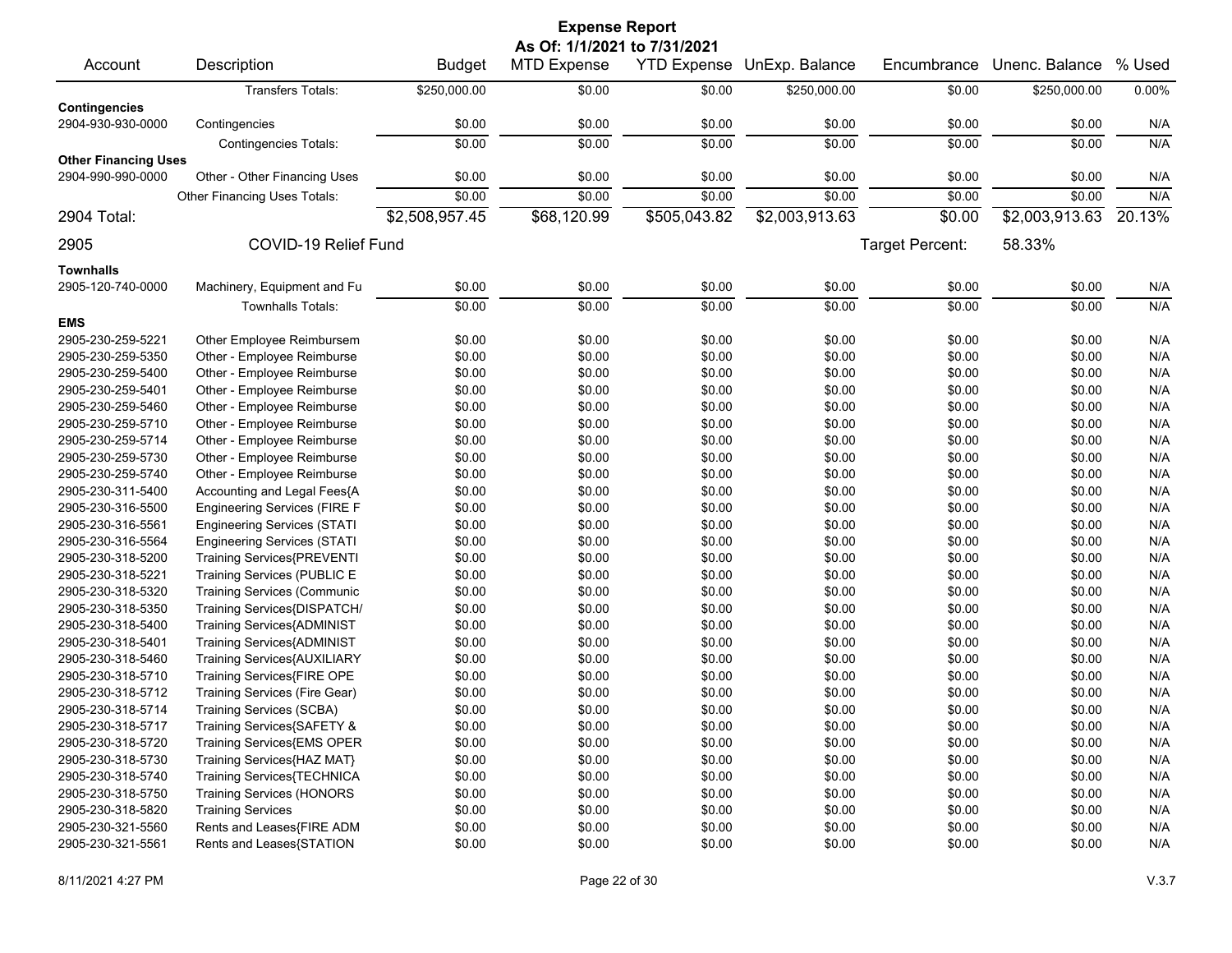# Expense Report

**As Of: 1/1/2021 to 7/31/2021**

| Account | Description | Budget | MTD Expense | YTD Expense | UnExp. Balance | Encumbrance | Unenc. Balance | % Used |
|---|---|---|---|---|---|---|---|---|
| | Transfers Totals: | $250,000.00 | $0.00 | $0.00 | $250,000.00 | $0.00 | $250,000.00 | 0.00% |
| **Contingencies** | | | | | | | | |
| 2904-930-930-0000 | Contingencies | $0.00 | $0.00 | $0.00 | $0.00 | $0.00 | $0.00 | N/A |
| | Contingencies Totals: | $0.00 | $0.00 | $0.00 | $0.00 | $0.00 | $0.00 | N/A |
| **Other Financing Uses** | | | | | | | | |
| 2904-990-990-0000 | Other - Other Financing Uses | $0.00 | $0.00 | $0.00 | $0.00 | $0.00 | $0.00 | N/A |
| | Other Financing Uses Totals: | $0.00 | $0.00 | $0.00 | $0.00 | $0.00 | $0.00 | N/A |
| **2904 Total:** | | $2,508,957.45 | $68,120.99 | $505,043.82 | $2,003,913.63 | $0.00 | $2,003,913.63 | 20.13% |
| **2905** | **COVID-19 Relief Fund** | | | | | Target Percent: | 58.33% | |
| **Townhalls** | | | | | | | | |
| 2905-120-740-0000 | Machinery, Equipment and Fu | $0.00 | $0.00 | $0.00 | $0.00 | $0.00 | $0.00 | N/A |
| | Townhalls Totals: | $0.00 | $0.00 | $0.00 | $0.00 | $0.00 | $0.00 | N/A |
| **EMS** | | | | | | | | |
| 2905-230-259-5221 | Other Employee Reimbursem | $0.00 | $0.00 | $0.00 | $0.00 | $0.00 | $0.00 | N/A |
| 2905-230-259-5350 | Other - Employee Reimburse | $0.00 | $0.00 | $0.00 | $0.00 | $0.00 | $0.00 | N/A |
| 2905-230-259-5400 | Other - Employee Reimburse | $0.00 | $0.00 | $0.00 | $0.00 | $0.00 | $0.00 | N/A |
| 2905-230-259-5401 | Other - Employee Reimburse | $0.00 | $0.00 | $0.00 | $0.00 | $0.00 | $0.00 | N/A |
| 2905-230-259-5460 | Other - Employee Reimburse | $0.00 | $0.00 | $0.00 | $0.00 | $0.00 | $0.00 | N/A |
| 2905-230-259-5710 | Other - Employee Reimburse | $0.00 | $0.00 | $0.00 | $0.00 | $0.00 | $0.00 | N/A |
| 2905-230-259-5714 | Other - Employee Reimburse | $0.00 | $0.00 | $0.00 | $0.00 | $0.00 | $0.00 | N/A |
| 2905-230-259-5730 | Other - Employee Reimburse | $0.00 | $0.00 | $0.00 | $0.00 | $0.00 | $0.00 | N/A |
| 2905-230-259-5740 | Other - Employee Reimburse | $0.00 | $0.00 | $0.00 | $0.00 | $0.00 | $0.00 | N/A |
| 2905-230-311-5400 | Accounting and Legal Fees{A | $0.00 | $0.00 | $0.00 | $0.00 | $0.00 | $0.00 | N/A |
| 2905-230-316-5500 | Engineering Services (FIRE F | $0.00 | $0.00 | $0.00 | $0.00 | $0.00 | $0.00 | N/A |
| 2905-230-316-5561 | Engineering Services (STATI | $0.00 | $0.00 | $0.00 | $0.00 | $0.00 | $0.00 | N/A |
| 2905-230-316-5564 | Engineering Services (STATI | $0.00 | $0.00 | $0.00 | $0.00 | $0.00 | $0.00 | N/A |
| 2905-230-318-5200 | Training Services{PREVENTI | $0.00 | $0.00 | $0.00 | $0.00 | $0.00 | $0.00 | N/A |
| 2905-230-318-5221 | Training Services (PUBLIC E | $0.00 | $0.00 | $0.00 | $0.00 | $0.00 | $0.00 | N/A |
| 2905-230-318-5320 | Training Services (Communic | $0.00 | $0.00 | $0.00 | $0.00 | $0.00 | $0.00 | N/A |
| 2905-230-318-5350 | Training Services{DISPATCH/ | $0.00 | $0.00 | $0.00 | $0.00 | $0.00 | $0.00 | N/A |
| 2905-230-318-5400 | Training Services{ADMINIST | $0.00 | $0.00 | $0.00 | $0.00 | $0.00 | $0.00 | N/A |
| 2905-230-318-5401 | Training Services{ADMINIST | $0.00 | $0.00 | $0.00 | $0.00 | $0.00 | $0.00 | N/A |
| 2905-230-318-5460 | Training Services{AUXILIARY | $0.00 | $0.00 | $0.00 | $0.00 | $0.00 | $0.00 | N/A |
| 2905-230-318-5710 | Training Services{FIRE OPE | $0.00 | $0.00 | $0.00 | $0.00 | $0.00 | $0.00 | N/A |
| 2905-230-318-5712 | Training Services (Fire Gear) | $0.00 | $0.00 | $0.00 | $0.00 | $0.00 | $0.00 | N/A |
| 2905-230-318-5714 | Training Services (SCBA) | $0.00 | $0.00 | $0.00 | $0.00 | $0.00 | $0.00 | N/A |
| 2905-230-318-5717 | Training Services{SAFETY & | $0.00 | $0.00 | $0.00 | $0.00 | $0.00 | $0.00 | N/A |
| 2905-230-318-5720 | Training Services{EMS OPER | $0.00 | $0.00 | $0.00 | $0.00 | $0.00 | $0.00 | N/A |
| 2905-230-318-5730 | Training Services{HAZ MAT} | $0.00 | $0.00 | $0.00 | $0.00 | $0.00 | $0.00 | N/A |
| 2905-230-318-5740 | Training Services{TECHNICA | $0.00 | $0.00 | $0.00 | $0.00 | $0.00 | $0.00 | N/A |
| 2905-230-318-5750 | Training Services (HONORS | $0.00 | $0.00 | $0.00 | $0.00 | $0.00 | $0.00 | N/A |
| 2905-230-318-5820 | Training Services | $0.00 | $0.00 | $0.00 | $0.00 | $0.00 | $0.00 | N/A |
| 2905-230-321-5560 | Rents and Leases{FIRE ADM | $0.00 | $0.00 | $0.00 | $0.00 | $0.00 | $0.00 | N/A |
| 2905-230-321-5561 | Rents and Leases{STATION | $0.00 | $0.00 | $0.00 | $0.00 | $0.00 | $0.00 | N/A |

8/11/2021 4:27 PM V.3.7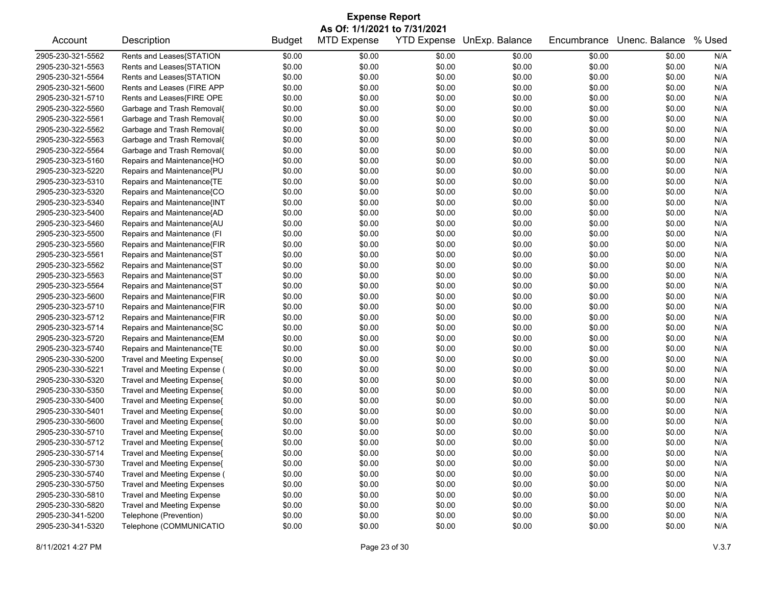# Expense Report

**As Of: 1/1/2021 to 7/31/2021**

| Account | Description | Budget | MTD Expense | YTD Expense | UnExp. Balance | Encumbrance | Unenc. Balance | % Used |
|---|---|---|---|---|---|---|---|---|
| 2905-230-321-5562 | Rents and Leases{STATION | $0.00 | $0.00 | $0.00 | $0.00 | $0.00 | $0.00 | N/A |
| 2905-230-321-5563 | Rents and Leases{STATION | $0.00 | $0.00 | $0.00 | $0.00 | $0.00 | $0.00 | N/A |
| 2905-230-321-5564 | Rents and Leases{STATION | $0.00 | $0.00 | $0.00 | $0.00 | $0.00 | $0.00 | N/A |
| 2905-230-321-5600 | Rents and Leases (FIRE APP | $0.00 | $0.00 | $0.00 | $0.00 | $0.00 | $0.00 | N/A |
| 2905-230-321-5710 | Rents and Leases{FIRE OPE | $0.00 | $0.00 | $0.00 | $0.00 | $0.00 | $0.00 | N/A |
| 2905-230-322-5560 | Garbage and Trash Removal{ | $0.00 | $0.00 | $0.00 | $0.00 | $0.00 | $0.00 | N/A |
| 2905-230-322-5561 | Garbage and Trash Removal{ | $0.00 | $0.00 | $0.00 | $0.00 | $0.00 | $0.00 | N/A |
| 2905-230-322-5562 | Garbage and Trash Removal{ | $0.00 | $0.00 | $0.00 | $0.00 | $0.00 | $0.00 | N/A |
| 2905-230-322-5563 | Garbage and Trash Removal{ | $0.00 | $0.00 | $0.00 | $0.00 | $0.00 | $0.00 | N/A |
| 2905-230-322-5564 | Garbage and Trash Removal{ | $0.00 | $0.00 | $0.00 | $0.00 | $0.00 | $0.00 | N/A |
| 2905-230-323-5160 | Repairs and Maintenance{HO | $0.00 | $0.00 | $0.00 | $0.00 | $0.00 | $0.00 | N/A |
| 2905-230-323-5220 | Repairs and Maintenance{PU | $0.00 | $0.00 | $0.00 | $0.00 | $0.00 | $0.00 | N/A |
| 2905-230-323-5310 | Repairs and Maintenance{TE | $0.00 | $0.00 | $0.00 | $0.00 | $0.00 | $0.00 | N/A |
| 2905-230-323-5320 | Repairs and Maintenance{CO | $0.00 | $0.00 | $0.00 | $0.00 | $0.00 | $0.00 | N/A |
| 2905-230-323-5340 | Repairs and Maintenance{INT | $0.00 | $0.00 | $0.00 | $0.00 | $0.00 | $0.00 | N/A |
| 2905-230-323-5400 | Repairs and Maintenance{AD | $0.00 | $0.00 | $0.00 | $0.00 | $0.00 | $0.00 | N/A |
| 2905-230-323-5460 | Repairs and Maintenance{AU | $0.00 | $0.00 | $0.00 | $0.00 | $0.00 | $0.00 | N/A |
| 2905-230-323-5500 | Repairs and Maintenance (FI | $0.00 | $0.00 | $0.00 | $0.00 | $0.00 | $0.00 | N/A |
| 2905-230-323-5560 | Repairs and Maintenance{FIR | $0.00 | $0.00 | $0.00 | $0.00 | $0.00 | $0.00 | N/A |
| 2905-230-323-5561 | Repairs and Maintenance{ST | $0.00 | $0.00 | $0.00 | $0.00 | $0.00 | $0.00 | N/A |
| 2905-230-323-5562 | Repairs and Maintenance{ST | $0.00 | $0.00 | $0.00 | $0.00 | $0.00 | $0.00 | N/A |
| 2905-230-323-5563 | Repairs and Maintenance{ST | $0.00 | $0.00 | $0.00 | $0.00 | $0.00 | $0.00 | N/A |
| 2905-230-323-5564 | Repairs and Maintenance{ST | $0.00 | $0.00 | $0.00 | $0.00 | $0.00 | $0.00 | N/A |
| 2905-230-323-5600 | Repairs and Maintenance{FIR | $0.00 | $0.00 | $0.00 | $0.00 | $0.00 | $0.00 | N/A |
| 2905-230-323-5710 | Repairs and Maintenance{FIR | $0.00 | $0.00 | $0.00 | $0.00 | $0.00 | $0.00 | N/A |
| 2905-230-323-5712 | Repairs and Maintenance{FIR | $0.00 | $0.00 | $0.00 | $0.00 | $0.00 | $0.00 | N/A |
| 2905-230-323-5714 | Repairs and Maintenance{SC | $0.00 | $0.00 | $0.00 | $0.00 | $0.00 | $0.00 | N/A |
| 2905-230-323-5720 | Repairs and Maintenance{EM | $0.00 | $0.00 | $0.00 | $0.00 | $0.00 | $0.00 | N/A |
| 2905-230-323-5740 | Repairs and Maintenance{TE | $0.00 | $0.00 | $0.00 | $0.00 | $0.00 | $0.00 | N/A |
| 2905-230-330-5200 | Travel and Meeting Expense{ | $0.00 | $0.00 | $0.00 | $0.00 | $0.00 | $0.00 | N/A |
| 2905-230-330-5221 | Travel and Meeting Expense ( | $0.00 | $0.00 | $0.00 | $0.00 | $0.00 | $0.00 | N/A |
| 2905-230-330-5320 | Travel and Meeting Expense{ | $0.00 | $0.00 | $0.00 | $0.00 | $0.00 | $0.00 | N/A |
| 2905-230-330-5350 | Travel and Meeting Expense{ | $0.00 | $0.00 | $0.00 | $0.00 | $0.00 | $0.00 | N/A |
| 2905-230-330-5400 | Travel and Meeting Expense{ | $0.00 | $0.00 | $0.00 | $0.00 | $0.00 | $0.00 | N/A |
| 2905-230-330-5401 | Travel and Meeting Expense{ | $0.00 | $0.00 | $0.00 | $0.00 | $0.00 | $0.00 | N/A |
| 2905-230-330-5600 | Travel and Meeting Expense{ | $0.00 | $0.00 | $0.00 | $0.00 | $0.00 | $0.00 | N/A |
| 2905-230-330-5710 | Travel and Meeting Expense{ | $0.00 | $0.00 | $0.00 | $0.00 | $0.00 | $0.00 | N/A |
| 2905-230-330-5712 | Travel and Meeting Expense{ | $0.00 | $0.00 | $0.00 | $0.00 | $0.00 | $0.00 | N/A |
| 2905-230-330-5714 | Travel and Meeting Expense{ | $0.00 | $0.00 | $0.00 | $0.00 | $0.00 | $0.00 | N/A |
| 2905-230-330-5730 | Travel and Meeting Expense{ | $0.00 | $0.00 | $0.00 | $0.00 | $0.00 | $0.00 | N/A |
| 2905-230-330-5740 | Travel and Meeting Expense ( | $0.00 | $0.00 | $0.00 | $0.00 | $0.00 | $0.00 | N/A |
| 2905-230-330-5750 | Travel and Meeting Expenses | $0.00 | $0.00 | $0.00 | $0.00 | $0.00 | $0.00 | N/A |
| 2905-230-330-5810 | Travel and Meeting Expense | $0.00 | $0.00 | $0.00 | $0.00 | $0.00 | $0.00 | N/A |
| 2905-230-330-5820 | Travel and Meeting Expense | $0.00 | $0.00 | $0.00 | $0.00 | $0.00 | $0.00 | N/A |
| 2905-230-341-5200 | Telephone (Prevention) | $0.00 | $0.00 | $0.00 | $0.00 | $0.00 | $0.00 | N/A |
| 2905-230-341-5320 | Telephone (COMMUNICATIO | $0.00 | $0.00 | $0.00 | $0.00 | $0.00 | $0.00 | N/A |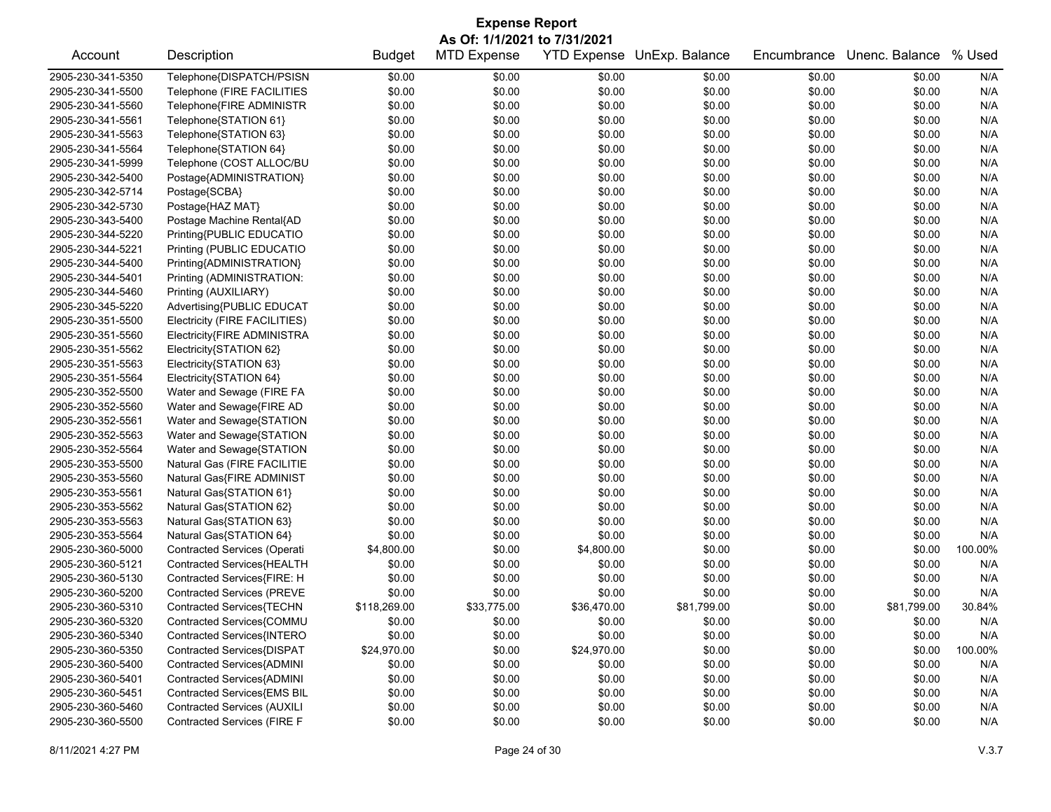# Expense Report

**As Of: 1/1/2021 to 7/31/2021**

| Account | Description | Budget | MTD Expense | YTD Expense | UnExp. Balance | Encumbrance | Unenc. Balance | % Used |
|---|---|---|---|---|---|---|---|---|
| 2905-230-341-5350 | Telephone{DISPATCH/PSISN | $0.00 | $0.00 | $0.00 | $0.00 | $0.00 | $0.00 | N/A |
| 2905-230-341-5500 | Telephone (FIRE FACILITIES | $0.00 | $0.00 | $0.00 | $0.00 | $0.00 | $0.00 | N/A |
| 2905-230-341-5560 | Telephone{FIRE ADMINISTR | $0.00 | $0.00 | $0.00 | $0.00 | $0.00 | $0.00 | N/A |
| 2905-230-341-5561 | Telephone{STATION 61} | $0.00 | $0.00 | $0.00 | $0.00 | $0.00 | $0.00 | N/A |
| 2905-230-341-5563 | Telephone{STATION 63} | $0.00 | $0.00 | $0.00 | $0.00 | $0.00 | $0.00 | N/A |
| 2905-230-341-5564 | Telephone{STATION 64} | $0.00 | $0.00 | $0.00 | $0.00 | $0.00 | $0.00 | N/A |
| 2905-230-341-5999 | Telephone (COST ALLOC/BU | $0.00 | $0.00 | $0.00 | $0.00 | $0.00 | $0.00 | N/A |
| 2905-230-342-5400 | Postage{ADMINISTRATION} | $0.00 | $0.00 | $0.00 | $0.00 | $0.00 | $0.00 | N/A |
| 2905-230-342-5714 | Postage{SCBA} | $0.00 | $0.00 | $0.00 | $0.00 | $0.00 | $0.00 | N/A |
| 2905-230-342-5730 | Postage{HAZ MAT} | $0.00 | $0.00 | $0.00 | $0.00 | $0.00 | $0.00 | N/A |
| 2905-230-343-5400 | Postage Machine Rental{AD | $0.00 | $0.00 | $0.00 | $0.00 | $0.00 | $0.00 | N/A |
| 2905-230-344-5220 | Printing{PUBLIC EDUCATIO | $0.00 | $0.00 | $0.00 | $0.00 | $0.00 | $0.00 | N/A |
| 2905-230-344-5221 | Printing (PUBLIC EDUCATIO | $0.00 | $0.00 | $0.00 | $0.00 | $0.00 | $0.00 | N/A |
| 2905-230-344-5400 | Printing{ADMINISTRATION} | $0.00 | $0.00 | $0.00 | $0.00 | $0.00 | $0.00 | N/A |
| 2905-230-344-5401 | Printing (ADMINISTRATION: | $0.00 | $0.00 | $0.00 | $0.00 | $0.00 | $0.00 | N/A |
| 2905-230-344-5460 | Printing (AUXILIARY) | $0.00 | $0.00 | $0.00 | $0.00 | $0.00 | $0.00 | N/A |
| 2905-230-345-5220 | Advertising{PUBLIC EDUCAT | $0.00 | $0.00 | $0.00 | $0.00 | $0.00 | $0.00 | N/A |
| 2905-230-351-5500 | Electricity (FIRE FACILITIES) | $0.00 | $0.00 | $0.00 | $0.00 | $0.00 | $0.00 | N/A |
| 2905-230-351-5560 | Electricity{FIRE ADMINISTRA | $0.00 | $0.00 | $0.00 | $0.00 | $0.00 | $0.00 | N/A |
| 2905-230-351-5562 | Electricity{STATION 62} | $0.00 | $0.00 | $0.00 | $0.00 | $0.00 | $0.00 | N/A |
| 2905-230-351-5563 | Electricity{STATION 63} | $0.00 | $0.00 | $0.00 | $0.00 | $0.00 | $0.00 | N/A |
| 2905-230-351-5564 | Electricity{STATION 64} | $0.00 | $0.00 | $0.00 | $0.00 | $0.00 | $0.00 | N/A |
| 2905-230-352-5500 | Water and Sewage (FIRE FA | $0.00 | $0.00 | $0.00 | $0.00 | $0.00 | $0.00 | N/A |
| 2905-230-352-5560 | Water and Sewage{FIRE AD | $0.00 | $0.00 | $0.00 | $0.00 | $0.00 | $0.00 | N/A |
| 2905-230-352-5561 | Water and Sewage{STATION | $0.00 | $0.00 | $0.00 | $0.00 | $0.00 | $0.00 | N/A |
| 2905-230-352-5563 | Water and Sewage{STATION | $0.00 | $0.00 | $0.00 | $0.00 | $0.00 | $0.00 | N/A |
| 2905-230-352-5564 | Water and Sewage{STATION | $0.00 | $0.00 | $0.00 | $0.00 | $0.00 | $0.00 | N/A |
| 2905-230-353-5500 | Natural Gas (FIRE FACILITIE | $0.00 | $0.00 | $0.00 | $0.00 | $0.00 | $0.00 | N/A |
| 2905-230-353-5560 | Natural Gas{FIRE ADMINIST | $0.00 | $0.00 | $0.00 | $0.00 | $0.00 | $0.00 | N/A |
| 2905-230-353-5561 | Natural Gas{STATION 61} | $0.00 | $0.00 | $0.00 | $0.00 | $0.00 | $0.00 | N/A |
| 2905-230-353-5562 | Natural Gas{STATION 62} | $0.00 | $0.00 | $0.00 | $0.00 | $0.00 | $0.00 | N/A |
| 2905-230-353-5563 | Natural Gas{STATION 63} | $0.00 | $0.00 | $0.00 | $0.00 | $0.00 | $0.00 | N/A |
| 2905-230-353-5564 | Natural Gas{STATION 64} | $0.00 | $0.00 | $0.00 | $0.00 | $0.00 | $0.00 | N/A |
| 2905-230-360-5000 | Contracted Services (Operati | $4,800.00 | $0.00 | $4,800.00 | $0.00 | $0.00 | $0.00 | 100.00% |
| 2905-230-360-5121 | Contracted Services{HEALTH | $0.00 | $0.00 | $0.00 | $0.00 | $0.00 | $0.00 | N/A |
| 2905-230-360-5130 | Contracted Services{FIRE: H | $0.00 | $0.00 | $0.00 | $0.00 | $0.00 | $0.00 | N/A |
| 2905-230-360-5200 | Contracted Services (PREVE | $0.00 | $0.00 | $0.00 | $0.00 | $0.00 | $0.00 | N/A |
| 2905-230-360-5310 | Contracted Services{TECHN | $118,269.00 | $33,775.00 | $36,470.00 | $81,799.00 | $0.00 | $81,799.00 | 30.84% |
| 2905-230-360-5320 | Contracted Services{COMMU | $0.00 | $0.00 | $0.00 | $0.00 | $0.00 | $0.00 | N/A |
| 2905-230-360-5340 | Contracted Services{INTERO | $0.00 | $0.00 | $0.00 | $0.00 | $0.00 | $0.00 | N/A |
| 2905-230-360-5350 | Contracted Services{DISPAT | $24,970.00 | $0.00 | $24,970.00 | $0.00 | $0.00 | $0.00 | 100.00% |
| 2905-230-360-5400 | Contracted Services{ADMINI | $0.00 | $0.00 | $0.00 | $0.00 | $0.00 | $0.00 | N/A |
| 2905-230-360-5401 | Contracted Services{ADMINI | $0.00 | $0.00 | $0.00 | $0.00 | $0.00 | $0.00 | N/A |
| 2905-230-360-5451 | Contracted Services{EMS BIL | $0.00 | $0.00 | $0.00 | $0.00 | $0.00 | $0.00 | N/A |
| 2905-230-360-5460 | Contracted Services (AUXILI | $0.00 | $0.00 | $0.00 | $0.00 | $0.00 | $0.00 | N/A |
| 2905-230-360-5500 | Contracted Services (FIRE F | $0.00 | $0.00 | $0.00 | $0.00 | $0.00 | $0.00 | N/A |

8/11/2021 4:27 PM V.3.7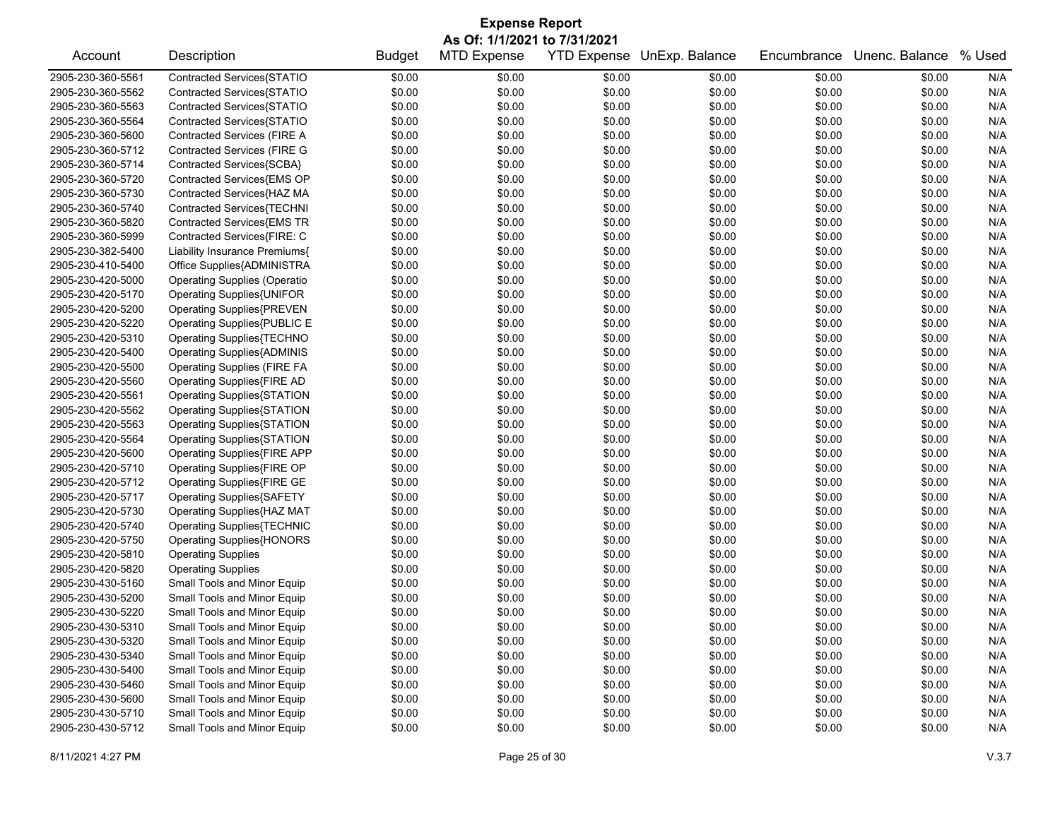# Expense Report

**As Of: 1/1/2021 to 7/31/2021**

| Account | Description | Budget | MTD Expense | YTD Expense | UnExp. Balance | Encumbrance | Unenc. Balance | % Used |
|---|---|---|---|---|---|---|---|---|
| 2905-230-360-5561 | Contracted Services{STATIO | $0.00 | $0.00 | $0.00 | $0.00 | $0.00 | $0.00 | N/A |
| 2905-230-360-5562 | Contracted Services{STATIO | $0.00 | $0.00 | $0.00 | $0.00 | $0.00 | $0.00 | N/A |
| 2905-230-360-5563 | Contracted Services{STATIO | $0.00 | $0.00 | $0.00 | $0.00 | $0.00 | $0.00 | N/A |
| 2905-230-360-5564 | Contracted Services{STATIO | $0.00 | $0.00 | $0.00 | $0.00 | $0.00 | $0.00 | N/A |
| 2905-230-360-5600 | Contracted Services (FIRE A | $0.00 | $0.00 | $0.00 | $0.00 | $0.00 | $0.00 | N/A |
| 2905-230-360-5712 | Contracted Services (FIRE G | $0.00 | $0.00 | $0.00 | $0.00 | $0.00 | $0.00 | N/A |
| 2905-230-360-5714 | Contracted Services{SCBA} | $0.00 | $0.00 | $0.00 | $0.00 | $0.00 | $0.00 | N/A |
| 2905-230-360-5720 | Contracted Services{EMS OP | $0.00 | $0.00 | $0.00 | $0.00 | $0.00 | $0.00 | N/A |
| 2905-230-360-5730 | Contracted Services{HAZ MA | $0.00 | $0.00 | $0.00 | $0.00 | $0.00 | $0.00 | N/A |
| 2905-230-360-5740 | Contracted Services{TECHNI | $0.00 | $0.00 | $0.00 | $0.00 | $0.00 | $0.00 | N/A |
| 2905-230-360-5820 | Contracted Services{EMS TR | $0.00 | $0.00 | $0.00 | $0.00 | $0.00 | $0.00 | N/A |
| 2905-230-360-5999 | Contracted Services{FIRE: C | $0.00 | $0.00 | $0.00 | $0.00 | $0.00 | $0.00 | N/A |
| 2905-230-382-5400 | Liability Insurance Premiums{ | $0.00 | $0.00 | $0.00 | $0.00 | $0.00 | $0.00 | N/A |
| 2905-230-410-5400 | Office Supplies{ADMINISTRA | $0.00 | $0.00 | $0.00 | $0.00 | $0.00 | $0.00 | N/A |
| 2905-230-420-5000 | Operating Supplies (Operatio | $0.00 | $0.00 | $0.00 | $0.00 | $0.00 | $0.00 | N/A |
| 2905-230-420-5170 | Operating Supplies{UNIFOR | $0.00 | $0.00 | $0.00 | $0.00 | $0.00 | $0.00 | N/A |
| 2905-230-420-5200 | Operating Supplies{PREVEN | $0.00 | $0.00 | $0.00 | $0.00 | $0.00 | $0.00 | N/A |
| 2905-230-420-5220 | Operating Supplies{PUBLIC E | $0.00 | $0.00 | $0.00 | $0.00 | $0.00 | $0.00 | N/A |
| 2905-230-420-5310 | Operating Supplies{TECHNO | $0.00 | $0.00 | $0.00 | $0.00 | $0.00 | $0.00 | N/A |
| 2905-230-420-5400 | Operating Supplies{ADMINIS | $0.00 | $0.00 | $0.00 | $0.00 | $0.00 | $0.00 | N/A |
| 2905-230-420-5500 | Operating Supplies (FIRE FA | $0.00 | $0.00 | $0.00 | $0.00 | $0.00 | $0.00 | N/A |
| 2905-230-420-5560 | Operating Supplies{FIRE AD | $0.00 | $0.00 | $0.00 | $0.00 | $0.00 | $0.00 | N/A |
| 2905-230-420-5561 | Operating Supplies{STATION | $0.00 | $0.00 | $0.00 | $0.00 | $0.00 | $0.00 | N/A |
| 2905-230-420-5562 | Operating Supplies{STATION | $0.00 | $0.00 | $0.00 | $0.00 | $0.00 | $0.00 | N/A |
| 2905-230-420-5563 | Operating Supplies{STATION | $0.00 | $0.00 | $0.00 | $0.00 | $0.00 | $0.00 | N/A |
| 2905-230-420-5564 | Operating Supplies{STATION | $0.00 | $0.00 | $0.00 | $0.00 | $0.00 | $0.00 | N/A |
| 2905-230-420-5600 | Operating Supplies{FIRE APP | $0.00 | $0.00 | $0.00 | $0.00 | $0.00 | $0.00 | N/A |
| 2905-230-420-5710 | Operating Supplies{FIRE OP | $0.00 | $0.00 | $0.00 | $0.00 | $0.00 | $0.00 | N/A |
| 2905-230-420-5712 | Operating Supplies{FIRE GE | $0.00 | $0.00 | $0.00 | $0.00 | $0.00 | $0.00 | N/A |
| 2905-230-420-5717 | Operating Supplies{SAFETY | $0.00 | $0.00 | $0.00 | $0.00 | $0.00 | $0.00 | N/A |
| 2905-230-420-5730 | Operating Supplies{HAZ MAT | $0.00 | $0.00 | $0.00 | $0.00 | $0.00 | $0.00 | N/A |
| 2905-230-420-5740 | Operating Supplies{TECHNIC | $0.00 | $0.00 | $0.00 | $0.00 | $0.00 | $0.00 | N/A |
| 2905-230-420-5750 | Operating Supplies{HONORS | $0.00 | $0.00 | $0.00 | $0.00 | $0.00 | $0.00 | N/A |
| 2905-230-420-5810 | Operating Supplies | $0.00 | $0.00 | $0.00 | $0.00 | $0.00 | $0.00 | N/A |
| 2905-230-420-5820 | Operating Supplies | $0.00 | $0.00 | $0.00 | $0.00 | $0.00 | $0.00 | N/A |
| 2905-230-430-5160 | Small Tools and Minor Equip | $0.00 | $0.00 | $0.00 | $0.00 | $0.00 | $0.00 | N/A |
| 2905-230-430-5200 | Small Tools and Minor Equip | $0.00 | $0.00 | $0.00 | $0.00 | $0.00 | $0.00 | N/A |
| 2905-230-430-5220 | Small Tools and Minor Equip | $0.00 | $0.00 | $0.00 | $0.00 | $0.00 | $0.00 | N/A |
| 2905-230-430-5310 | Small Tools and Minor Equip | $0.00 | $0.00 | $0.00 | $0.00 | $0.00 | $0.00 | N/A |
| 2905-230-430-5320 | Small Tools and Minor Equip | $0.00 | $0.00 | $0.00 | $0.00 | $0.00 | $0.00 | N/A |
| 2905-230-430-5340 | Small Tools and Minor Equip | $0.00 | $0.00 | $0.00 | $0.00 | $0.00 | $0.00 | N/A |
| 2905-230-430-5400 | Small Tools and Minor Equip | $0.00 | $0.00 | $0.00 | $0.00 | $0.00 | $0.00 | N/A |
| 2905-230-430-5460 | Small Tools and Minor Equip | $0.00 | $0.00 | $0.00 | $0.00 | $0.00 | $0.00 | N/A |
| 2905-230-430-5600 | Small Tools and Minor Equip | $0.00 | $0.00 | $0.00 | $0.00 | $0.00 | $0.00 | N/A |
| 2905-230-430-5710 | Small Tools and Minor Equip | $0.00 | $0.00 | $0.00 | $0.00 | $0.00 | $0.00 | N/A |
| 2905-230-430-5712 | Small Tools and Minor Equip | $0.00 | $0.00 | $0.00 | $0.00 | $0.00 | $0.00 | N/A |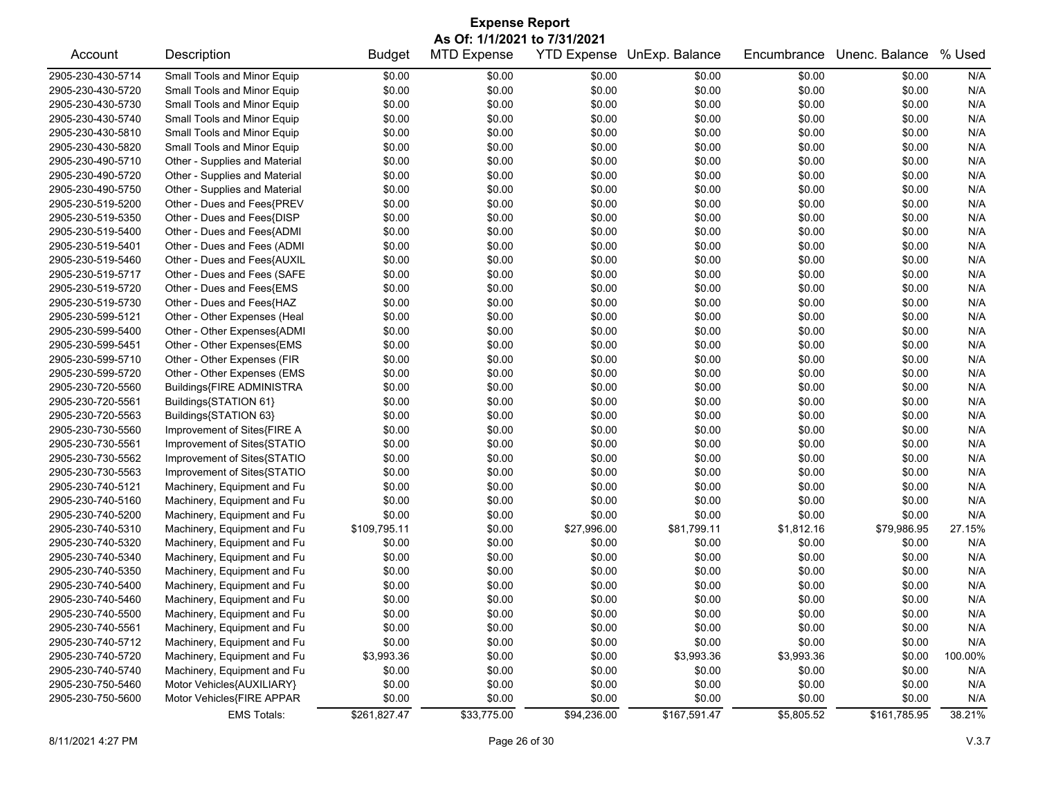# Expense Report

**As Of: 1/1/2021 to 7/31/2021**

| Account | Description | Budget | MTD Expense | YTD Expense | UnExp. Balance | Encumbrance | Unenc. Balance | % Used |
|---|---|---|---|---|---|---|---|---|
| 2905-230-430-5714 | Small Tools and Minor Equip | $0.00 | $0.00 | $0.00 | $0.00 | $0.00 | $0.00 | N/A |
| 2905-230-430-5720 | Small Tools and Minor Equip | $0.00 | $0.00 | $0.00 | $0.00 | $0.00 | $0.00 | N/A |
| 2905-230-430-5730 | Small Tools and Minor Equip | $0.00 | $0.00 | $0.00 | $0.00 | $0.00 | $0.00 | N/A |
| 2905-230-430-5740 | Small Tools and Minor Equip | $0.00 | $0.00 | $0.00 | $0.00 | $0.00 | $0.00 | N/A |
| 2905-230-430-5810 | Small Tools and Minor Equip | $0.00 | $0.00 | $0.00 | $0.00 | $0.00 | $0.00 | N/A |
| 2905-230-430-5820 | Small Tools and Minor Equip | $0.00 | $0.00 | $0.00 | $0.00 | $0.00 | $0.00 | N/A |
| 2905-230-490-5710 | Other - Supplies and Material | $0.00 | $0.00 | $0.00 | $0.00 | $0.00 | $0.00 | N/A |
| 2905-230-490-5720 | Other - Supplies and Material | $0.00 | $0.00 | $0.00 | $0.00 | $0.00 | $0.00 | N/A |
| 2905-230-490-5750 | Other - Supplies and Material | $0.00 | $0.00 | $0.00 | $0.00 | $0.00 | $0.00 | N/A |
| 2905-230-519-5200 | Other - Dues and Fees{PREV | $0.00 | $0.00 | $0.00 | $0.00 | $0.00 | $0.00 | N/A |
| 2905-230-519-5350 | Other - Dues and Fees{DISP | $0.00 | $0.00 | $0.00 | $0.00 | $0.00 | $0.00 | N/A |
| 2905-230-519-5400 | Other - Dues and Fees{ADMI | $0.00 | $0.00 | $0.00 | $0.00 | $0.00 | $0.00 | N/A |
| 2905-230-519-5401 | Other - Dues and Fees (ADMI | $0.00 | $0.00 | $0.00 | $0.00 | $0.00 | $0.00 | N/A |
| 2905-230-519-5460 | Other - Dues and Fees{AUXIL | $0.00 | $0.00 | $0.00 | $0.00 | $0.00 | $0.00 | N/A |
| 2905-230-519-5717 | Other - Dues and Fees (SAFE | $0.00 | $0.00 | $0.00 | $0.00 | $0.00 | $0.00 | N/A |
| 2905-230-519-5720 | Other - Dues and Fees{EMS | $0.00 | $0.00 | $0.00 | $0.00 | $0.00 | $0.00 | N/A |
| 2905-230-519-5730 | Other - Dues and Fees{HAZ | $0.00 | $0.00 | $0.00 | $0.00 | $0.00 | $0.00 | N/A |
| 2905-230-599-5121 | Other - Other Expenses (Heal | $0.00 | $0.00 | $0.00 | $0.00 | $0.00 | $0.00 | N/A |
| 2905-230-599-5400 | Other - Other Expenses{ADMI | $0.00 | $0.00 | $0.00 | $0.00 | $0.00 | $0.00 | N/A |
| 2905-230-599-5451 | Other - Other Expenses{EMS | $0.00 | $0.00 | $0.00 | $0.00 | $0.00 | $0.00 | N/A |
| 2905-230-599-5710 | Other - Other Expenses (FIR | $0.00 | $0.00 | $0.00 | $0.00 | $0.00 | $0.00 | N/A |
| 2905-230-599-5720 | Other - Other Expenses (EMS | $0.00 | $0.00 | $0.00 | $0.00 | $0.00 | $0.00 | N/A |
| 2905-230-720-5560 | Buildings{FIRE ADMINISTRA | $0.00 | $0.00 | $0.00 | $0.00 | $0.00 | $0.00 | N/A |
| 2905-230-720-5561 | Buildings{STATION 61} | $0.00 | $0.00 | $0.00 | $0.00 | $0.00 | $0.00 | N/A |
| 2905-230-720-5563 | Buildings{STATION 63} | $0.00 | $0.00 | $0.00 | $0.00 | $0.00 | $0.00 | N/A |
| 2905-230-730-5560 | Improvement of Sites{FIRE A | $0.00 | $0.00 | $0.00 | $0.00 | $0.00 | $0.00 | N/A |
| 2905-230-730-5561 | Improvement of Sites{STATIO | $0.00 | $0.00 | $0.00 | $0.00 | $0.00 | $0.00 | N/A |
| 2905-230-730-5562 | Improvement of Sites{STATIO | $0.00 | $0.00 | $0.00 | $0.00 | $0.00 | $0.00 | N/A |
| 2905-230-730-5563 | Improvement of Sites{STATIO | $0.00 | $0.00 | $0.00 | $0.00 | $0.00 | $0.00 | N/A |
| 2905-230-740-5121 | Machinery, Equipment and Fu | $0.00 | $0.00 | $0.00 | $0.00 | $0.00 | $0.00 | N/A |
| 2905-230-740-5160 | Machinery, Equipment and Fu | $0.00 | $0.00 | $0.00 | $0.00 | $0.00 | $0.00 | N/A |
| 2905-230-740-5200 | Machinery, Equipment and Fu | $0.00 | $0.00 | $0.00 | $0.00 | $0.00 | $0.00 | N/A |
| 2905-230-740-5310 | Machinery, Equipment and Fu | $109,795.11 | $0.00 | $27,996.00 | $81,799.11 | $1,812.16 | $79,986.95 | 27.15% |
| 2905-230-740-5320 | Machinery, Equipment and Fu | $0.00 | $0.00 | $0.00 | $0.00 | $0.00 | $0.00 | N/A |
| 2905-230-740-5340 | Machinery, Equipment and Fu | $0.00 | $0.00 | $0.00 | $0.00 | $0.00 | $0.00 | N/A |
| 2905-230-740-5350 | Machinery, Equipment and Fu | $0.00 | $0.00 | $0.00 | $0.00 | $0.00 | $0.00 | N/A |
| 2905-230-740-5400 | Machinery, Equipment and Fu | $0.00 | $0.00 | $0.00 | $0.00 | $0.00 | $0.00 | N/A |
| 2905-230-740-5460 | Machinery, Equipment and Fu | $0.00 | $0.00 | $0.00 | $0.00 | $0.00 | $0.00 | N/A |
| 2905-230-740-5500 | Machinery, Equipment and Fu | $0.00 | $0.00 | $0.00 | $0.00 | $0.00 | $0.00 | N/A |
| 2905-230-740-5561 | Machinery, Equipment and Fu | $0.00 | $0.00 | $0.00 | $0.00 | $0.00 | $0.00 | N/A |
| 2905-230-740-5712 | Machinery, Equipment and Fu | $0.00 | $0.00 | $0.00 | $0.00 | $0.00 | $0.00 | N/A |
| 2905-230-740-5720 | Machinery, Equipment and Fu | $3,993.36 | $0.00 | $0.00 | $3,993.36 | $3,993.36 | $0.00 | 100.00% |
| 2905-230-740-5740 | Machinery, Equipment and Fu | $0.00 | $0.00 | $0.00 | $0.00 | $0.00 | $0.00 | N/A |
| 2905-230-750-5460 | Motor Vehicles{AUXILIARY} | $0.00 | $0.00 | $0.00 | $0.00 | $0.00 | $0.00 | N/A |
| 2905-230-750-5600 | Motor Vehicles{FIRE APPAR | $0.00 | $0.00 | $0.00 | $0.00 | $0.00 | $0.00 | N/A |
| | EMS Totals: | $261,827.47 | $33,775.00 | $94,236.00 | $167,591.47 | $5,805.52 | $161,785.95 | 38.21% |

8/11/2021 4:27 PM — V.3.7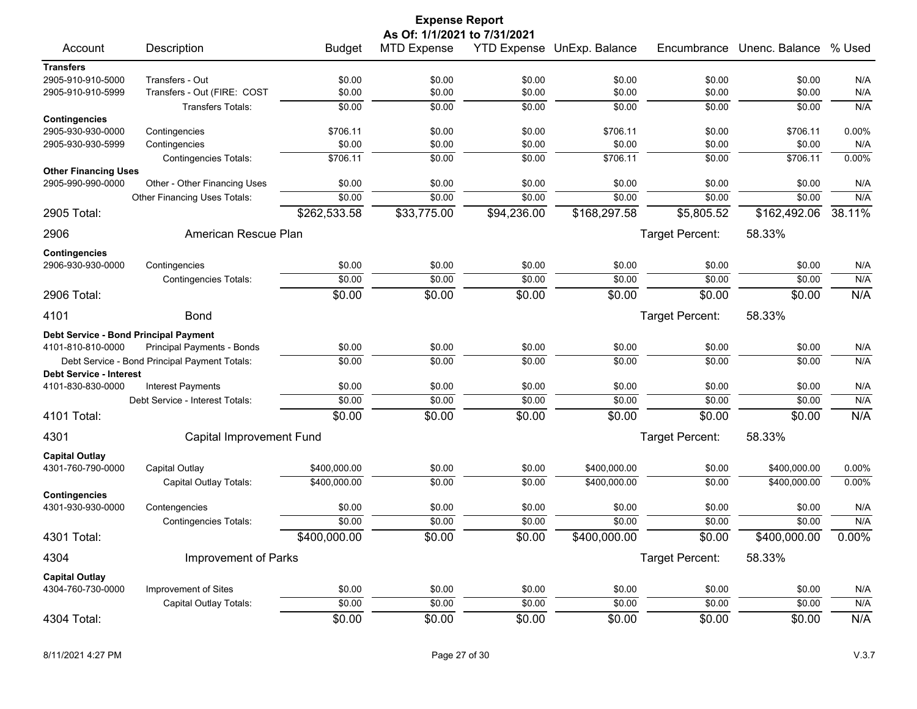# Expense Report

**As Of: 1/1/2021 to 7/31/2021**

| Account | Description | Budget | MTD Expense | YTD Expense | UnExp. Balance | Encumbrance | Unenc. Balance | % Used |
|---|---|---|---|---|---|---|---|---|
| **Transfers** | | | | | | | | |
| 2905-910-910-5000 | Transfers - Out | $0.00 | $0.00 | $0.00 | $0.00 | $0.00 | $0.00 | N/A |
| 2905-910-910-5999 | Transfers - Out (FIRE: COST | $0.00 | $0.00 | $0.00 | $0.00 | $0.00 | $0.00 | N/A |
| | Transfers Totals: | $0.00 | $0.00 | $0.00 | $0.00 | $0.00 | $0.00 | N/A |
| **Contingencies** | | | | | | | | |
| 2905-930-930-0000 | Contingencies | $706.11 | $0.00 | $0.00 | $706.11 | $0.00 | $706.11 | 0.00% |
| 2905-930-930-5999 | Contingencies | $0.00 | $0.00 | $0.00 | $0.00 | $0.00 | $0.00 | N/A |
| | Contingencies Totals: | $706.11 | $0.00 | $0.00 | $706.11 | $0.00 | $706.11 | 0.00% |
| **Other Financing Uses** | | | | | | | | |
| 2905-990-990-0000 | Other - Other Financing Uses | $0.00 | $0.00 | $0.00 | $0.00 | $0.00 | $0.00 | N/A |
| | Other Financing Uses Totals: | $0.00 | $0.00 | $0.00 | $0.00 | $0.00 | $0.00 | N/A |
| **2905 Total:** | | $262,533.58 | $33,775.00 | $94,236.00 | $168,297.58 | $5,805.52 | $162,492.06 | 38.11% |
| **2906** | **American Rescue Plan** | | | | | Target Percent: | 58.33% | |
| **Contingencies** | | | | | | | | |
| 2906-930-930-0000 | Contingencies | $0.00 | $0.00 | $0.00 | $0.00 | $0.00 | $0.00 | N/A |
| | Contingencies Totals: | $0.00 | $0.00 | $0.00 | $0.00 | $0.00 | $0.00 | N/A |
| **2906 Total:** | | $0.00 | $0.00 | $0.00 | $0.00 | $0.00 | $0.00 | N/A |
| **4101** | **Bond** | | | | | Target Percent: | 58.33% | |
| **Debt Service - Bond Principal Payment** | | | | | | | | |
| 4101-810-810-0000 | Principal Payments - Bonds | $0.00 | $0.00 | $0.00 | $0.00 | $0.00 | $0.00 | N/A |
| | Debt Service - Bond Principal Payment Totals: | $0.00 | $0.00 | $0.00 | $0.00 | $0.00 | $0.00 | N/A |
| **Debt Service - Interest** | | | | | | | | |
| 4101-830-830-0000 | Interest Payments | $0.00 | $0.00 | $0.00 | $0.00 | $0.00 | $0.00 | N/A |
| | Debt Service - Interest Totals: | $0.00 | $0.00 | $0.00 | $0.00 | $0.00 | $0.00 | N/A |
| **4101 Total:** | | $0.00 | $0.00 | $0.00 | $0.00 | $0.00 | $0.00 | N/A |
| **4301** | **Capital Improvement Fund** | | | | | Target Percent: | 58.33% | |
| **Capital Outlay** | | | | | | | | |
| 4301-760-790-0000 | Capital Outlay | $400,000.00 | $0.00 | $0.00 | $400,000.00 | $0.00 | $400,000.00 | 0.00% |
| | Capital Outlay Totals: | $400,000.00 | $0.00 | $0.00 | $400,000.00 | $0.00 | $400,000.00 | 0.00% |
| **Contingencies** | | | | | | | | |
| 4301-930-930-0000 | Contengencies | $0.00 | $0.00 | $0.00 | $0.00 | $0.00 | $0.00 | N/A |
| | Contingencies Totals: | $0.00 | $0.00 | $0.00 | $0.00 | $0.00 | $0.00 | N/A |
| **4301 Total:** | | $400,000.00 | $0.00 | $0.00 | $400,000.00 | $0.00 | $400,000.00 | 0.00% |
| **4304** | **Improvement of Parks** | | | | | Target Percent: | 58.33% | |
| **Capital Outlay** | | | | | | | | |
| 4304-760-730-0000 | Improvement of Sites | $0.00 | $0.00 | $0.00 | $0.00 | $0.00 | $0.00 | N/A |
| | Capital Outlay Totals: | $0.00 | $0.00 | $0.00 | $0.00 | $0.00 | $0.00 | N/A |
| **4304 Total:** | | $0.00 | $0.00 | $0.00 | $0.00 | $0.00 | $0.00 | N/A |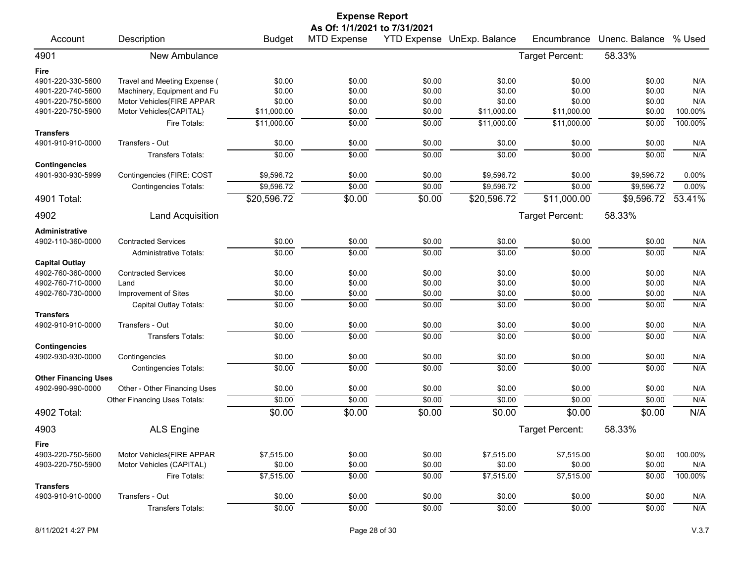# Expense Report

**As Of: 1/1/2021 to 7/31/2021**

| Account | Description | Budget | MTD Expense | YTD Expense | UnExp. Balance | Encumbrance | Unenc. Balance | % Used |
|---|---|---|---|---|---|---|---|---|
| **4901** | **New Ambulance** | | | | | Target Percent: | 58.33% | |
| **Fire** | | | | | | | | |
| 4901-220-330-5600 | Travel and Meeting Expense ( | $0.00 | $0.00 | $0.00 | $0.00 | $0.00 | $0.00 | N/A |
| 4901-220-740-5600 | Machinery, Equipment and Fu | $0.00 | $0.00 | $0.00 | $0.00 | $0.00 | $0.00 | N/A |
| 4901-220-750-5600 | Motor Vehicles{FIRE APPAR | $0.00 | $0.00 | $0.00 | $0.00 | $0.00 | $0.00 | N/A |
| 4901-220-750-5900 | Motor Vehicles{CAPITAL} | $11,000.00 | $0.00 | $0.00 | $11,000.00 | $11,000.00 | $0.00 | 100.00% |
| | Fire Totals: | $11,000.00 | $0.00 | $0.00 | $11,000.00 | $11,000.00 | $0.00 | 100.00% |
| **Transfers** | | | | | | | | |
| 4901-910-910-0000 | Transfers - Out | $0.00 | $0.00 | $0.00 | $0.00 | $0.00 | $0.00 | N/A |
| | Transfers Totals: | $0.00 | $0.00 | $0.00 | $0.00 | $0.00 | $0.00 | N/A |
| **Contingencies** | | | | | | | | |
| 4901-930-930-5999 | Contingencies (FIRE: COST | $9,596.72 | $0.00 | $0.00 | $9,596.72 | $0.00 | $9,596.72 | 0.00% |
| | Contingencies Totals: | $9,596.72 | $0.00 | $0.00 | $9,596.72 | $0.00 | $9,596.72 | 0.00% |
| **4901 Total:** | | $20,596.72 | $0.00 | $0.00 | $20,596.72 | $11,000.00 | $9,596.72 | 53.41% |
| **4902** | **Land Acquisition** | | | | | Target Percent: | 58.33% | |
| **Administrative** | | | | | | | | |
| 4902-110-360-0000 | Contracted Services | $0.00 | $0.00 | $0.00 | $0.00 | $0.00 | $0.00 | N/A |
| | Administrative Totals: | $0.00 | $0.00 | $0.00 | $0.00 | $0.00 | $0.00 | N/A |
| **Capital Outlay** | | | | | | | | |
| 4902-760-360-0000 | Contracted Services | $0.00 | $0.00 | $0.00 | $0.00 | $0.00 | $0.00 | N/A |
| 4902-760-710-0000 | Land | $0.00 | $0.00 | $0.00 | $0.00 | $0.00 | $0.00 | N/A |
| 4902-760-730-0000 | Improvement of Sites | $0.00 | $0.00 | $0.00 | $0.00 | $0.00 | $0.00 | N/A |
| | Capital Outlay Totals: | $0.00 | $0.00 | $0.00 | $0.00 | $0.00 | $0.00 | N/A |
| **Transfers** | | | | | | | | |
| 4902-910-910-0000 | Transfers - Out | $0.00 | $0.00 | $0.00 | $0.00 | $0.00 | $0.00 | N/A |
| | Transfers Totals: | $0.00 | $0.00 | $0.00 | $0.00 | $0.00 | $0.00 | N/A |
| **Contingencies** | | | | | | | | |
| 4902-930-930-0000 | Contingencies | $0.00 | $0.00 | $0.00 | $0.00 | $0.00 | $0.00 | N/A |
| | Contingencies Totals: | $0.00 | $0.00 | $0.00 | $0.00 | $0.00 | $0.00 | N/A |
| **Other Financing Uses** | | | | | | | | |
| 4902-990-990-0000 | Other - Other Financing Uses | $0.00 | $0.00 | $0.00 | $0.00 | $0.00 | $0.00 | N/A |
| | Other Financing Uses Totals: | $0.00 | $0.00 | $0.00 | $0.00 | $0.00 | $0.00 | N/A |
| **4902 Total:** | | $0.00 | $0.00 | $0.00 | $0.00 | $0.00 | $0.00 | N/A |
| **4903** | **ALS Engine** | | | | | Target Percent: | 58.33% | |
| **Fire** | | | | | | | | |
| 4903-220-750-5600 | Motor Vehicles{FIRE APPAR | $7,515.00 | $0.00 | $0.00 | $7,515.00 | $7,515.00 | $0.00 | 100.00% |
| 4903-220-750-5900 | Motor Vehicles (CAPITAL) | $0.00 | $0.00 | $0.00 | $0.00 | $0.00 | $0.00 | N/A |
| | Fire Totals: | $7,515.00 | $0.00 | $0.00 | $7,515.00 | $7,515.00 | $0.00 | 100.00% |
| **Transfers** | | | | | | | | |
| 4903-910-910-0000 | Transfers - Out | $0.00 | $0.00 | $0.00 | $0.00 | $0.00 | $0.00 | N/A |
| | Transfers Totals: | $0.00 | $0.00 | $0.00 | $0.00 | $0.00 | $0.00 | N/A |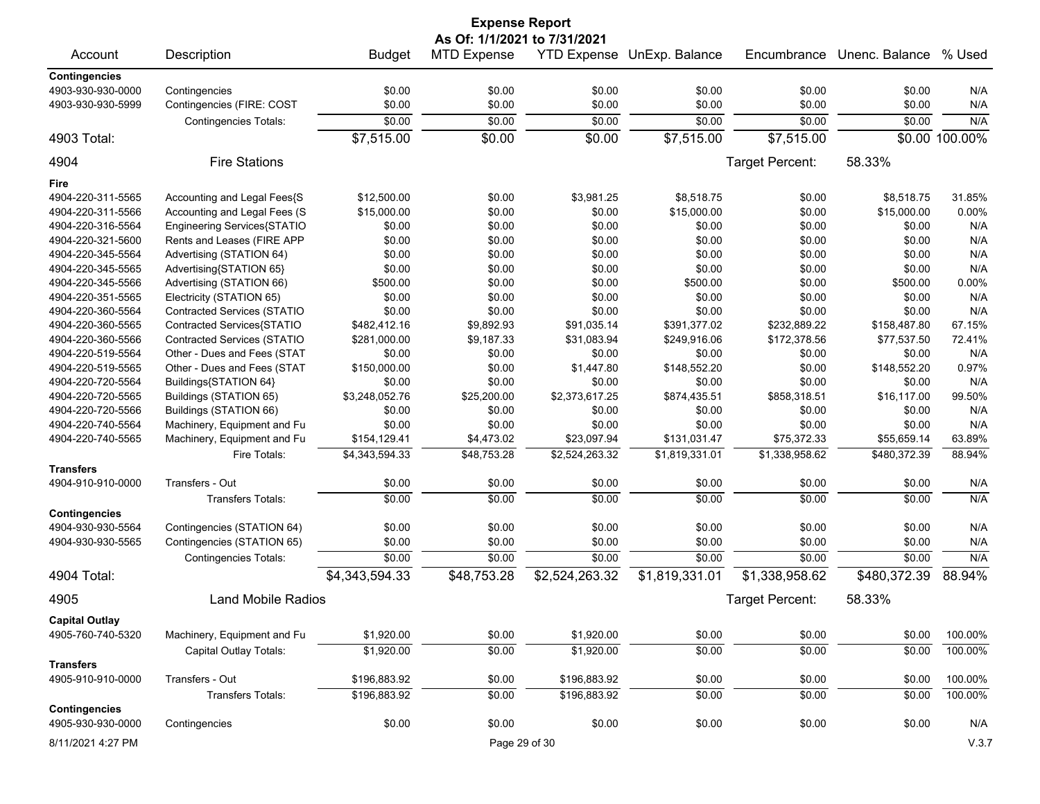# Expense Report

**As Of: 1/1/2021 to 7/31/2021**

| Account | Description | Budget | MTD Expense | YTD Expense | UnExp. Balance | Encumbrance | Unenc. Balance | % Used |
|---|---|---|---|---|---|---|---|---|
| **Contingencies** | | | | | | | | |
| 4903-930-930-0000 | Contingencies | $0.00 | $0.00 | $0.00 | $0.00 | $0.00 | $0.00 | N/A |
| 4903-930-930-5999 | Contingencies (FIRE: COST | $0.00 | $0.00 | $0.00 | $0.00 | $0.00 | $0.00 | N/A |
| | Contingencies Totals: | $0.00 | $0.00 | $0.00 | $0.00 | $0.00 | $0.00 | N/A |
| 4903 Total: | | $7,515.00 | $0.00 | $0.00 | $7,515.00 | $7,515.00 | $0.00 | 100.00% |
| 4904 | Fire Stations | | | | | Target Percent: | 58.33% | |
| **Fire** | | | | | | | | |
| 4904-220-311-5565 | Accounting and Legal Fees{S | $12,500.00 | $0.00 | $3,981.25 | $8,518.75 | $0.00 | $8,518.75 | 31.85% |
| 4904-220-311-5566 | Accounting and Legal Fees (S | $15,000.00 | $0.00 | $0.00 | $15,000.00 | $0.00 | $15,000.00 | 0.00% |
| 4904-220-316-5564 | Engineering Services{STATIO | $0.00 | $0.00 | $0.00 | $0.00 | $0.00 | $0.00 | N/A |
| 4904-220-321-5600 | Rents and Leases (FIRE APP | $0.00 | $0.00 | $0.00 | $0.00 | $0.00 | $0.00 | N/A |
| 4904-220-345-5564 | Advertising (STATION 64) | $0.00 | $0.00 | $0.00 | $0.00 | $0.00 | $0.00 | N/A |
| 4904-220-345-5565 | Advertising{STATION 65} | $0.00 | $0.00 | $0.00 | $0.00 | $0.00 | $0.00 | N/A |
| 4904-220-345-5566 | Advertising (STATION 66) | $500.00 | $0.00 | $0.00 | $500.00 | $0.00 | $500.00 | 0.00% |
| 4904-220-351-5565 | Electricity (STATION 65) | $0.00 | $0.00 | $0.00 | $0.00 | $0.00 | $0.00 | N/A |
| 4904-220-360-5564 | Contracted Services (STATIO | $0.00 | $0.00 | $0.00 | $0.00 | $0.00 | $0.00 | N/A |
| 4904-220-360-5565 | Contracted Services{STATIO | $482,412.16 | $9,892.93 | $91,035.14 | $391,377.02 | $232,889.22 | $158,487.80 | 67.15% |
| 4904-220-360-5566 | Contracted Services (STATIO | $281,000.00 | $9,187.33 | $31,083.94 | $249,916.06 | $172,378.56 | $77,537.50 | 72.41% |
| 4904-220-519-5564 | Other - Dues and Fees (STAT | $0.00 | $0.00 | $0.00 | $0.00 | $0.00 | $0.00 | N/A |
| 4904-220-519-5565 | Other - Dues and Fees (STAT | $150,000.00 | $0.00 | $1,447.80 | $148,552.20 | $0.00 | $148,552.20 | 0.97% |
| 4904-220-720-5564 | Buildings{STATION 64} | $0.00 | $0.00 | $0.00 | $0.00 | $0.00 | $0.00 | N/A |
| 4904-220-720-5565 | Buildings (STATION 65) | $3,248,052.76 | $25,200.00 | $2,373,617.25 | $874,435.51 | $858,318.51 | $16,117.00 | 99.50% |
| 4904-220-720-5566 | Buildings (STATION 66) | $0.00 | $0.00 | $0.00 | $0.00 | $0.00 | $0.00 | N/A |
| 4904-220-740-5564 | Machinery, Equipment and Fu | $0.00 | $0.00 | $0.00 | $0.00 | $0.00 | $0.00 | N/A |
| 4904-220-740-5565 | Machinery, Equipment and Fu | $154,129.41 | $4,473.02 | $23,097.94 | $131,031.47 | $75,372.33 | $55,659.14 | 63.89% |
| | Fire Totals: | $4,343,594.33 | $48,753.28 | $2,524,263.32 | $1,819,331.01 | $1,338,958.62 | $480,372.39 | 88.94% |
| **Transfers** | | | | | | | | |
| 4904-910-910-0000 | Transfers - Out | $0.00 | $0.00 | $0.00 | $0.00 | $0.00 | $0.00 | N/A |
| | Transfers Totals: | $0.00 | $0.00 | $0.00 | $0.00 | $0.00 | $0.00 | N/A |
| **Contingencies** | | | | | | | | |
| 4904-930-930-5564 | Contingencies (STATION 64) | $0.00 | $0.00 | $0.00 | $0.00 | $0.00 | $0.00 | N/A |
| 4904-930-930-5565 | Contingencies (STATION 65) | $0.00 | $0.00 | $0.00 | $0.00 | $0.00 | $0.00 | N/A |
| | Contingencies Totals: | $0.00 | $0.00 | $0.00 | $0.00 | $0.00 | $0.00 | N/A |
| 4904 Total: | | $4,343,594.33 | $48,753.28 | $2,524,263.32 | $1,819,331.01 | $1,338,958.62 | $480,372.39 | 88.94% |
| 4905 | Land Mobile Radios | | | | | Target Percent: | 58.33% | |
| **Capital Outlay** | | | | | | | | |
| 4905-760-740-5320 | Machinery, Equipment and Fu | $1,920.00 | $0.00 | $1,920.00 | $0.00 | $0.00 | $0.00 | 100.00% |
| | Capital Outlay Totals: | $1,920.00 | $0.00 | $1,920.00 | $0.00 | $0.00 | $0.00 | 100.00% |
| **Transfers** | | | | | | | | |
| 4905-910-910-0000 | Transfers - Out | $196,883.92 | $0.00 | $196,883.92 | $0.00 | $0.00 | $0.00 | 100.00% |
| | Transfers Totals: | $196,883.92 | $0.00 | $196,883.92 | $0.00 | $0.00 | $0.00 | 100.00% |
| **Contingencies** | | | | | | | | |
| 4905-930-930-0000 | Contingencies | $0.00 | $0.00 | $0.00 | $0.00 | $0.00 | $0.00 | N/A |

8/11/2021 4:27 PM V.3.7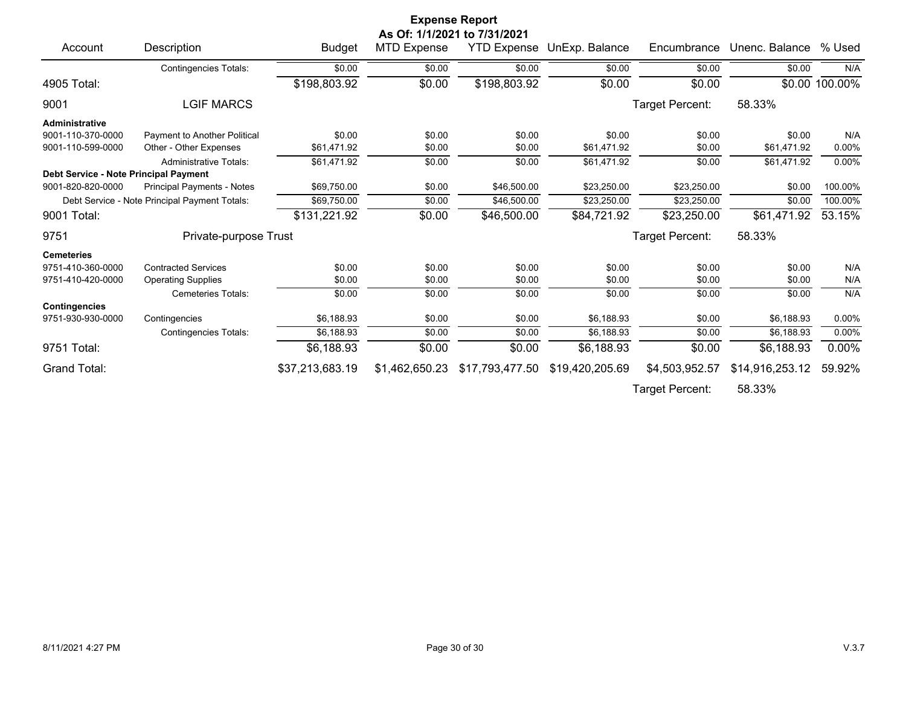# Expense Report

**As Of: 1/1/2021 to 7/31/2021**

| Account | Description | Budget | MTD Expense | YTD Expense | UnExp. Balance | Encumbrance | Unenc. Balance | % Used |
|---|---|---|---|---|---|---|---|---|
| | Contingencies Totals: | $0.00 | $0.00 | $0.00 | $0.00 | $0.00 | $0.00 | N/A |
| 4905 Total: | | $198,803.92 | $0.00 | $198,803.92 | $0.00 | $0.00 | $0.00 | 100.00% |
| 9001 | LGIF MARCS | | | | | Target Percent: | 58.33% | |
| **Administrative** | | | | | | | | |
| 9001-110-370-0000 | Payment to Another Political | $0.00 | $0.00 | $0.00 | $0.00 | $0.00 | $0.00 | N/A |
| 9001-110-599-0000 | Other - Other Expenses | $61,471.92 | $0.00 | $0.00 | $61,471.92 | $0.00 | $61,471.92 | 0.00% |
| | Administrative Totals: | $61,471.92 | $0.00 | $0.00 | $61,471.92 | $0.00 | $61,471.92 | 0.00% |
| **Debt Service - Note Principal Payment** | | | | | | | | |
| 9001-820-820-0000 | Principal Payments - Notes | $69,750.00 | $0.00 | $46,500.00 | $23,250.00 | $23,250.00 | $0.00 | 100.00% |
| | Debt Service - Note Principal Payment Totals: | $69,750.00 | $0.00 | $46,500.00 | $23,250.00 | $23,250.00 | $0.00 | 100.00% |
| 9001 Total: | | $131,221.92 | $0.00 | $46,500.00 | $84,721.92 | $23,250.00 | $61,471.92 | 53.15% |
| 9751 | Private-purpose Trust | | | | | Target Percent: | 58.33% | |
| **Cemeteries** | | | | | | | | |
| 9751-410-360-0000 | Contracted Services | $0.00 | $0.00 | $0.00 | $0.00 | $0.00 | $0.00 | N/A |
| 9751-410-420-0000 | Operating Supplies | $0.00 | $0.00 | $0.00 | $0.00 | $0.00 | $0.00 | N/A |
| | Cemeteries Totals: | $0.00 | $0.00 | $0.00 | $0.00 | $0.00 | $0.00 | N/A |
| **Contingencies** | | | | | | | | |
| 9751-930-930-0000 | Contingencies | $6,188.93 | $0.00 | $0.00 | $6,188.93 | $0.00 | $6,188.93 | 0.00% |
| | Contingencies Totals: | $6,188.93 | $0.00 | $0.00 | $6,188.93 | $0.00 | $6,188.93 | 0.00% |
| 9751 Total: | | $6,188.93 | $0.00 | $0.00 | $6,188.93 | $0.00 | $6,188.93 | 0.00% |
| Grand Total: | | $37,213,683.19 | $1,462,650.23 | $17,793,477.50 | $19,420,205.69 | $4,503,952.57 | $14,916,253.12 | 59.92% |
| | | | | | | Target Percent: | 58.33% | |

8/11/2021 4:27 PM

V.3.7